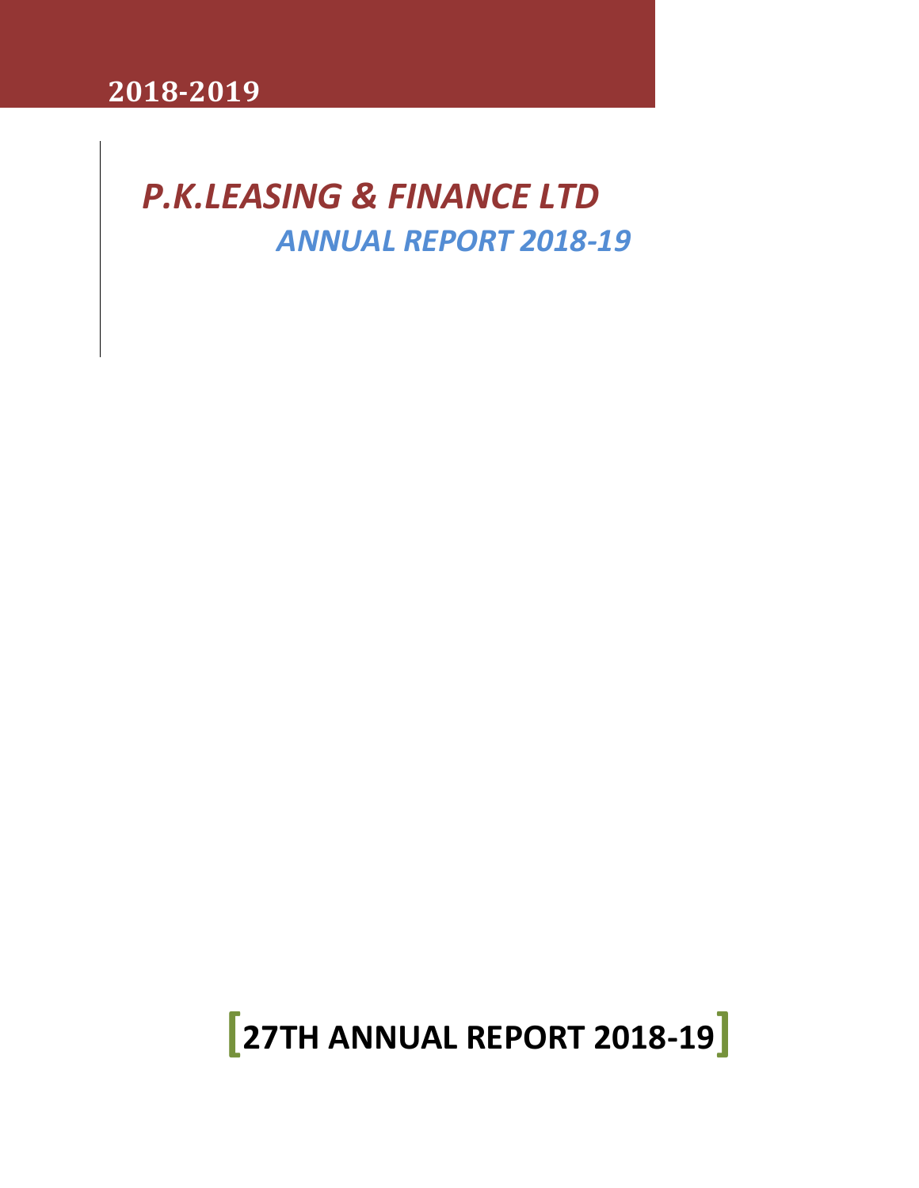**2018-2019**

# *P.K.LEASING & FINANCE LTD*

## *ANNUAL REPORT 2018-19*

## [27TH ANNUAL REPORT 2018-19]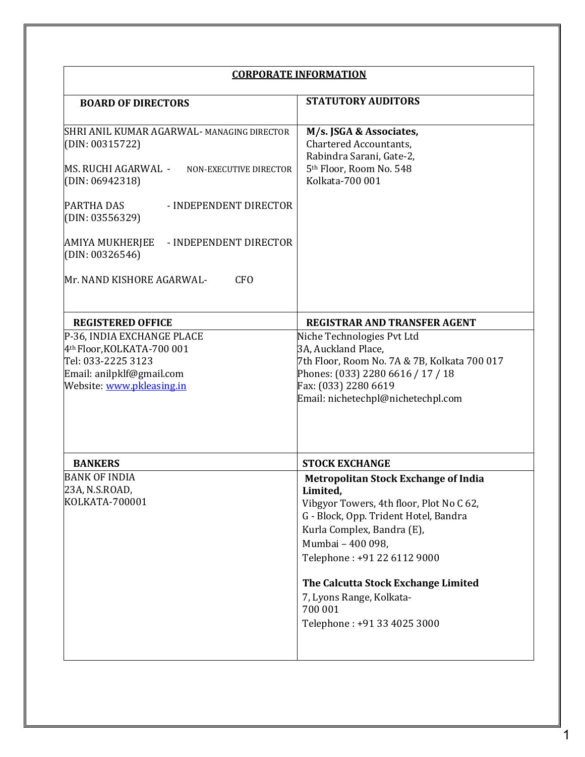## CORPORATE INFORMATION

| BOARD OF DIRECTORS | STATUTORY AUDITORS |
|---|---|
| SHRI ANIL KUMAR AGARWAL- MANAGING DIRECTOR (DIN: 00315722)<br><br>MS. RUCHI AGARWAL - NON-EXECUTIVE DIRECTOR (DIN: 06942318)<br><br>PARTHA DAS - INDEPENDENT DIRECTOR (DIN: 03556329)<br><br>AMIYA MUKHERJEE - INDEPENDENT DIRECTOR (DIN: 00326546)<br><br>Mr. NAND KISHORE AGARWAL- CFO | **M/s. JSGA & Associates,**<br>Chartered Accountants,<br>Rabindra Sarani, Gate-2,<br>5th Floor, Room No. 548<br>Kolkata-700 001 |
| **REGISTERED OFFICE** | **REGISTRAR AND TRANSFER AGENT** |
| P-36, INDIA EXCHANGE PLACE<br>4th Floor, KOLKATA-700 001<br>Tel: 033-2225 3123<br>Email: anilpklf@gmail.com<br>Website: www.pkleasing.in | Niche Technologies Pvt Ltd<br>3A, Auckland Place,<br>7th Floor, Room No. 7A & 7B, Kolkata 700 017<br>Phones: (033) 2280 6616 / 17 / 18<br>Fax: (033) 2280 6619<br>Email: nichetechpl@nichetechpl.com |
| **BANKERS** | **STOCK EXCHANGE** |
| BANK OF INDIA<br>23A, N.S.ROAD,<br>KOLKATA-700001 | **Metropolitan Stock Exchange of India Limited,**<br>Vibgyor Towers, 4th floor, Plot No C 62,<br>G - Block, Opp. Trident Hotel, Bandra Kurla Complex, Bandra (E),<br>Mumbai – 400 098,<br>Telephone : +91 22 6112 9000<br><br>**The Calcutta Stock Exchange Limited**<br>7, Lyons Range, Kolkata-700 001<br>Telephone : +91 33 4025 3000 |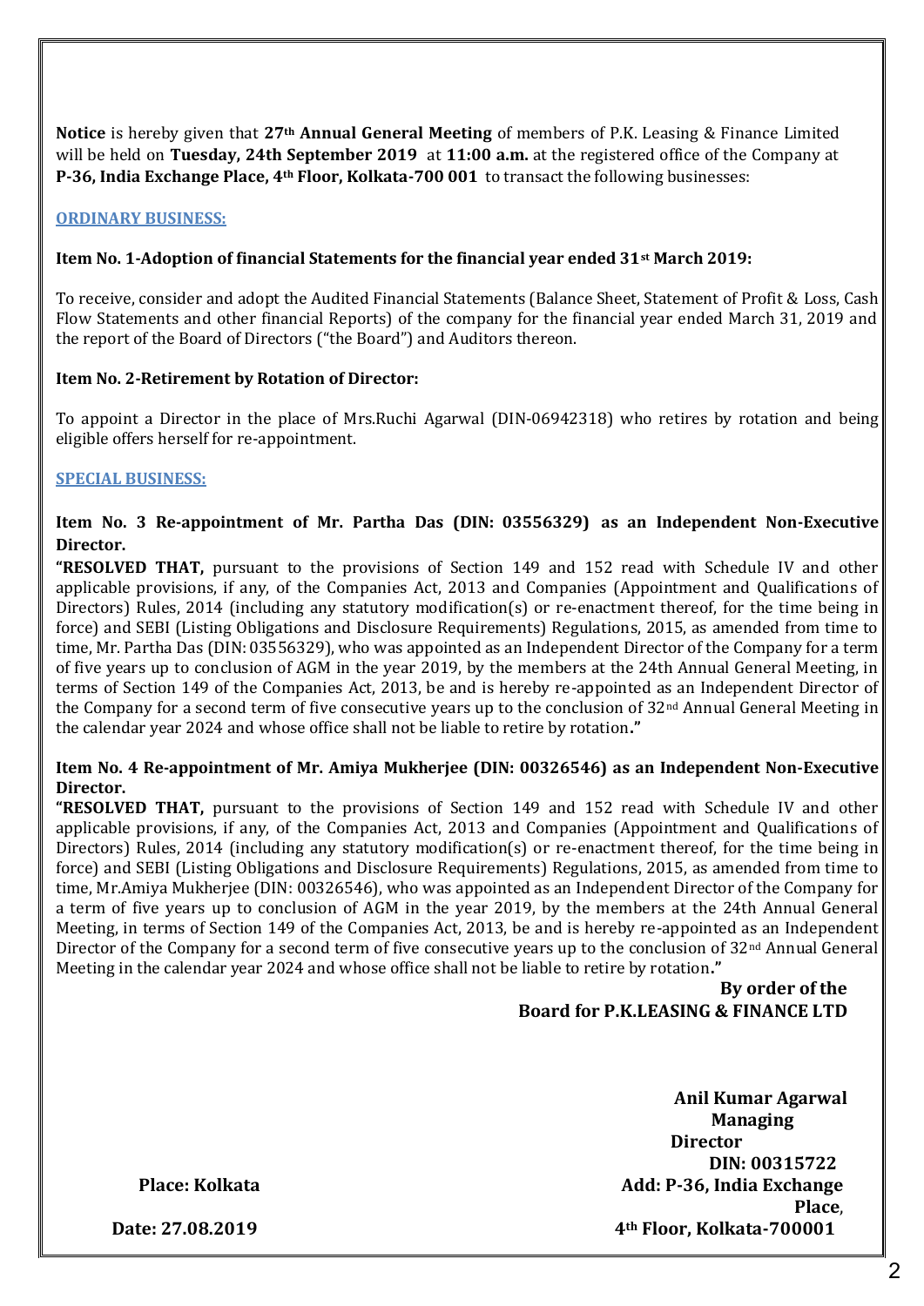**Notice** is hereby given that **27th Annual General Meeting** of members of P.K. Leasing & Finance Limited will be held on **Tuesday, 24th September 2019** at **11:00 a.m.** at the registered office of the Company at **P-36, India Exchange Place, 4th Floor, Kolkata-700 001** to transact the following businesses:

## ORDINARY BUSINESS:

**Item No. 1-Adoption of financial Statements for the financial year ended 31st March 2019:**

To receive, consider and adopt the Audited Financial Statements (Balance Sheet, Statement of Profit & Loss, Cash Flow Statements and other financial Reports) of the company for the financial year ended March 31, 2019 and the report of the Board of Directors ("the Board") and Auditors thereon.

**Item No. 2-Retirement by Rotation of Director:**

To appoint a Director in the place of Mrs.Ruchi Agarwal (DIN-06942318) who retires by rotation and being eligible offers herself for re-appointment.

## SPECIAL BUSINESS:

**Item No. 3 Re-appointment of Mr. Partha Das (DIN: 03556329) as an Independent Non-Executive Director.**

**"RESOLVED THAT,** pursuant to the provisions of Section 149 and 152 read with Schedule IV and other applicable provisions, if any, of the Companies Act, 2013 and Companies (Appointment and Qualifications of Directors) Rules, 2014 (including any statutory modification(s) or re-enactment thereof, for the time being in force) and SEBI (Listing Obligations and Disclosure Requirements) Regulations, 2015, as amended from time to time, Mr. Partha Das (DIN: 03556329), who was appointed as an Independent Director of the Company for a term of five years up to conclusion of AGM in the year 2019, by the members at the 24th Annual General Meeting, in terms of Section 149 of the Companies Act, 2013, be and is hereby re-appointed as an Independent Director of the Company for a second term of five consecutive years up to the conclusion of 32nd Annual General Meeting in the calendar year 2024 and whose office shall not be liable to retire by rotation**."**

**Item No. 4 Re-appointment of Mr. Amiya Mukherjee (DIN: 00326546) as an Independent Non-Executive Director.**

**"RESOLVED THAT,** pursuant to the provisions of Section 149 and 152 read with Schedule IV and other applicable provisions, if any, of the Companies Act, 2013 and Companies (Appointment and Qualifications of Directors) Rules, 2014 (including any statutory modification(s) or re-enactment thereof, for the time being in force) and SEBI (Listing Obligations and Disclosure Requirements) Regulations, 2015, as amended from time to time, Mr.Amiya Mukherjee (DIN: 00326546), who was appointed as an Independent Director of the Company for a term of five years up to conclusion of AGM in the year 2019, by the members at the 24th Annual General Meeting, in terms of Section 149 of the Companies Act, 2013, be and is hereby re-appointed as an Independent Director of the Company for a second term of five consecutive years up to the conclusion of 32nd Annual General Meeting in the calendar year 2024 and whose office shall not be liable to retire by rotation**."**

**By order of the Board for P.K.LEASING & FINANCE LTD**

**Anil Kumar Agarwal**
**Managing Director**
**DIN: 00315722**
**Add: P-36, India Exchange Place, 4th Floor, Kolkata-700001**

**Place: Kolkata**

**Date: 27.08.2019**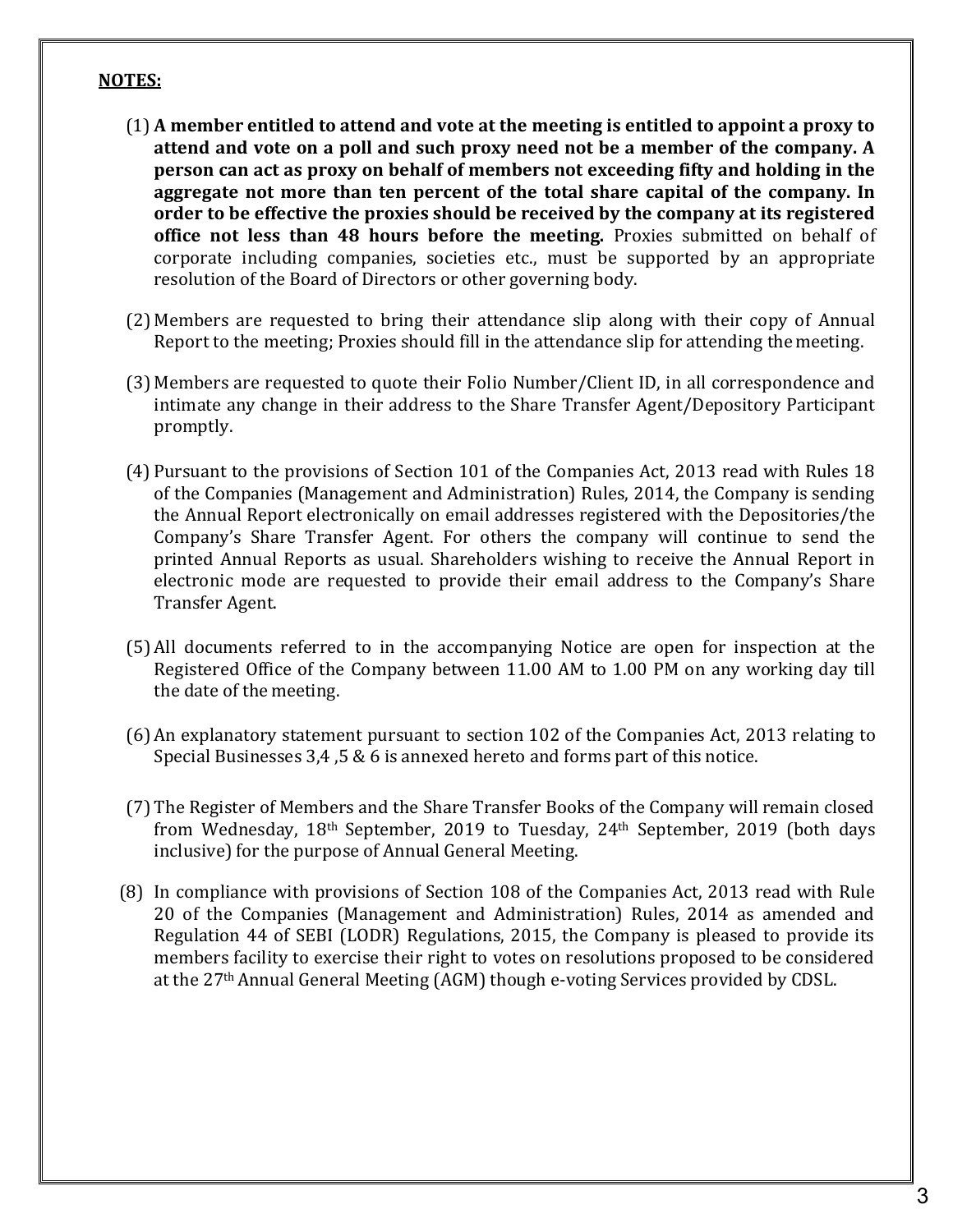**NOTES:**

(1) **A member entitled to attend and vote at the meeting is entitled to appoint a proxy to attend and vote on a poll and such proxy need not be a member of the company. A person can act as proxy on behalf of members not exceeding fifty and holding in the aggregate not more than ten percent of the total share capital of the company. In order to be effective the proxies should be received by the company at its registered office not less than 48 hours before the meeting.** Proxies submitted on behalf of corporate including companies, societies etc., must be supported by an appropriate resolution of the Board of Directors or other governing body.

(2) Members are requested to bring their attendance slip along with their copy of Annual Report to the meeting; Proxies should fill in the attendance slip for attending the meeting.

(3) Members are requested to quote their Folio Number/Client ID, in all correspondence and intimate any change in their address to the Share Transfer Agent/Depository Participant promptly.

(4) Pursuant to the provisions of Section 101 of the Companies Act, 2013 read with Rules 18 of the Companies (Management and Administration) Rules, 2014, the Company is sending the Annual Report electronically on email addresses registered with the Depositories/the Company's Share Transfer Agent. For others the company will continue to send the printed Annual Reports as usual. Shareholders wishing to receive the Annual Report in electronic mode are requested to provide their email address to the Company's Share Transfer Agent.

(5) All documents referred to in the accompanying Notice are open for inspection at the Registered Office of the Company between 11.00 AM to 1.00 PM on any working day till the date of the meeting.

(6) An explanatory statement pursuant to section 102 of the Companies Act, 2013 relating to Special Businesses 3,4 ,5 & 6 is annexed hereto and forms part of this notice.

(7) The Register of Members and the Share Transfer Books of the Company will remain closed from Wednesday, 18th September, 2019 to Tuesday, 24th September, 2019 (both days inclusive) for the purpose of Annual General Meeting.

(8) In compliance with provisions of Section 108 of the Companies Act, 2013 read with Rule 20 of the Companies (Management and Administration) Rules, 2014 as amended and Regulation 44 of SEBI (LODR) Regulations, 2015, the Company is pleased to provide its members facility to exercise their right to votes on resolutions proposed to be considered at the 27th Annual General Meeting (AGM) though e-voting Services provided by CDSL.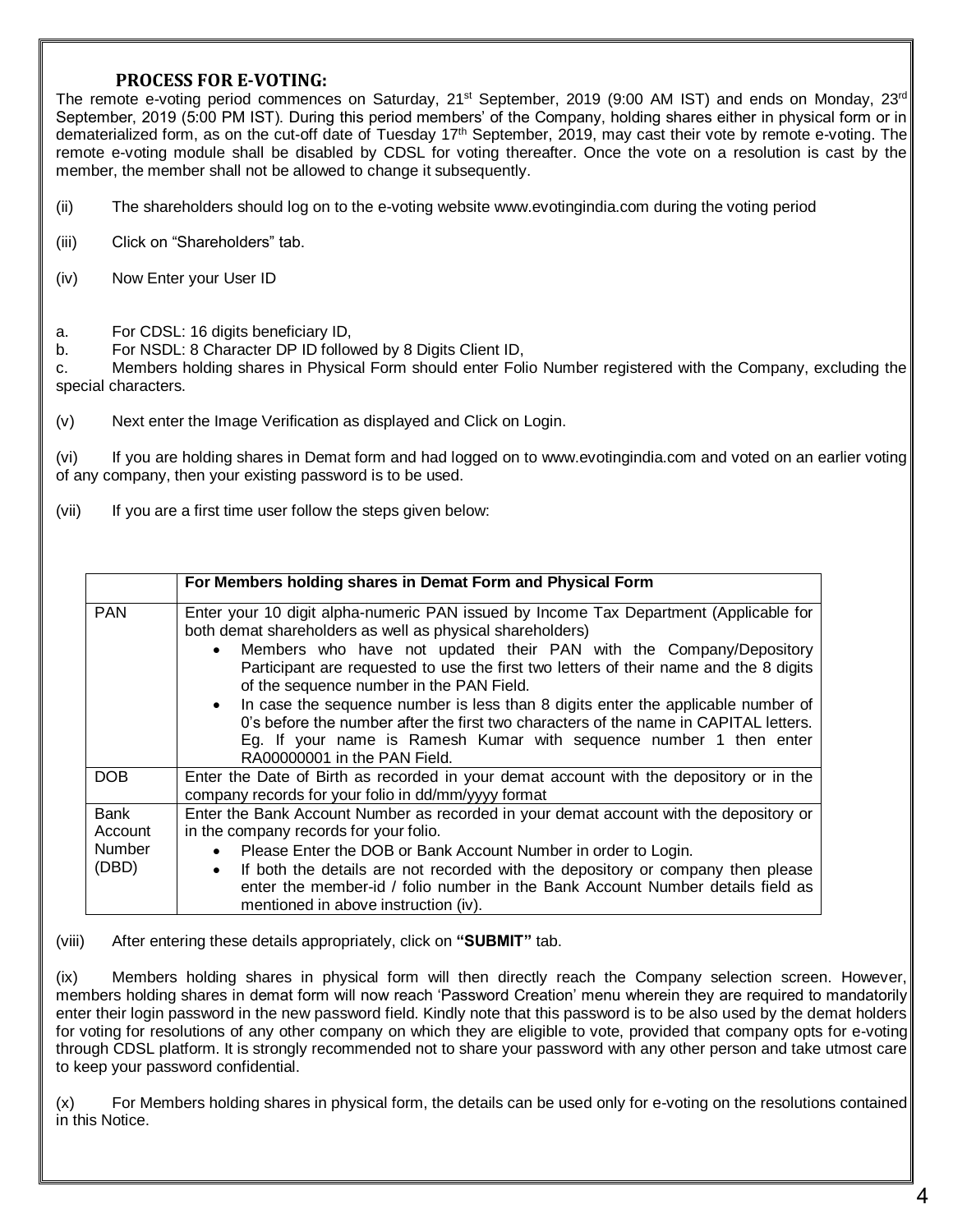## PROCESS FOR E-VOTING:

The remote e-voting period commences on Saturday, 21st September, 2019 (9:00 AM IST) and ends on Monday, 23rd September, 2019 (5:00 PM IST). During this period members' of the Company, holding shares either in physical form or in dematerialized form, as on the cut-off date of Tuesday 17th September, 2019, may cast their vote by remote e-voting. The remote e-voting module shall be disabled by CDSL for voting thereafter. Once the vote on a resolution is cast by the member, the member shall not be allowed to change it subsequently.

(ii) The shareholders should log on to the e-voting website www.evotingindia.com during the voting period

(iii) Click on "Shareholders" tab.

(iv) Now Enter your User ID

a. For CDSL: 16 digits beneficiary ID,

b. For NSDL: 8 Character DP ID followed by 8 Digits Client ID,

c. Members holding shares in Physical Form should enter Folio Number registered with the Company, excluding the special characters.

(v) Next enter the Image Verification as displayed and Click on Login.

(vi) If you are holding shares in Demat form and had logged on to www.evotingindia.com and voted on an earlier voting of any company, then your existing password is to be used.

(vii) If you are a first time user follow the steps given below:

| | **For Members holding shares in Demat Form and Physical Form** |
|---|---|
| PAN | Enter your 10 digit alpha-numeric PAN issued by Income Tax Department (Applicable for both demat shareholders as well as physical shareholders)<br>• Members who have not updated their PAN with the Company/Depository Participant are requested to use the first two letters of their name and the 8 digits of the sequence number in the PAN Field.<br>• In case the sequence number is less than 8 digits enter the applicable number of 0's before the number after the first two characters of the name in CAPITAL letters. Eg. If your name is Ramesh Kumar with sequence number 1 then enter RA00000001 in the PAN Field. |
| DOB | Enter the Date of Birth as recorded in your demat account with the depository or in the company records for your folio in dd/mm/yyyy format |
| Bank Account Number (DBD) | Enter the Bank Account Number as recorded in your demat account with the depository or in the company records for your folio.<br>• Please Enter the DOB or Bank Account Number in order to Login.<br>• If both the details are not recorded with the depository or company then please enter the member-id / folio number in the Bank Account Number details field as mentioned in above instruction (iv). |

(viii) After entering these details appropriately, click on **"SUBMIT"** tab.

(ix) Members holding shares in physical form will then directly reach the Company selection screen. However, members holding shares in demat form will now reach 'Password Creation' menu wherein they are required to mandatorily enter their login password in the new password field. Kindly note that this password is to be also used by the demat holders for voting for resolutions of any other company on which they are eligible to vote, provided that company opts for e-voting through CDSL platform. It is strongly recommended not to share your password with any other person and take utmost care to keep your password confidential.

(x) For Members holding shares in physical form, the details can be used only for e-voting on the resolutions contained in this Notice.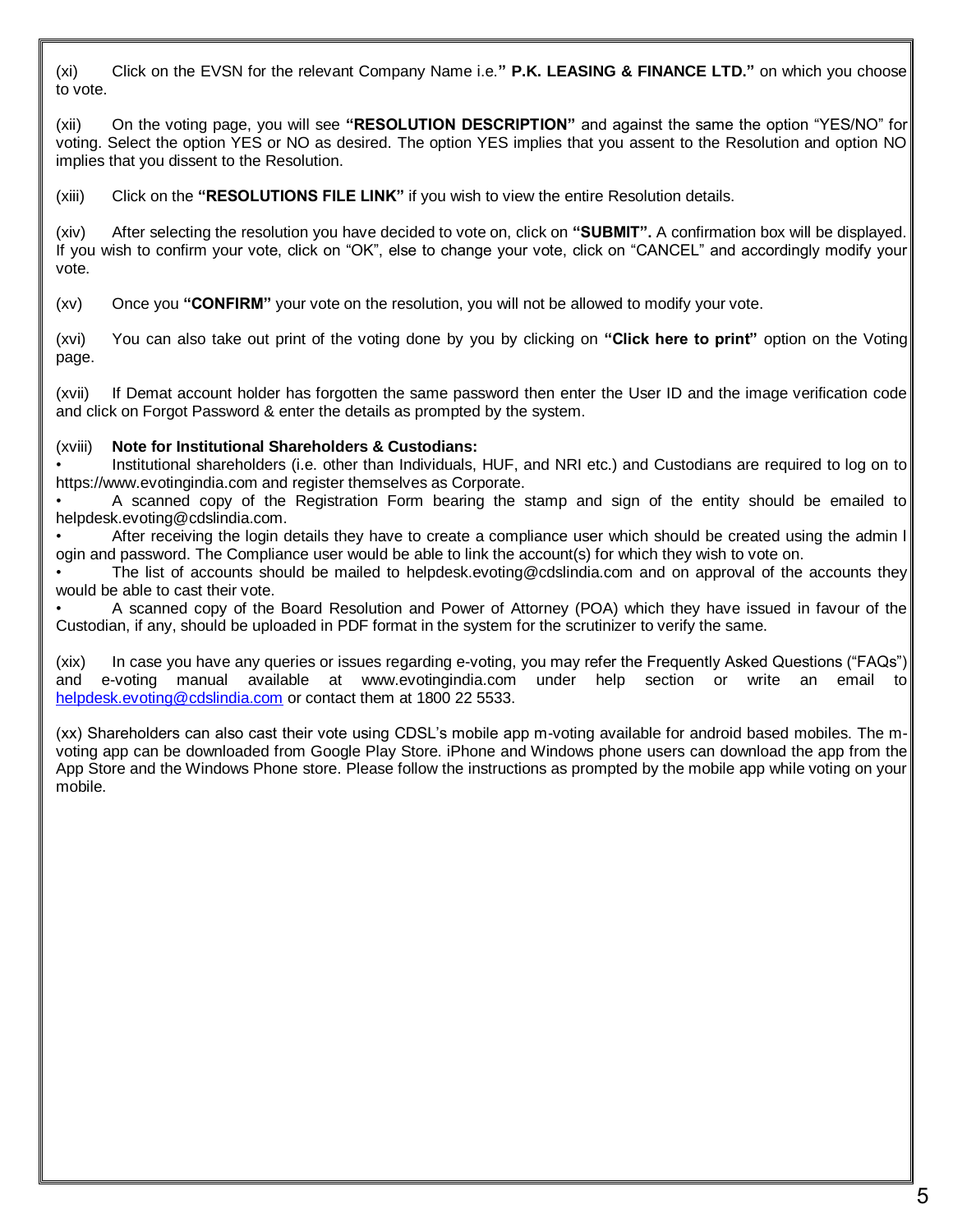(xi) Click on the EVSN for the relevant Company Name i.e.**" P.K. LEASING & FINANCE LTD."** on which you choose to vote.

(xii) On the voting page, you will see **"RESOLUTION DESCRIPTION"** and against the same the option "YES/NO" for voting. Select the option YES or NO as desired. The option YES implies that you assent to the Resolution and option NO implies that you dissent to the Resolution.

(xiii) Click on the **"RESOLUTIONS FILE LINK"** if you wish to view the entire Resolution details.

(xiv) After selecting the resolution you have decided to vote on, click on **"SUBMIT".** A confirmation box will be displayed. If you wish to confirm your vote, click on "OK", else to change your vote, click on "CANCEL" and accordingly modify your vote.

(xv) Once you **"CONFIRM"** your vote on the resolution, you will not be allowed to modify your vote.

(xvi) You can also take out print of the voting done by you by clicking on **"Click here to print"** option on the Voting page.

(xvii) If Demat account holder has forgotten the same password then enter the User ID and the image verification code and click on Forgot Password & enter the details as prompted by the system.

(xviii) **Note for Institutional Shareholders & Custodians:**

- Institutional shareholders (i.e. other than Individuals, HUF, and NRI etc.) and Custodians are required to log on to https://www.evotingindia.com and register themselves as Corporate.
- A scanned copy of the Registration Form bearing the stamp and sign of the entity should be emailed to helpdesk.evoting@cdslindia.com.
- After receiving the login details they have to create a compliance user which should be created using the admin l ogin and password. The Compliance user would be able to link the account(s) for which they wish to vote on.
- The list of accounts should be mailed to helpdesk.evoting@cdslindia.com and on approval of the accounts they would be able to cast their vote.
- A scanned copy of the Board Resolution and Power of Attorney (POA) which they have issued in favour of the Custodian, if any, should be uploaded in PDF format in the system for the scrutinizer to verify the same.

(xix) In case you have any queries or issues regarding e-voting, you may refer the Frequently Asked Questions ("FAQs") and e-voting manual available at www.evotingindia.com under help section or write an email to helpdesk.evoting@cdslindia.com or contact them at 1800 22 5533.

(xx) Shareholders can also cast their vote using CDSL's mobile app m-voting available for android based mobiles. The m-voting app can be downloaded from Google Play Store. iPhone and Windows phone users can download the app from the App Store and the Windows Phone store. Please follow the instructions as prompted by the mobile app while voting on your mobile.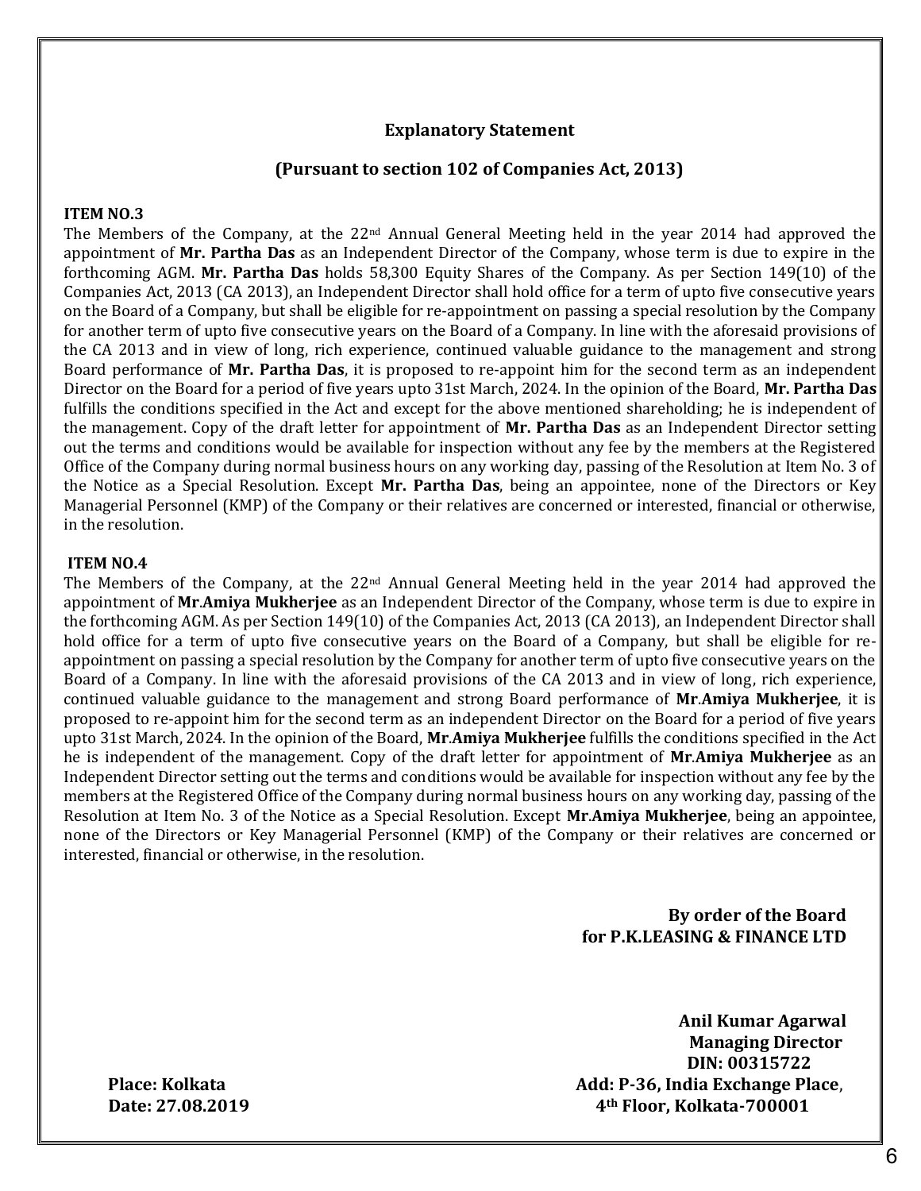## Explanatory Statement

## (Pursuant to section 102 of Companies Act, 2013)

**ITEM NO.3**

The Members of the Company, at the 22nd Annual General Meeting held in the year 2014 had approved the appointment of **Mr. Partha Das** as an Independent Director of the Company, whose term is due to expire in the forthcoming AGM. **Mr. Partha Das** holds 58,300 Equity Shares of the Company. As per Section 149(10) of the Companies Act, 2013 (CA 2013), an Independent Director shall hold office for a term of upto five consecutive years on the Board of a Company, but shall be eligible for re-appointment on passing a special resolution by the Company for another term of upto five consecutive years on the Board of a Company. In line with the aforesaid provisions of the CA 2013 and in view of long, rich experience, continued valuable guidance to the management and strong Board performance of **Mr. Partha Das**, it is proposed to re-appoint him for the second term as an independent Director on the Board for a period of five years upto 31st March, 2024. In the opinion of the Board, **Mr. Partha Das** fulfills the conditions specified in the Act and except for the above mentioned shareholding; he is independent of the management. Copy of the draft letter for appointment of **Mr. Partha Das** as an Independent Director setting out the terms and conditions would be available for inspection without any fee by the members at the Registered Office of the Company during normal business hours on any working day, passing of the Resolution at Item No. 3 of the Notice as a Special Resolution. Except **Mr. Partha Das**, being an appointee, none of the Directors or Key Managerial Personnel (KMP) of the Company or their relatives are concerned or interested, financial or otherwise, in the resolution.

**ITEM NO.4**

The Members of the Company, at the 22nd Annual General Meeting held in the year 2014 had approved the appointment of **Mr**.**Amiya Mukherjee** as an Independent Director of the Company, whose term is due to expire in the forthcoming AGM. As per Section 149(10) of the Companies Act, 2013 (CA 2013), an Independent Director shall hold office for a term of upto five consecutive years on the Board of a Company, but shall be eligible for re-appointment on passing a special resolution by the Company for another term of upto five consecutive years on the Board of a Company. In line with the aforesaid provisions of the CA 2013 and in view of long, rich experience, continued valuable guidance to the management and strong Board performance of **Mr**.**Amiya Mukherjee**, it is proposed to re-appoint him for the second term as an independent Director on the Board for a period of five years upto 31st March, 2024. In the opinion of the Board, **Mr**.**Amiya Mukherjee** fulfills the conditions specified in the Act he is independent of the management. Copy of the draft letter for appointment of **Mr**.**Amiya Mukherjee** as an Independent Director setting out the terms and conditions would be available for inspection without any fee by the members at the Registered Office of the Company during normal business hours on any working day, passing of the Resolution at Item No. 3 of the Notice as a Special Resolution. Except **Mr**.**Amiya Mukherjee**, being an appointee, none of the Directors or Key Managerial Personnel (KMP) of the Company or their relatives are concerned or interested, financial or otherwise, in the resolution.

**By order of the Board**
**for P.K.LEASING & FINANCE LTD**

**Anil Kumar Agarwal**
**Managing Director**
**DIN: 00315722**
**Add: P-36, India Exchange Place**,
**4th Floor, Kolkata-700001**

**Place: Kolkata**
**Date: 27.08.2019**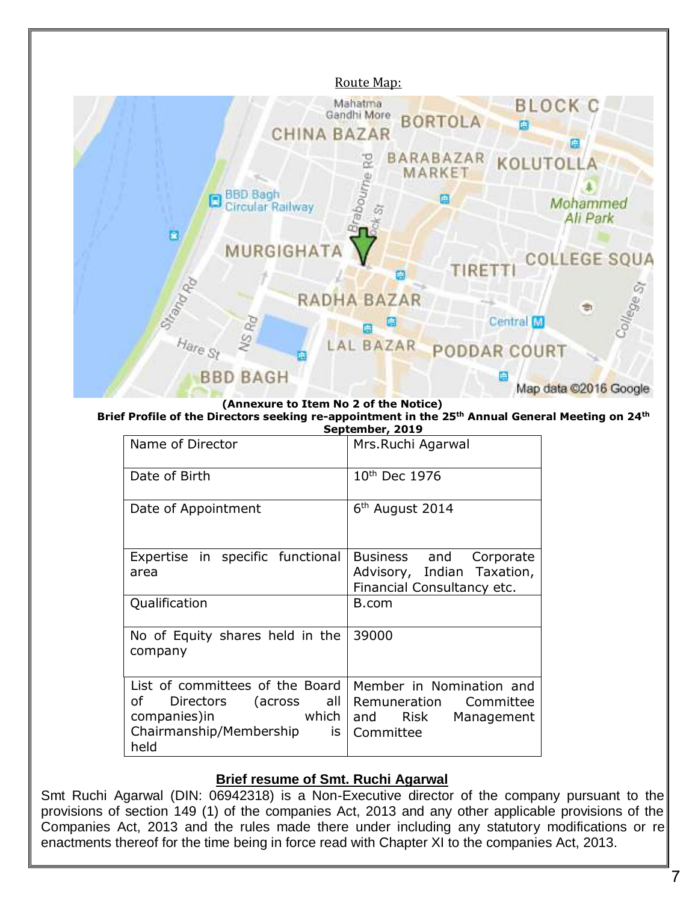Route Map:

(Annexure to Item No 2 of the Notice)

**Brief Profile of the Directors seeking re-appointment in the 25th Annual General Meeting on 24th September, 2019**

| Name of Director | Mrs.Ruchi Agarwal |
|---|---|
| Date of Birth | 10th Dec 1976 |
| Date of Appointment | 6th August 2014 |
| Expertise in specific functional area | Business and Corporate Advisory, Indian Taxation, Financial Consultancy etc. |
| Qualification | B.com |
| No of Equity shares held in the company | 39000 |
| List of committees of the Board of Directors (across all companies)in which Chairmanship/Membership is held | Member in Nomination and Remuneration Committee and Risk Management Committee |

## Brief resume of Smt. Ruchi Agarwal

Smt Ruchi Agarwal (DIN: 06942318) is a Non-Executive director of the company pursuant to the provisions of section 149 (1) of the companies Act, 2013 and any other applicable provisions of the Companies Act, 2013 and the rules made there under including any statutory modifications or re enactments thereof for the time being in force read with Chapter XI to the companies Act, 2013.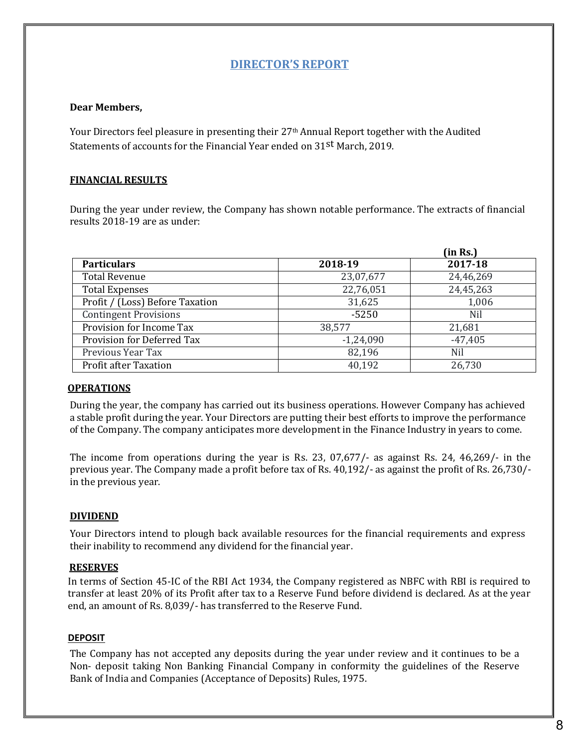## DIRECTOR'S REPORT

**Dear Members,**

Your Directors feel pleasure in presenting their 27th Annual Report together with the Audited Statements of accounts for the Financial Year ended on 31st March, 2019.

### FINANCIAL RESULTS

During the year under review, the Company has shown notable performance. The extracts of financial results 2018-19 are as under:

(in Rs.)

| Particulars | 2018-19 | 2017-18 |
|---|---|---|
| Total Revenue | 23,07,677 | 24,46,269 |
| Total Expenses | 22,76,051 | 24,45,263 |
| Profit / (Loss) Before Taxation | 31,625 | 1,006 |
| Contingent Provisions | -5250 | Nil |
| Provision for Income Tax | 38,577 | 21,681 |
| Provision for Deferred Tax | -1,24,090 | -47,405 |
| Previous Year Tax | 82,196 | Nil |
| Profit after Taxation | 40,192 | 26,730 |

### OPERATIONS

During the year, the company has carried out its business operations. However Company has achieved a stable profit during the year. Your Directors are putting their best efforts to improve the performance of the Company. The company anticipates more development in the Finance Industry in years to come.

The income from operations during the year is Rs. 23, 07,677/- as against Rs. 24, 46,269/- in the previous year. The Company made a profit before tax of Rs. 40,192/- as against the profit of Rs. 26,730/- in the previous year.

### DIVIDEND

Your Directors intend to plough back available resources for the financial requirements and express their inability to recommend any dividend for the financial year.

### RESERVES

In terms of Section 45-IC of the RBI Act 1934, the Company registered as NBFC with RBI is required to transfer at least 20% of its Profit after tax to a Reserve Fund before dividend is declared. As at the year end, an amount of Rs. 8,039/- has transferred to the Reserve Fund.

### DEPOSIT

The Company has not accepted any deposits during the year under review and it continues to be a Non- deposit taking Non Banking Financial Company in conformity the guidelines of the Reserve Bank of India and Companies (Acceptance of Deposits) Rules, 1975.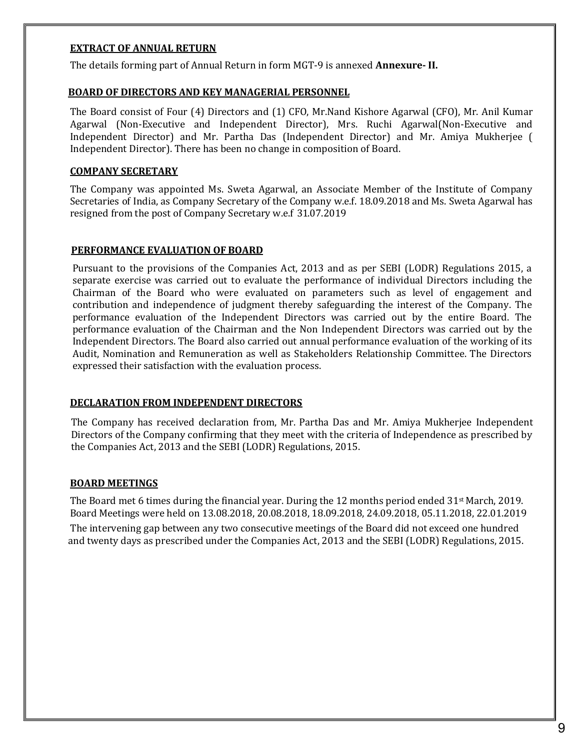## EXTRACT OF ANNUAL RETURN

The details forming part of Annual Return in form MGT-9 is annexed **Annexure- II.**

## BOARD OF DIRECTORS AND KEY MANAGERIAL PERSONNEL

The Board consist of Four (4) Directors and (1) CFO, Mr.Nand Kishore Agarwal (CFO), Mr. Anil Kumar Agarwal (Non-Executive and Independent Director), Mrs. Ruchi Agarwal(Non-Executive and Independent Director) and Mr. Partha Das (Independent Director) and Mr. Amiya Mukherjee ( Independent Director). There has been no change in composition of Board.

## COMPANY SECRETARY

The Company was appointed Ms. Sweta Agarwal, an Associate Member of the Institute of Company Secretaries of India, as Company Secretary of the Company w.e.f. 18.09.2018 and Ms. Sweta Agarwal has resigned from the post of Company Secretary w.e.f 31.07.2019

## PERFORMANCE EVALUATION OF BOARD

Pursuant to the provisions of the Companies Act, 2013 and as per SEBI (LODR) Regulations 2015, a separate exercise was carried out to evaluate the performance of individual Directors including the Chairman of the Board who were evaluated on parameters such as level of engagement and contribution and independence of judgment thereby safeguarding the interest of the Company. The performance evaluation of the Independent Directors was carried out by the entire Board. The performance evaluation of the Chairman and the Non Independent Directors was carried out by the Independent Directors. The Board also carried out annual performance evaluation of the working of its Audit, Nomination and Remuneration as well as Stakeholders Relationship Committee. The Directors expressed their satisfaction with the evaluation process.

## DECLARATION FROM INDEPENDENT DIRECTORS

The Company has received declaration from, Mr. Partha Das and Mr. Amiya Mukherjee Independent Directors of the Company confirming that they meet with the criteria of Independence as prescribed by the Companies Act, 2013 and the SEBI (LODR) Regulations, 2015.

## BOARD MEETINGS

The Board met 6 times during the financial year. During the 12 months period ended 31st March, 2019. Board Meetings were held on 13.08.2018, 20.08.2018, 18.09.2018, 24.09.2018, 05.11.2018, 22.01.2019

The intervening gap between any two consecutive meetings of the Board did not exceed one hundred and twenty days as prescribed under the Companies Act, 2013 and the SEBI (LODR) Regulations, 2015.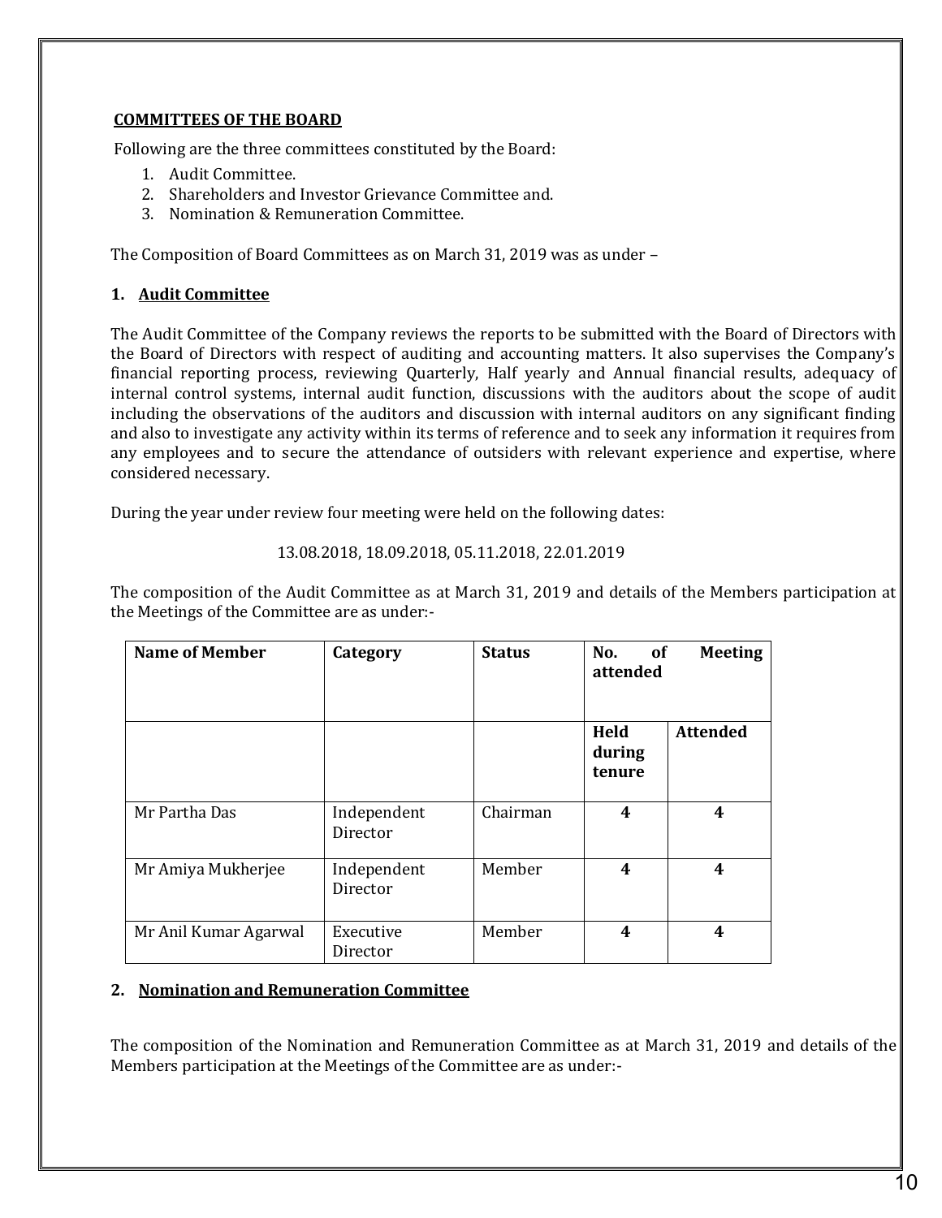## COMMITTEES OF THE BOARD

Following are the three committees constituted by the Board:

1. Audit Committee.
2. Shareholders and Investor Grievance Committee and.
3. Nomination & Remuneration Committee.

The Composition of Board Committees as on March 31, 2019 was as under –

### 1. Audit Committee

The Audit Committee of the Company reviews the reports to be submitted with the Board of Directors with the Board of Directors with respect of auditing and accounting matters. It also supervises the Company's financial reporting process, reviewing Quarterly, Half yearly and Annual financial results, adequacy of internal control systems, internal audit function, discussions with the auditors about the scope of audit including the observations of the auditors and discussion with internal auditors on any significant finding and also to investigate any activity within its terms of reference and to seek any information it requires from any employees and to secure the attendance of outsiders with relevant experience and expertise, where considered necessary.

During the year under review four meeting were held on the following dates:

13.08.2018, 18.09.2018, 05.11.2018, 22.01.2019

The composition of the Audit Committee as at March 31, 2019 and details of the Members participation at the Meetings of the Committee are as under:-

| Name of Member | Category | Status | No. of Meeting attended | |
|---|---|---|---|---|
| | | | Held during tenure | Attended |
| Mr Partha Das | Independent Director | Chairman | 4 | 4 |
| Mr Amiya Mukherjee | Independent Director | Member | 4 | 4 |
| Mr Anil Kumar Agarwal | Executive Director | Member | 4 | 4 |

### 2. Nomination and Remuneration Committee

The composition of the Nomination and Remuneration Committee as at March 31, 2019 and details of the Members participation at the Meetings of the Committee are as under:-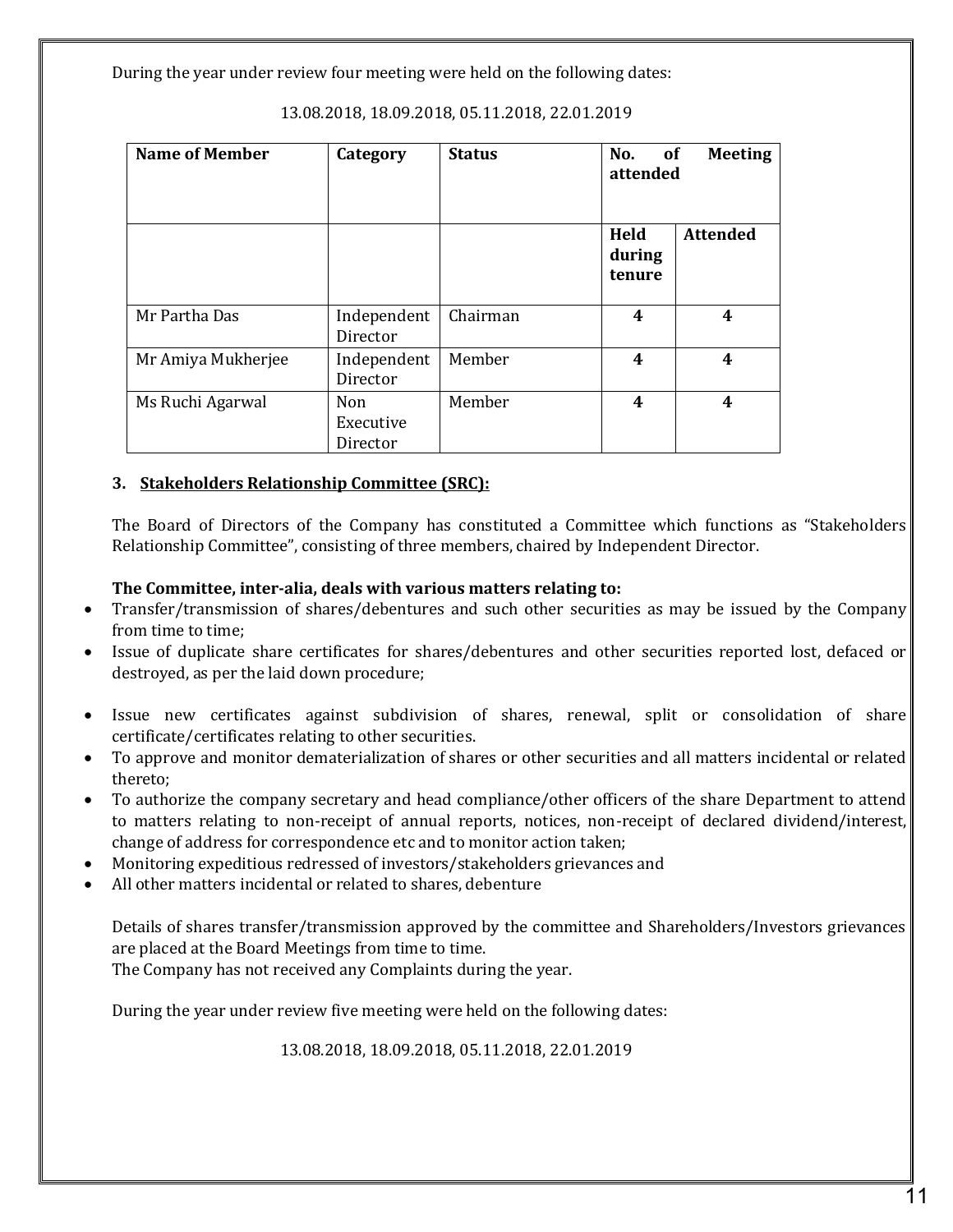During the year under review four meeting were held on the following dates:

13.08.2018, 18.09.2018, 05.11.2018, 22.01.2019

| Name of Member | Category | Status | No. of Meeting attended | |
|---|---|---|---|---|
| | | | Held during tenure | Attended |
| Mr Partha Das | Independent Director | Chairman | 4 | 4 |
| Mr Amiya Mukherjee | Independent Director | Member | 4 | 4 |
| Ms Ruchi Agarwal | Non Executive Director | Member | 4 | 4 |

### 3. Stakeholders Relationship Committee (SRC):

The Board of Directors of the Company has constituted a Committee which functions as "Stakeholders Relationship Committee", consisting of three members, chaired by Independent Director.

**The Committee, inter-alia, deals with various matters relating to:**

- Transfer/transmission of shares/debentures and such other securities as may be issued by the Company from time to time;
- Issue of duplicate share certificates for shares/debentures and other securities reported lost, defaced or destroyed, as per the laid down procedure;
- Issue new certificates against subdivision of shares, renewal, split or consolidation of share certificate/certificates relating to other securities.
- To approve and monitor dematerialization of shares or other securities and all matters incidental or related thereto;
- To authorize the company secretary and head compliance/other officers of the share Department to attend to matters relating to non-receipt of annual reports, notices, non-receipt of declared dividend/interest, change of address for correspondence etc and to monitor action taken;
- Monitoring expeditious redressed of investors/stakeholders grievances and
- All other matters incidental or related to shares, debenture

Details of shares transfer/transmission approved by the committee and Shareholders/Investors grievances are placed at the Board Meetings from time to time.
The Company has not received any Complaints during the year.

During the year under review five meeting were held on the following dates:

13.08.2018, 18.09.2018, 05.11.2018, 22.01.2019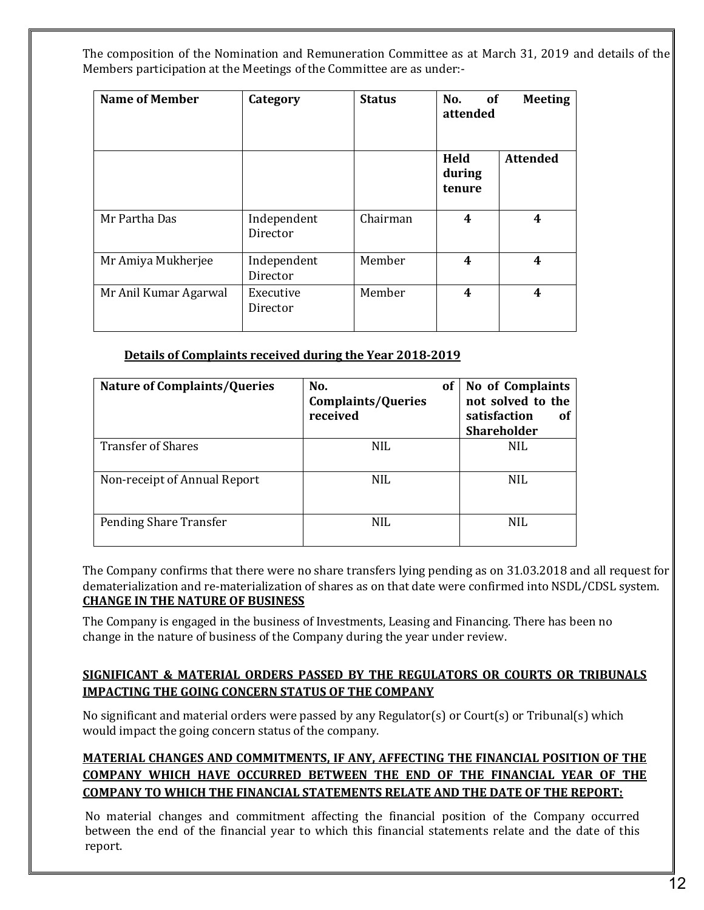The composition of the Nomination and Remuneration Committee as at March 31, 2019 and details of the Members participation at the Meetings of the Committee are as under:-

| Name of Member | Category | Status | No. of Meeting attended | |
|---|---|---|---|---|
| | | | Held during tenure | Attended |
| Mr Partha Das | Independent Director | Chairman | 4 | 4 |
| Mr Amiya Mukherjee | Independent Director | Member | 4 | 4 |
| Mr Anil Kumar Agarwal | Executive Director | Member | 4 | 4 |

**Details of Complaints received during the Year 2018-2019**

| Nature of Complaints/Queries | No. of Complaints/Queries received | No of Complaints not solved to the satisfaction of Shareholder |
|---|---|---|
| Transfer of Shares | NIL | NIL |
| Non-receipt of Annual Report | NIL | NIL |
| Pending Share Transfer | NIL | NIL |

The Company confirms that there were no share transfers lying pending as on 31.03.2018 and all request for dematerialization and re-materialization of shares as on that date were confirmed into NSDL/CDSL system.

**CHANGE IN THE NATURE OF BUSINESS**

The Company is engaged in the business of Investments, Leasing and Financing. There has been no change in the nature of business of the Company during the year under review.

**SIGNIFICANT & MATERIAL ORDERS PASSED BY THE REGULATORS OR COURTS OR TRIBUNALS IMPACTING THE GOING CONCERN STATUS OF THE COMPANY**

No significant and material orders were passed by any Regulator(s) or Court(s) or Tribunal(s) which would impact the going concern status of the company.

**MATERIAL CHANGES AND COMMITMENTS, IF ANY, AFFECTING THE FINANCIAL POSITION OF THE COMPANY WHICH HAVE OCCURRED BETWEEN THE END OF THE FINANCIAL YEAR OF THE COMPANY TO WHICH THE FINANCIAL STATEMENTS RELATE AND THE DATE OF THE REPORT:**

No material changes and commitment affecting the financial position of the Company occurred between the end of the financial year to which this financial statements relate and the date of this report.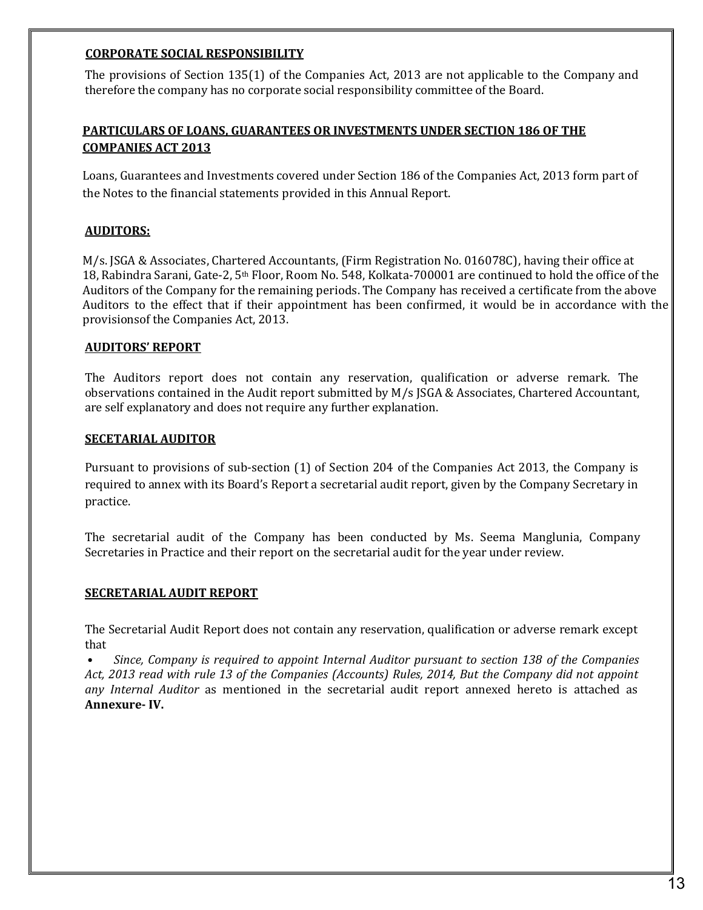**CORPORATE SOCIAL RESPONSIBILITY**

The provisions of Section 135(1) of the Companies Act, 2013 are not applicable to the Company and therefore the company has no corporate social responsibility committee of the Board.

**PARTICULARS OF LOANS, GUARANTEES OR INVESTMENTS UNDER SECTION 186 OF THE COMPANIES ACT 2013**

Loans, Guarantees and Investments covered under Section 186 of the Companies Act, 2013 form part of the Notes to the financial statements provided in this Annual Report.

**AUDITORS:**

M/s. JSGA & Associates, Chartered Accountants, (Firm Registration No. 016078C), having their office at 18, Rabindra Sarani, Gate-2, 5th Floor, Room No. 548, Kolkata-700001 are continued to hold the office of the Auditors of the Company for the remaining periods. The Company has received a certificate from the above Auditors to the effect that if their appointment has been confirmed, it would be in accordance with the provisionsof the Companies Act, 2013.

**AUDITORS' REPORT**

The Auditors report does not contain any reservation, qualification or adverse remark. The observations contained in the Audit report submitted by M/s JSGA & Associates, Chartered Accountant, are self explanatory and does not require any further explanation.

**SECETARIAL AUDITOR**

Pursuant to provisions of sub-section (1) of Section 204 of the Companies Act 2013, the Company is required to annex with its Board's Report a secretarial audit report, given by the Company Secretary in practice.

The secretarial audit of the Company has been conducted by Ms. Seema Manglunia, Company Secretaries in Practice and their report on the secretarial audit for the year under review.

**SECRETARIAL AUDIT REPORT**

The Secretarial Audit Report does not contain any reservation, qualification or adverse remark except that

- *Since, Company is required to appoint Internal Auditor pursuant to section 138 of the Companies Act, 2013 read with rule 13 of the Companies (Accounts) Rules, 2014, But the Company did not appoint any Internal Auditor* as mentioned in the secretarial audit report annexed hereto is attached as **Annexure- IV.**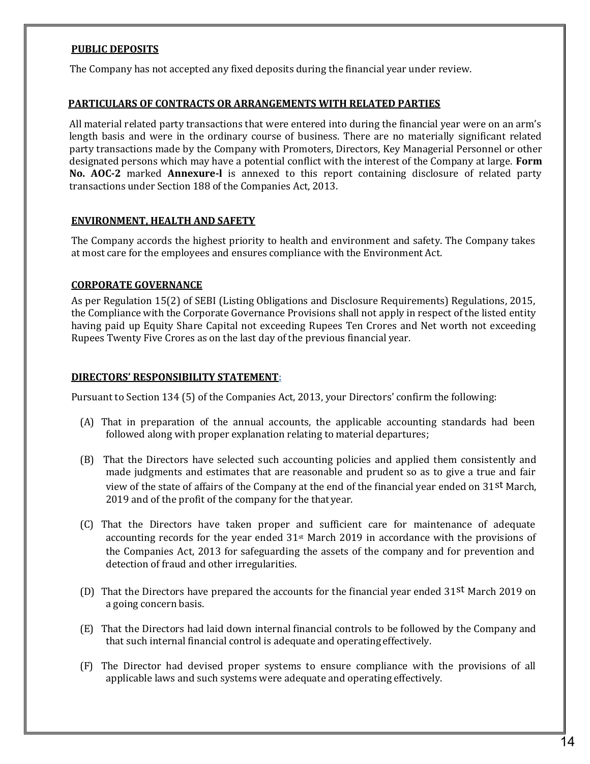## PUBLIC DEPOSITS

The Company has not accepted any fixed deposits during the financial year under review.

## PARTICULARS OF CONTRACTS OR ARRANGEMENTS WITH RELATED PARTIES

All material related party transactions that were entered into during the financial year were on an arm's length basis and were in the ordinary course of business. There are no materially significant related party transactions made by the Company with Promoters, Directors, Key Managerial Personnel or other designated persons which may have a potential conflict with the interest of the Company at large. **Form No. AOC-2** marked **Annexure-l** is annexed to this report containing disclosure of related party transactions under Section 188 of the Companies Act, 2013.

## ENVIRONMENT, HEALTH AND SAFETY

The Company accords the highest priority to health and environment and safety. The Company takes at most care for the employees and ensures compliance with the Environment Act.

## CORPORATE GOVERNANCE

As per Regulation 15(2) of SEBI (Listing Obligations and Disclosure Requirements) Regulations, 2015, the Compliance with the Corporate Governance Provisions shall not apply in respect of the listed entity having paid up Equity Share Capital not exceeding Rupees Ten Crores and Net worth not exceeding Rupees Twenty Five Crores as on the last day of the previous financial year.

## DIRECTORS' RESPONSIBILITY STATEMENT:

Pursuant to Section 134 (5) of the Companies Act, 2013, your Directors' confirm the following:

(A) That in preparation of the annual accounts, the applicable accounting standards had been followed along with proper explanation relating to material departures;

(B) That the Directors have selected such accounting policies and applied them consistently and made judgments and estimates that are reasonable and prudent so as to give a true and fair view of the state of affairs of the Company at the end of the financial year ended on 31st March, 2019 and of the profit of the company for the that year.

(C) That the Directors have taken proper and sufficient care for maintenance of adequate accounting records for the year ended 31st March 2019 in accordance with the provisions of the Companies Act, 2013 for safeguarding the assets of the company and for prevention and detection of fraud and other irregularities.

(D) That the Directors have prepared the accounts for the financial year ended 31st March 2019 on a going concern basis.

(E) That the Directors had laid down internal financial controls to be followed by the Company and that such internal financial control is adequate and operating effectively.

(F) The Director had devised proper systems to ensure compliance with the provisions of all applicable laws and such systems were adequate and operating effectively.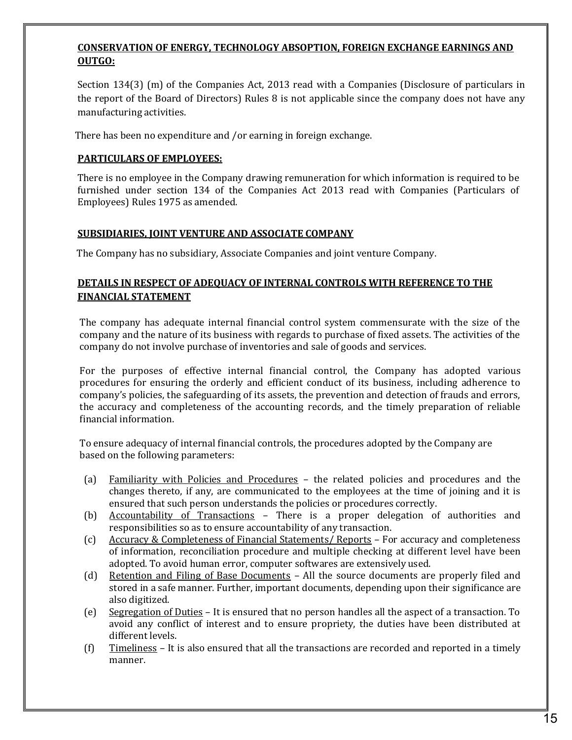## CONSERVATION OF ENERGY, TECHNOLOGY ABSOPTION, FOREIGN EXCHANGE EARNINGS AND OUTGO:

Section 134(3) (m) of the Companies Act, 2013 read with a Companies (Disclosure of particulars in the report of the Board of Directors) Rules 8 is not applicable since the company does not have any manufacturing activities.

There has been no expenditure and /or earning in foreign exchange.

## PARTICULARS OF EMPLOYEES:

There is no employee in the Company drawing remuneration for which information is required to be furnished under section 134 of the Companies Act 2013 read with Companies (Particulars of Employees) Rules 1975 as amended.

## SUBSIDIARIES, JOINT VENTURE AND ASSOCIATE COMPANY

The Company has no subsidiary, Associate Companies and joint venture Company.

## DETAILS IN RESPECT OF ADEQUACY OF INTERNAL CONTROLS WITH REFERENCE TO THE FINANCIAL STATEMENT

The company has adequate internal financial control system commensurate with the size of the company and the nature of its business with regards to purchase of fixed assets. The activities of the company do not involve purchase of inventories and sale of goods and services.

For the purposes of effective internal financial control, the Company has adopted various procedures for ensuring the orderly and efficient conduct of its business, including adherence to company's policies, the safeguarding of its assets, the prevention and detection of frauds and errors, the accuracy and completeness of the accounting records, and the timely preparation of reliable financial information.

To ensure adequacy of internal financial controls, the procedures adopted by the Company are based on the following parameters:

(a) Familiarity with Policies and Procedures – the related policies and procedures and the changes thereto, if any, are communicated to the employees at the time of joining and it is ensured that such person understands the policies or procedures correctly.

(b) Accountability of Transactions – There is a proper delegation of authorities and responsibilities so as to ensure accountability of any transaction.

(c) Accuracy & Completeness of Financial Statements/ Reports – For accuracy and completeness of information, reconciliation procedure and multiple checking at different level have been adopted. To avoid human error, computer softwares are extensively used.

(d) Retention and Filing of Base Documents – All the source documents are properly filed and stored in a safe manner. Further, important documents, depending upon their significance are also digitized.

(e) Segregation of Duties – It is ensured that no person handles all the aspect of a transaction. To avoid any conflict of interest and to ensure propriety, the duties have been distributed at different levels.

(f) Timeliness – It is also ensured that all the transactions are recorded and reported in a timely manner.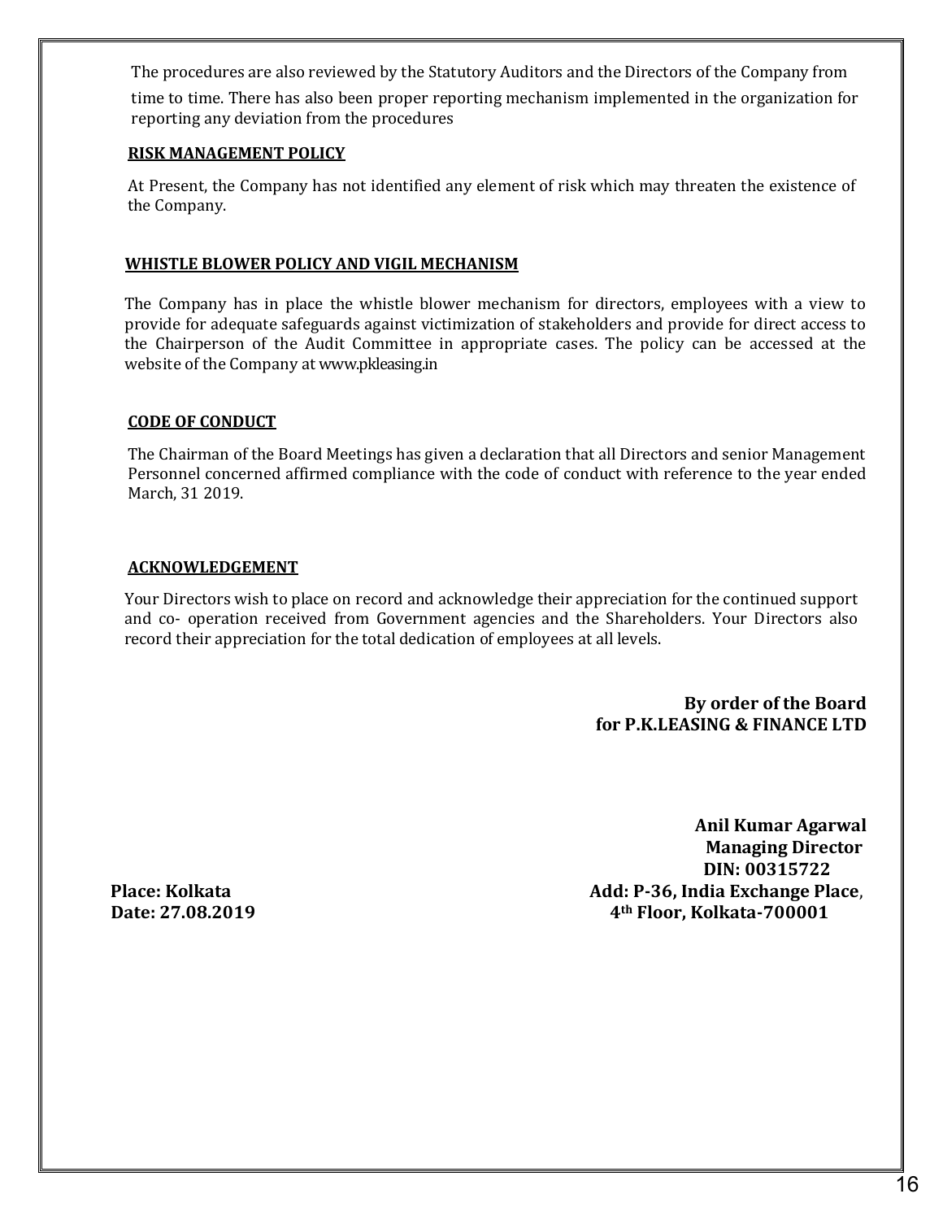The procedures are also reviewed by the Statutory Auditors and the Directors of the Company from time to time. There has also been proper reporting mechanism implemented in the organization for reporting any deviation from the procedures

**RISK MANAGEMENT POLICY**

At Present, the Company has not identified any element of risk which may threaten the existence of the Company.

**WHISTLE BLOWER POLICY AND VIGIL MECHANISM**

The Company has in place the whistle blower mechanism for directors, employees with a view to provide for adequate safeguards against victimization of stakeholders and provide for direct access to the Chairperson of the Audit Committee in appropriate cases. The policy can be accessed at the website of the Company at www.pkleasing.in

**CODE OF CONDUCT**

The Chairman of the Board Meetings has given a declaration that all Directors and senior Management Personnel concerned affirmed compliance with the code of conduct with reference to the year ended March, 31 2019.

**ACKNOWLEDGEMENT**

Your Directors wish to place on record and acknowledge their appreciation for the continued support and co- operation received from Government agencies and the Shareholders. Your Directors also record their appreciation for the total dedication of employees at all levels.

**By order of the Board**
**for P.K.LEASING & FINANCE LTD**

**Anil Kumar Agarwal**
**Managing Director**
**DIN: 00315722**
**Add: P-36, India Exchange Place,**
**4th Floor, Kolkata-700001**

**Place: Kolkata**
**Date: 27.08.2019**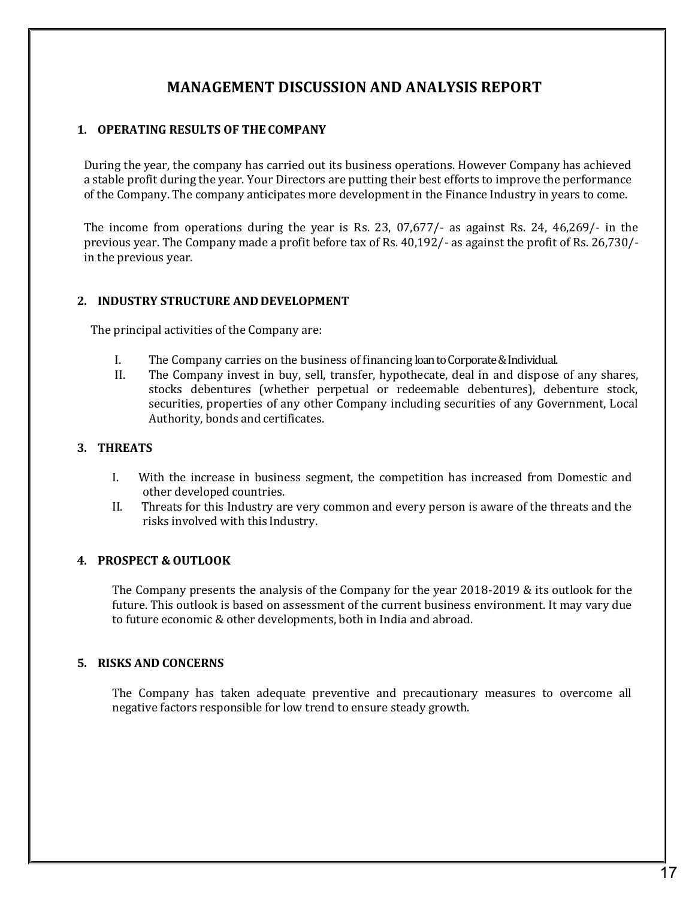# MANAGEMENT DISCUSSION AND ANALYSIS REPORT

## 1. OPERATING RESULTS OF THE COMPANY

During the year, the company has carried out its business operations. However Company has achieved a stable profit during the year. Your Directors are putting their best efforts to improve the performance of the Company. The company anticipates more development in the Finance Industry in years to come.

The income from operations during the year is Rs. 23, 07,677/- as against Rs. 24, 46,269/- in the previous year. The Company made a profit before tax of Rs. 40,192/- as against the profit of Rs. 26,730/- in the previous year.

## 2. INDUSTRY STRUCTURE AND DEVELOPMENT

The principal activities of the Company are:

I. The Company carries on the business of financing loan to Corporate & Individual.

II. The Company invest in buy, sell, transfer, hypothecate, deal in and dispose of any shares, stocks debentures (whether perpetual or redeemable debentures), debenture stock, securities, properties of any other Company including securities of any Government, Local Authority, bonds and certificates.

## 3. THREATS

I. With the increase in business segment, the competition has increased from Domestic and other developed countries.

II. Threats for this Industry are very common and every person is aware of the threats and the risks involved with this Industry.

## 4. PROSPECT & OUTLOOK

The Company presents the analysis of the Company for the year 2018-2019 & its outlook for the future. This outlook is based on assessment of the current business environment. It may vary due to future economic & other developments, both in India and abroad.

## 5. RISKS AND CONCERNS

The Company has taken adequate preventive and precautionary measures to overcome all negative factors responsible for low trend to ensure steady growth.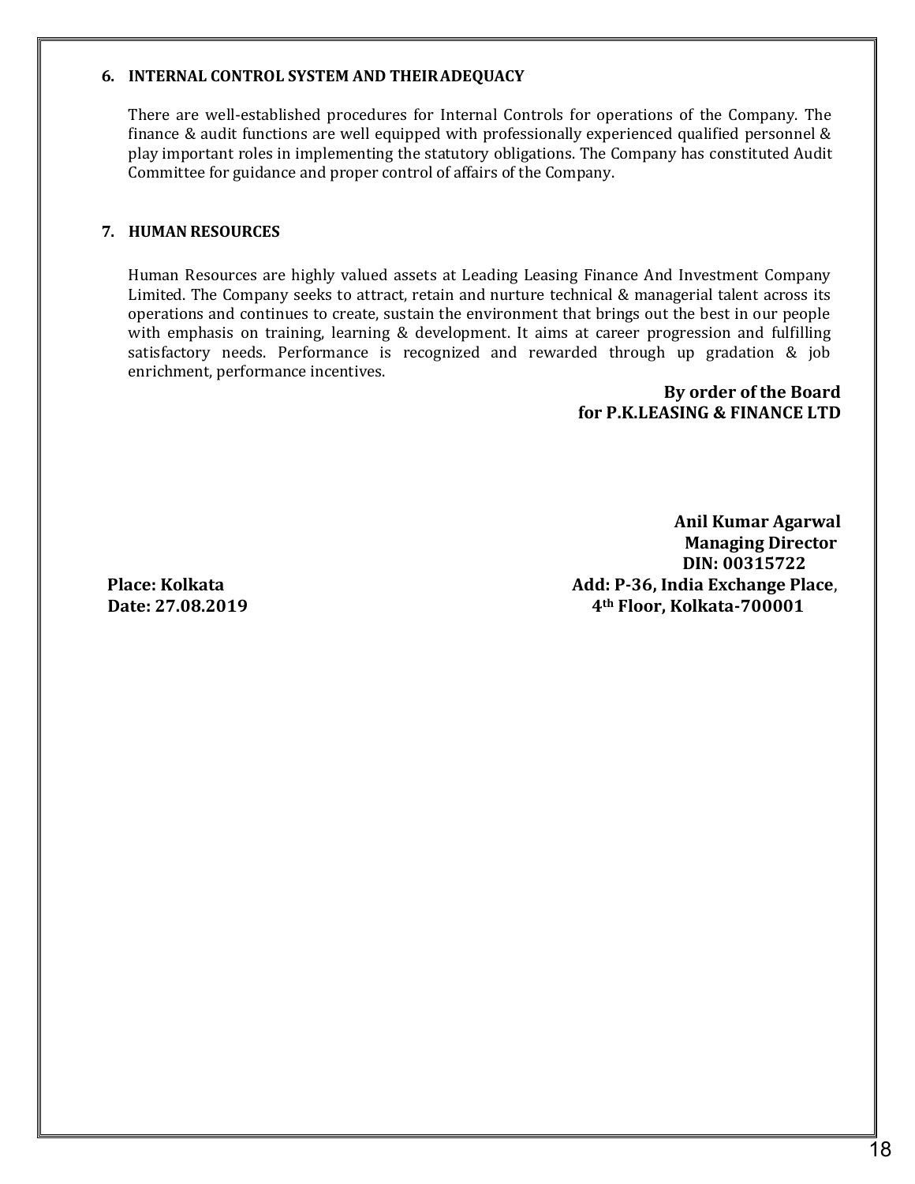### 6. INTERNAL CONTROL SYSTEM AND THEIR ADEQUACY

There are well-established procedures for Internal Controls for operations of the Company. The finance & audit functions are well equipped with professionally experienced qualified personnel & play important roles in implementing the statutory obligations. The Company has constituted Audit Committee for guidance and proper control of affairs of the Company.

### 7. HUMAN RESOURCES

Human Resources are highly valued assets at Leading Leasing Finance And Investment Company Limited. The Company seeks to attract, retain and nurture technical & managerial talent across its operations and continues to create, sustain the environment that brings out the best in our people with emphasis on training, learning & development. It aims at career progression and fulfilling satisfactory needs. Performance is recognized and rewarded through up gradation & job enrichment, performance incentives.

**By order of the Board**
**for P.K.LEASING & FINANCE LTD**

**Anil Kumar Agarwal**
**Managing Director**
**DIN: 00315722**
**Add: P-36, India Exchange Place,**
**4th Floor, Kolkata-700001**

**Place: Kolkata**
**Date: 27.08.2019**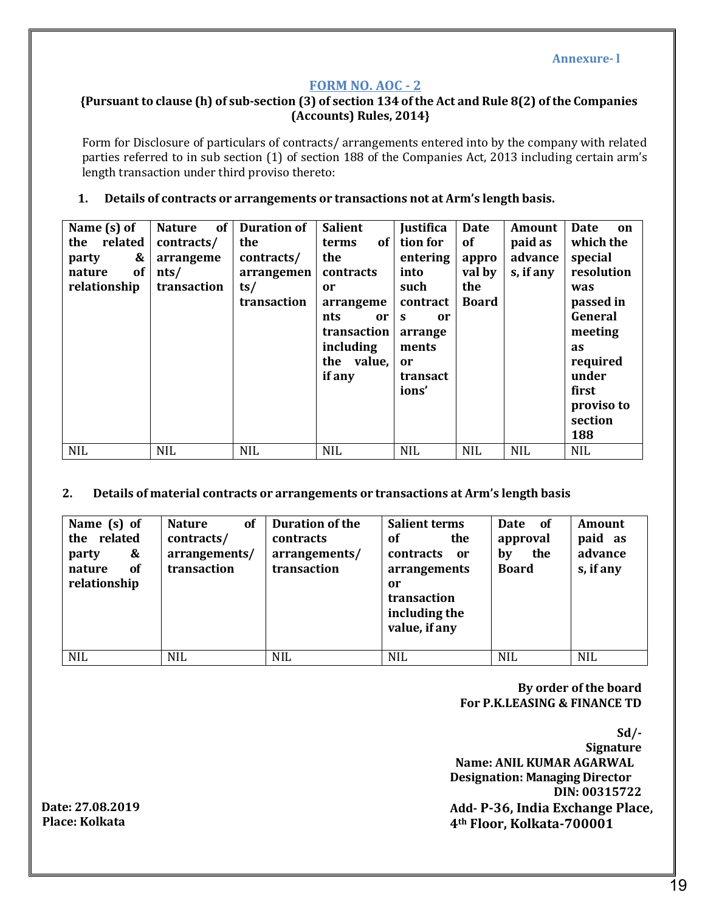Annexure- l

## FORM NO. AOC - 2

**{Pursuant to clause (h) of sub-section (3) of section 134 of the Act and Rule 8(2) of the Companies (Accounts) Rules, 2014}**

Form for Disclosure of particulars of contracts/ arrangements entered into by the company with related parties referred to in sub section (1) of section 188 of the Companies Act, 2013 including certain arm's length transaction under third proviso thereto:

**1. Details of contracts or arrangements or transactions not at Arm's length basis.**

| Name (s) of the related party & nature of relationship | Nature of contracts/ arrangements/ transaction | Duration of the contracts/ arrangements/ transaction | Salient terms of the contracts or arrangements or transaction including the value, if any | Justification for entering into such contracts or arrangements or transactions' | Date of approval by the Board | Amount paid as advances, if any | Date on which the special resolution was passed in General meeting as required under first proviso to section 188 |
|---|---|---|---|---|---|---|---|
| NIL | NIL | NIL | NIL | NIL | NIL | NIL | NIL |

**2. Details of material contracts or arrangements or transactions at Arm's length basis**

| Name (s) of the related party & nature of relationship | Nature of contracts/ arrangements/ transaction | Duration of the contracts arrangements/ transaction | Salient terms of the contracts or arrangements or transaction including the value, if any | Date of approval by the Board | Amount paid as advances, if any |
|---|---|---|---|---|---|
| NIL | NIL | NIL | NIL | NIL | NIL |

**By order of the board**
**For P.K.LEASING & FINANCE TD**

**Sd/-**
**Signature**
**Name: ANIL KUMAR AGARWAL**
**Designation: Managing Director**
**DIN: 00315722**
**Add- P-36, India Exchange Place, 4th Floor, Kolkata-700001**

**Date: 27.08.2019**
**Place: Kolkata**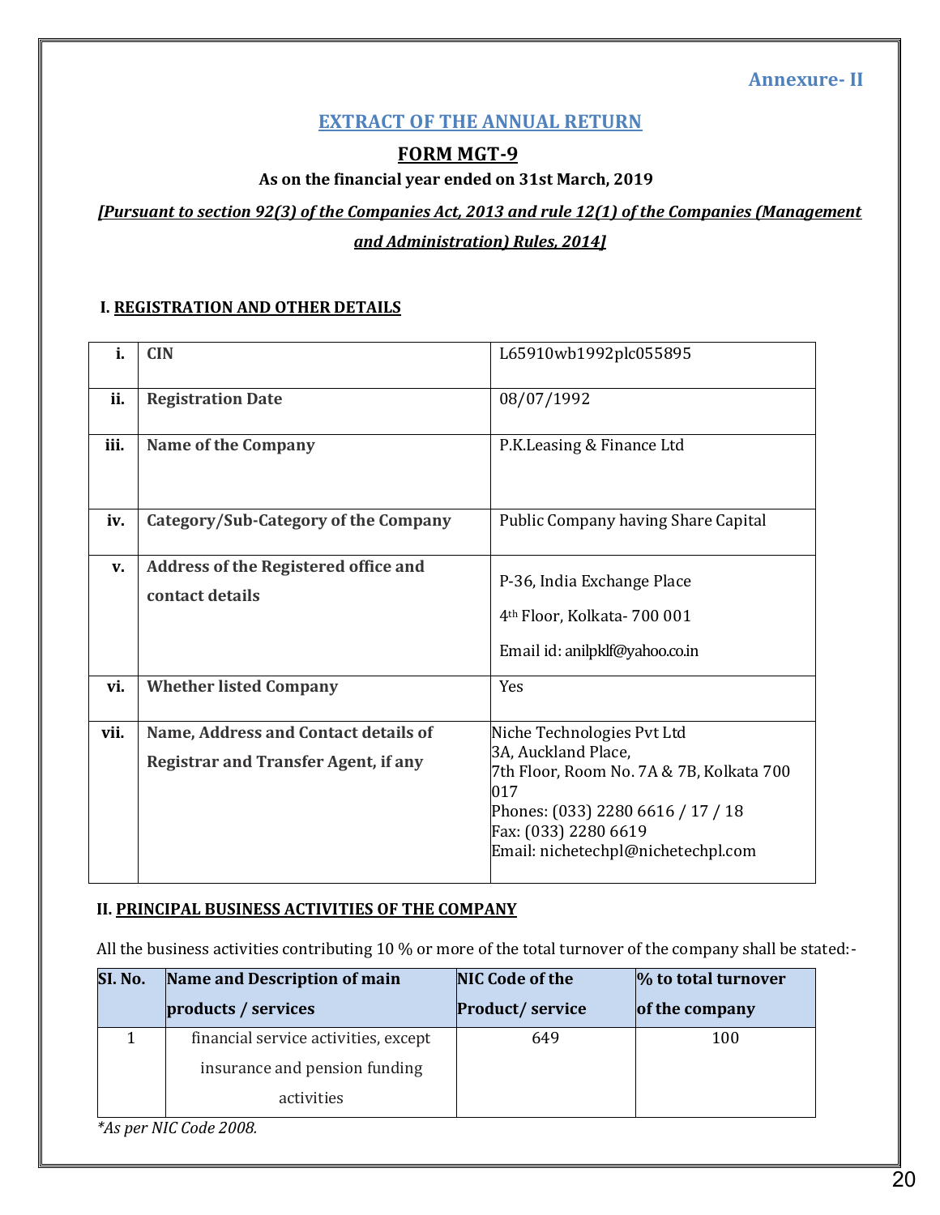**Annexure- II**

# EXTRACT OF THE ANNUAL RETURN

## FORM MGT-9

**As on the financial year ended on 31st March, 2019**

***[Pursuant to section 92(3) of the Companies Act, 2013 and rule 12(1) of the Companies (Management and Administration) Rules, 2014]***

### I. REGISTRATION AND OTHER DETAILS

| | | |
|---|---|---|
| **i.** | **CIN** | L65910wb1992plc055895 |
| **ii.** | **Registration Date** | 08/07/1992 |
| **iii.** | **Name of the Company** | P.K.Leasing & Finance Ltd |
| **iv.** | **Category/Sub-Category of the Company** | Public Company having Share Capital |
| **v.** | **Address of the Registered office and contact details** | P-36, India Exchange Place<br>4th Floor, Kolkata- 700 001<br>Email id: anilpklf@yahoo.co.in |
| **vi.** | **Whether listed Company** | Yes |
| **vii.** | **Name, Address and Contact details of Registrar and Transfer Agent, if any** | Niche Technologies Pvt Ltd<br>3A, Auckland Place,<br>7th Floor, Room No. 7A & 7B, Kolkata 700 017<br>Phones: (033) 2280 6616 / 17 / 18<br>Fax: (033) 2280 6619<br>Email: nichetechpl@nichetechpl.com |

### II. PRINCIPAL BUSINESS ACTIVITIES OF THE COMPANY

All the business activities contributing 10 % or more of the total turnover of the company shall be stated:-

| SI. No. | Name and Description of main products / services | NIC Code of the Product/ service | % to total turnover of the company |
|---|---|---|---|
| 1 | financial service activities, except insurance and pension funding activities | 649 | 100 |

*\*As per NIC Code 2008.*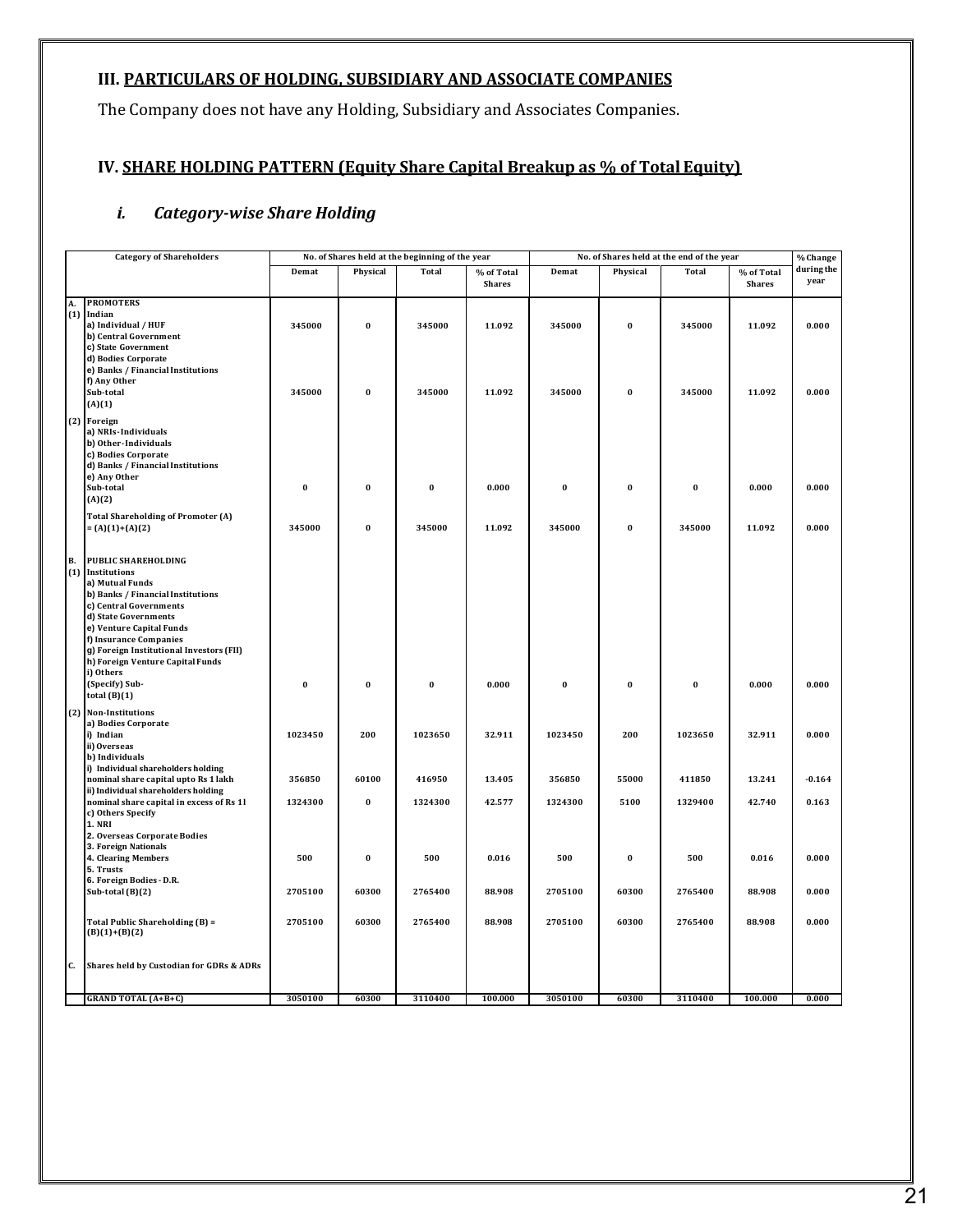### III. PARTICULARS OF HOLDING, SUBSIDIARY AND ASSOCIATE COMPANIES

The Company does not have any Holding, Subsidiary and Associates Companies.

### IV. SHARE HOLDING PATTERN (Equity Share Capital Breakup as % of Total Equity)

#### i. *Category-wise Share Holding*

| | Category of Shareholders | No. of Shares held at the beginning of the year | | | | No. of Shares held at the end of the year | | | | % Change during the year |
|---|---|---|---|---|---|---|---|---|---|---|
| | | Demat | Physical | Total | % of Total Shares | Demat | Physical | Total | % of Total Shares | |
| A. | PROMOTERS | | | | | | | | | |
| (1) | Indian | | | | | | | | | |
| | a) Individual / HUF | 345000 | 0 | 345000 | 11.092 | 345000 | 0 | 345000 | 11.092 | 0.000 |
| | b) Central Government | | | | | | | | | |
| | c) State Government | | | | | | | | | |
| | d) Bodies Corporate | | | | | | | | | |
| | e) Banks / Financial Institutions | | | | | | | | | |
| | f) Any Other | | | | | | | | | |
| | Sub-total (A)(1) | 345000 | 0 | 345000 | 11.092 | 345000 | 0 | 345000 | 11.092 | 0.000 |
| (2) | Foreign | | | | | | | | | |
| | a) NRIs-Individuals | | | | | | | | | |
| | b) Other-Individuals | | | | | | | | | |
| | c) Bodies Corporate | | | | | | | | | |
| | d) Banks / Financial Institutions | | | | | | | | | |
| | e) Any Other | | | | | | | | | |
| | Sub-total (A)(2) | 0 | 0 | 0 | 0.000 | 0 | 0 | 0 | 0.000 | 0.000 |
| | Total Shareholding of Promoter (A) = (A)(1)+(A)(2) | 345000 | 0 | 345000 | 11.092 | 345000 | 0 | 345000 | 11.092 | 0.000 |
| B. | PUBLIC SHAREHOLDING | | | | | | | | | |
| (1) | Institutions | | | | | | | | | |
| | a) Mutual Funds | | | | | | | | | |
| | b) Banks / Financial Institutions | | | | | | | | | |
| | c) Central Governments | | | | | | | | | |
| | d) State Governments | | | | | | | | | |
| | e) Venture Capital Funds | | | | | | | | | |
| | f) Insurance Companies | | | | | | | | | |
| | g) Foreign Institutional Investors (FII) | | | | | | | | | |
| | h) Foreign Venture Capital Funds | | | | | | | | | |
| | i) Others | | | | | | | | | |
| | (Specify) Sub-total (B)(1) | 0 | 0 | 0 | 0.000 | 0 | 0 | 0 | 0.000 | 0.000 |
| (2) | Non-Institutions | | | | | | | | | |
| | a) Bodies Corporate | | | | | | | | | |
| | i) Indian | 1023450 | 200 | 1023650 | 32.911 | 1023450 | 200 | 1023650 | 32.911 | 0.000 |
| | ii) Overseas | | | | | | | | | |
| | b) Individuals | | | | | | | | | |
| | i) Individual shareholders holding nominal share capital upto Rs 1 lakh | 356850 | 60100 | 416950 | 13.405 | 356850 | 55000 | 411850 | 13.241 | -0.164 |
| | ii) Individual shareholders holding nominal share capital in excess of Rs 1l | 1324300 | 0 | 1324300 | 42.577 | 1324300 | 5100 | 1329400 | 42.740 | 0.163 |
| | c) Others Specify | | | | | | | | | |
| | 1. NRI | | | | | | | | | |
| | 2. Overseas Corporate Bodies | | | | | | | | | |
| | 3. Foreign Nationals | | | | | | | | | |
| | 4. Clearing Members | 500 | 0 | 500 | 0.016 | 500 | 0 | 500 | 0.016 | 0.000 |
| | 5. Trusts | | | | | | | | | |
| | 6. Foreign Bodies - D.R. | | | | | | | | | |
| | Sub-total (B)(2) | 2705100 | 60300 | 2765400 | 88.908 | 2705100 | 60300 | 2765400 | 88.908 | 0.000 |
| | Total Public Shareholding (B) = (B)(1)+(B)(2) | 2705100 | 60300 | 2765400 | 88.908 | 2705100 | 60300 | 2765400 | 88.908 | 0.000 |
| C. | Shares held by Custodian for GDRs & ADRs | | | | | | | | | |
| | GRAND TOTAL (A+B+C) | 3050100 | 60300 | 3110400 | 100.000 | 3050100 | 60300 | 3110400 | 100.000 | 0.000 |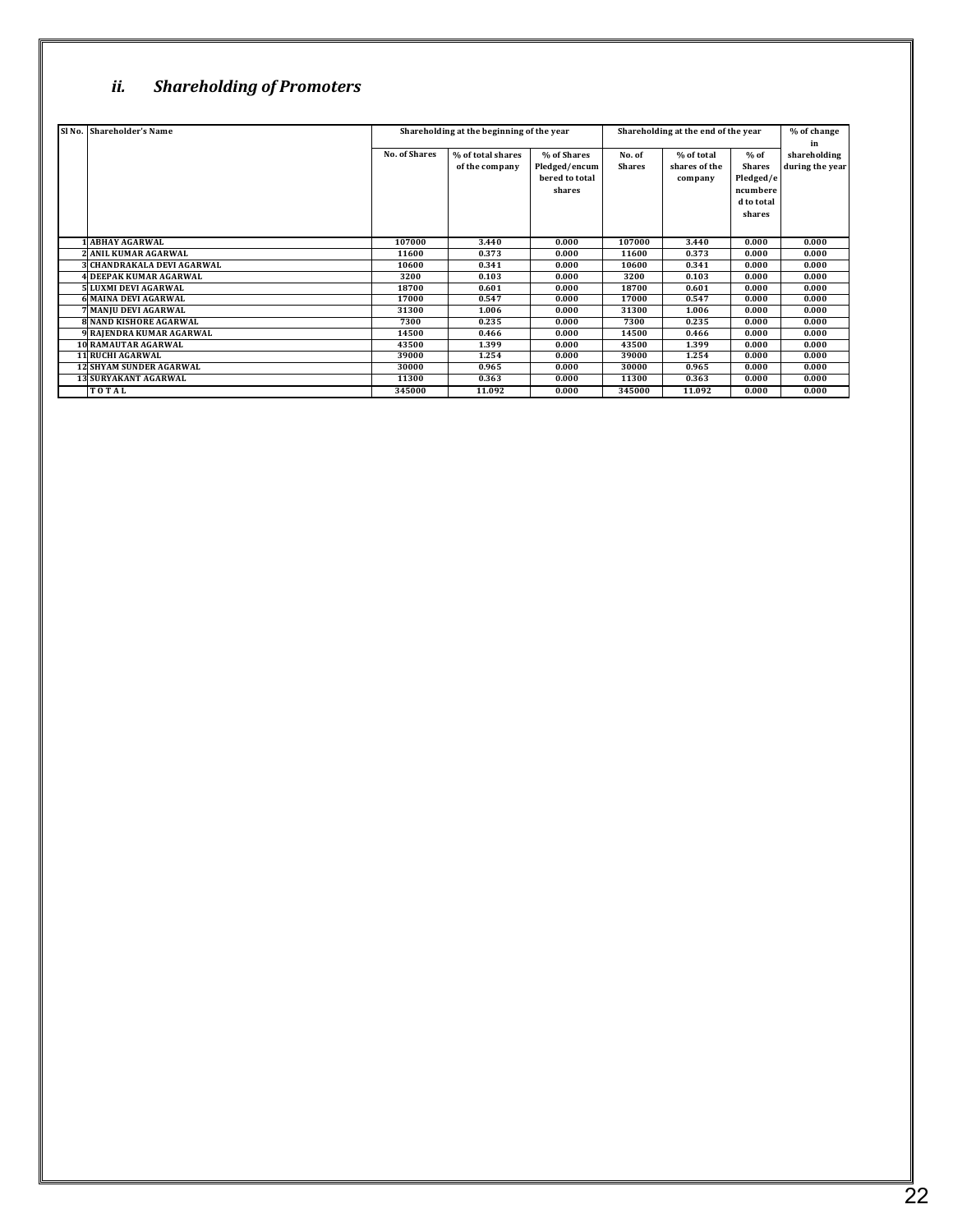### *ii. Shareholding of Promoters*

| Sl No. | Shareholder's Name | Shareholding at the beginning of the year | | | Shareholding at the end of the year | | | % of change in shareholding during the year |
|---|---|---|---|---|---|---|---|---|
| | | No. of Shares | % of total shares of the company | % of Shares Pledged/encumbered to total shares | No. of Shares | % of total shares of the company | % of Shares Pledged/encumbered to total shares | |
| 1 | ABHAY AGARWAL | 107000 | 3.440 | 0.000 | 107000 | 3.440 | 0.000 | 0.000 |
| 2 | ANIL KUMAR AGARWAL | 11600 | 0.373 | 0.000 | 11600 | 0.373 | 0.000 | 0.000 |
| 3 | CHANDRAKALA DEVI AGARWAL | 10600 | 0.341 | 0.000 | 10600 | 0.341 | 0.000 | 0.000 |
| 4 | DEEPAK KUMAR AGARWAL | 3200 | 0.103 | 0.000 | 3200 | 0.103 | 0.000 | 0.000 |
| 5 | LUXMI DEVI AGARWAL | 18700 | 0.601 | 0.000 | 18700 | 0.601 | 0.000 | 0.000 |
| 6 | MAINA DEVI AGARWAL | 17000 | 0.547 | 0.000 | 17000 | 0.547 | 0.000 | 0.000 |
| 7 | MANJU DEVI AGARWAL | 31300 | 1.006 | 0.000 | 31300 | 1.006 | 0.000 | 0.000 |
| 8 | NAND KISHORE AGARWAL | 7300 | 0.235 | 0.000 | 7300 | 0.235 | 0.000 | 0.000 |
| 9 | RAJENDRA KUMAR AGARWAL | 14500 | 0.466 | 0.000 | 14500 | 0.466 | 0.000 | 0.000 |
| 10 | RAMAUTAR AGARWAL | 43500 | 1.399 | 0.000 | 43500 | 1.399 | 0.000 | 0.000 |
| 11 | RUCHI AGARWAL | 39000 | 1.254 | 0.000 | 39000 | 1.254 | 0.000 | 0.000 |
| 12 | SHYAM SUNDER AGARWAL | 30000 | 0.965 | 0.000 | 30000 | 0.965 | 0.000 | 0.000 |
| 13 | SURYAKANT AGARWAL | 11300 | 0.363 | 0.000 | 11300 | 0.363 | 0.000 | 0.000 |
| | TOTAL | 345000 | 11.092 | 0.000 | 345000 | 11.092 | 0.000 | 0.000 |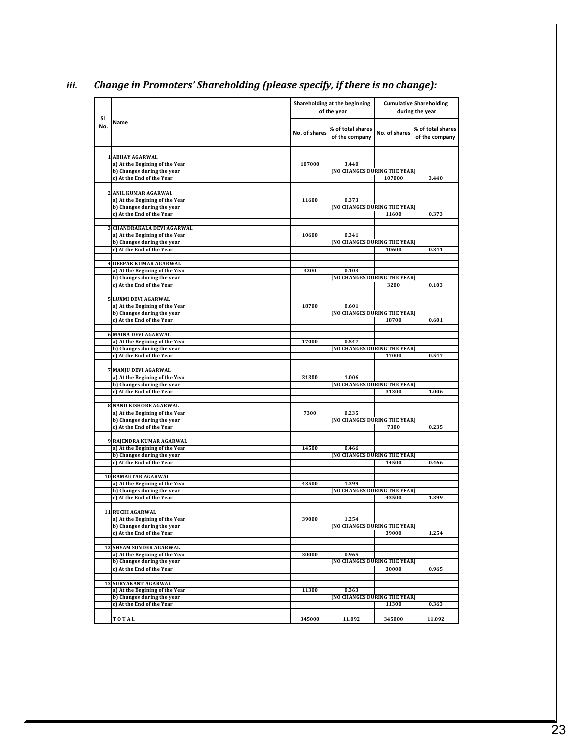### *iii. Change in Promoters' Shareholding (please specify, if there is no change):*

| Sl No. | Name | Shareholding at the beginning of the year | | Cumulative Shareholding during the year | |
|---|---|---|---|---|---|
| | | No. of shares | % of total shares of the company | No. of shares | % of total shares of the company |
| 1 | ABHAY AGARWAL | | | | |
| | a) At the Begining of the Year | 107000 | 3.440 | | |
| | b) Changes during the year | [NO CHANGES DURING THE YEAR] | | | |
| | c) At the End of the Year | | | 107000 | 3.440 |
| 2 | ANIL KUMAR AGARWAL | | | | |
| | a) At the Begining of the Year | 11600 | 0.373 | | |
| | b) Changes during the year | [NO CHANGES DURING THE YEAR] | | | |
| | c) At the End of the Year | | | 11600 | 0.373 |
| 3 | CHANDRAKALA DEVI AGARWAL | | | | |
| | a) At the Begining of the Year | 10600 | 0.341 | | |
| | b) Changes during the year | [NO CHANGES DURING THE YEAR] | | | |
| | c) At the End of the Year | | | 10600 | 0.341 |
| 4 | DEEPAK KUMAR AGARWAL | | | | |
| | a) At the Begining of the Year | 3200 | 0.103 | | |
| | b) Changes during the year | [NO CHANGES DURING THE YEAR] | | | |
| | c) At the End of the Year | | | 3200 | 0.103 |
| 5 | LUXMI DEVI AGARWAL | | | | |
| | a) At the Begining of the Year | 18700 | 0.601 | | |
| | b) Changes during the year | [NO CHANGES DURING THE YEAR] | | | |
| | c) At the End of the Year | | | 18700 | 0.601 |
| 6 | MAINA DEVI AGARWAL | | | | |
| | a) At the Begining of the Year | 17000 | 0.547 | | |
| | b) Changes during the year | [NO CHANGES DURING THE YEAR] | | | |
| | c) At the End of the Year | | | 17000 | 0.547 |
| 7 | MANJU DEVI AGARWAL | | | | |
| | a) At the Begining of the Year | 31300 | 1.006 | | |
| | b) Changes during the year | [NO CHANGES DURING THE YEAR] | | | |
| | c) At the End of the Year | | | 31300 | 1.006 |
| 8 | NAND KISHORE AGARWAL | | | | |
| | a) At the Begining of the Year | 7300 | 0.235 | | |
| | b) Changes during the year | [NO CHANGES DURING THE YEAR] | | | |
| | c) At the End of the Year | | | 7300 | 0.235 |
| 9 | RAJENDRA KUMAR AGARWAL | | | | |
| | a) At the Begining of the Year | 14500 | 0.466 | | |
| | b) Changes during the year | [NO CHANGES DURING THE YEAR] | | | |
| | c) At the End of the Year | | | 14500 | 0.466 |
| 10 | RAMAUTAR AGARWAL | | | | |
| | a) At the Begining of the Year | 43500 | 1.399 | | |
| | b) Changes during the year | [NO CHANGES DURING THE YEAR] | | | |
| | c) At the End of the Year | | | 43500 | 1.399 |
| 11 | RUCHI AGARWAL | | | | |
| | a) At the Begining of the Year | 39000 | 1.254 | | |
| | b) Changes during the year | [NO CHANGES DURING THE YEAR] | | | |
| | c) At the End of the Year | | | 39000 | 1.254 |
| 12 | SHYAM SUNDER AGARWAL | | | | |
| | a) At the Begining of the Year | 30000 | 0.965 | | |
| | b) Changes during the year | [NO CHANGES DURING THE YEAR] | | | |
| | c) At the End of the Year | | | 30000 | 0.965 |
| 13 | SURYAKANT AGARWAL | | | | |
| | a) At the Begining of the Year | 11300 | 0.363 | | |
| | b) Changes during the year | [NO CHANGES DURING THE YEAR] | | | |
| | c) At the End of the Year | | | 11300 | 0.363 |
| | TOTAL | 345000 | 11.092 | 345000 | 11.092 |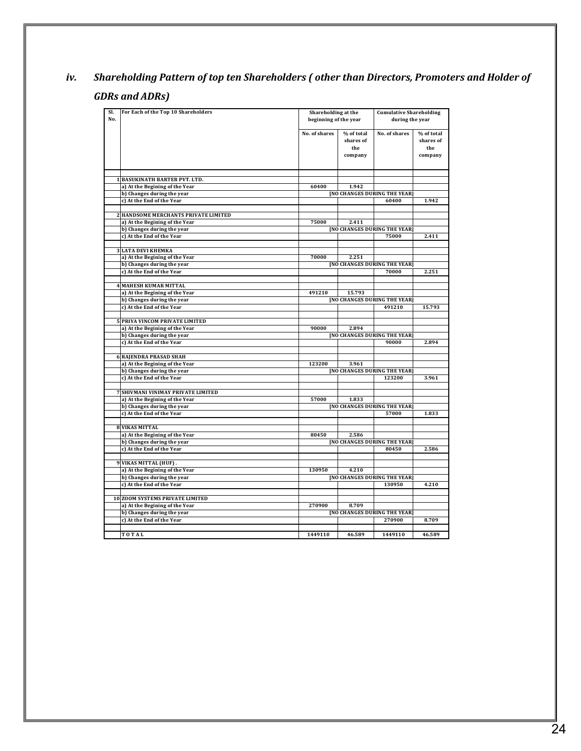## iv. *Shareholding Pattern of top ten Shareholders ( other than Directors, Promoters and Holder of GDRs and ADRs)*

| Sl. No. | For Each of the Top 10 Shareholders | Shareholding at the beginning of the year | | Cumulative Shareholding during the year | |
|---|---|---|---|---|---|
| | | No. of shares | % of total shares of the company | No. of shares | % of total shares of the company |
| 1 | BASUKINATH BARTER PVT. LTD. | | | | |
| | a) At the Begining of the Year | 60400 | 1.942 | | |
| | b) Changes during the year | [NO CHANGES DURING THE YEAR] | | | |
| | c) At the End of the Year | | | 60400 | 1.942 |
| 2 | HANDSOME MERCHANTS PRIVATE LIMITED | | | | |
| | a) At the Begining of the Year | 75000 | 2.411 | | |
| | b) Changes during the year | [NO CHANGES DURING THE YEAR] | | | |
| | c) At the End of the Year | | | 75000 | 2.411 |
| 3 | LATA DEVI KHEMKA | | | | |
| | a) At the Begining of the Year | 70000 | 2.251 | | |
| | b) Changes during the year | [NO CHANGES DURING THE YEAR] | | | |
| | c) At the End of the Year | | | 70000 | 2.251 |
| 4 | MAHESH KUMAR MITTAL | | | | |
| | a) At the Begining of the Year | 491210 | 15.793 | | |
| | b) Changes during the year | [NO CHANGES DURING THE YEAR] | | | |
| | c) At the End of the Year | | | 491210 | 15.793 |
| 5 | PRIYA VINCOM PRIVATE LIMITED | | | | |
| | a) At the Begining of the Year | 90000 | 2.894 | | |
| | b) Changes during the year | [NO CHANGES DURING THE YEAR] | | | |
| | c) At the End of the Year | | | 90000 | 2.894 |
| 6 | RAJENDRA PRASAD SHAH | | | | |
| | a) At the Begining of the Year | 123200 | 3.961 | | |
| | b) Changes during the year | [NO CHANGES DURING THE YEAR] | | | |
| | c) At the End of the Year | | | 123200 | 3.961 |
| 7 | SHIVMANI VINIMAY PRIVATE LIMITED | | | | |
| | a) At the Begining of the Year | 57000 | 1.833 | | |
| | b) Changes during the year | [NO CHANGES DURING THE YEAR] | | | |
| | c) At the End of the Year | | | 57000 | 1.833 |
| 8 | VIKAS MITTAL | | | | |
| | a) At the Begining of the Year | 80450 | 2.586 | | |
| | b) Changes during the year | [NO CHANGES DURING THE YEAR] | | | |
| | c) At the End of the Year | | | 80450 | 2.586 |
| 9 | VIKAS MITTAL (HUF) . | | | | |
| | a) At the Begining of the Year | 130950 | 4.210 | | |
| | b) Changes during the year | [NO CHANGES DURING THE YEAR] | | | |
| | c) At the End of the Year | | | 130950 | 4.210 |
| 10 | ZOOM SYSTEMS PRIVATE LIMITED | | | | |
| | a) At the Begining of the Year | 270900 | 8.709 | | |
| | b) Changes during the year | [NO CHANGES DURING THE YEAR] | | | |
| | c) At the End of the Year | | | 270900 | 8.709 |
| | TOTAL | 1449110 | 46.589 | 1449110 | 46.589 |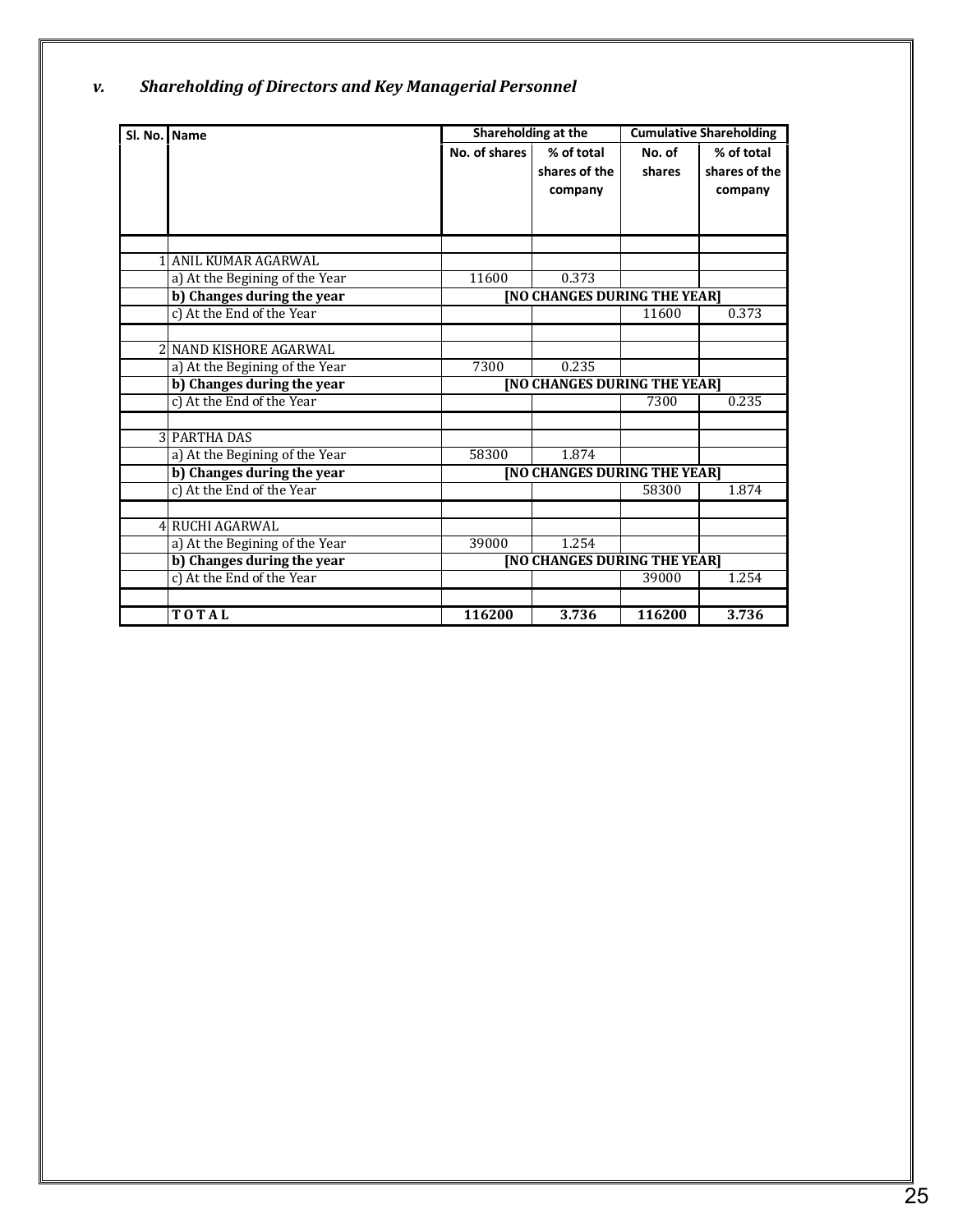### *v. Shareholding of Directors and Key Managerial Personnel*

| Sl. No. | Name | Shareholding at the | | Cumulative Shareholding | |
|---|---|---|---|---|---|
| | | No. of shares | % of total shares of the company | No. of shares | % of total shares of the company |
| | | | | | |
| 1 | ANIL KUMAR AGARWAL | | | | |
| | a) At the Begining of the Year | 11600 | 0.373 | | |
| | **b) Changes during the year** | **[NO CHANGES DURING THE YEAR]** | | | |
| | c) At the End of the Year | | | 11600 | 0.373 |
| | | | | | |
| 2 | NAND KISHORE AGARWAL | | | | |
| | a) At the Begining of the Year | 7300 | 0.235 | | |
| | **b) Changes during the year** | **[NO CHANGES DURING THE YEAR]** | | | |
| | c) At the End of the Year | | | 7300 | 0.235 |
| | | | | | |
| 3 | PARTHA DAS | | | | |
| | a) At the Begining of the Year | 58300 | 1.874 | | |
| | **b) Changes during the year** | **[NO CHANGES DURING THE YEAR]** | | | |
| | c) At the End of the Year | | | 58300 | 1.874 |
| | | | | | |
| 4 | RUCHI AGARWAL | | | | |
| | a) At the Begining of the Year | 39000 | 1.254 | | |
| | **b) Changes during the year** | **[NO CHANGES DURING THE YEAR]** | | | |
| | c) At the End of the Year | | | 39000 | 1.254 |
| | | | | | |
| | **T O T A L** | **116200** | **3.736** | **116200** | **3.736** |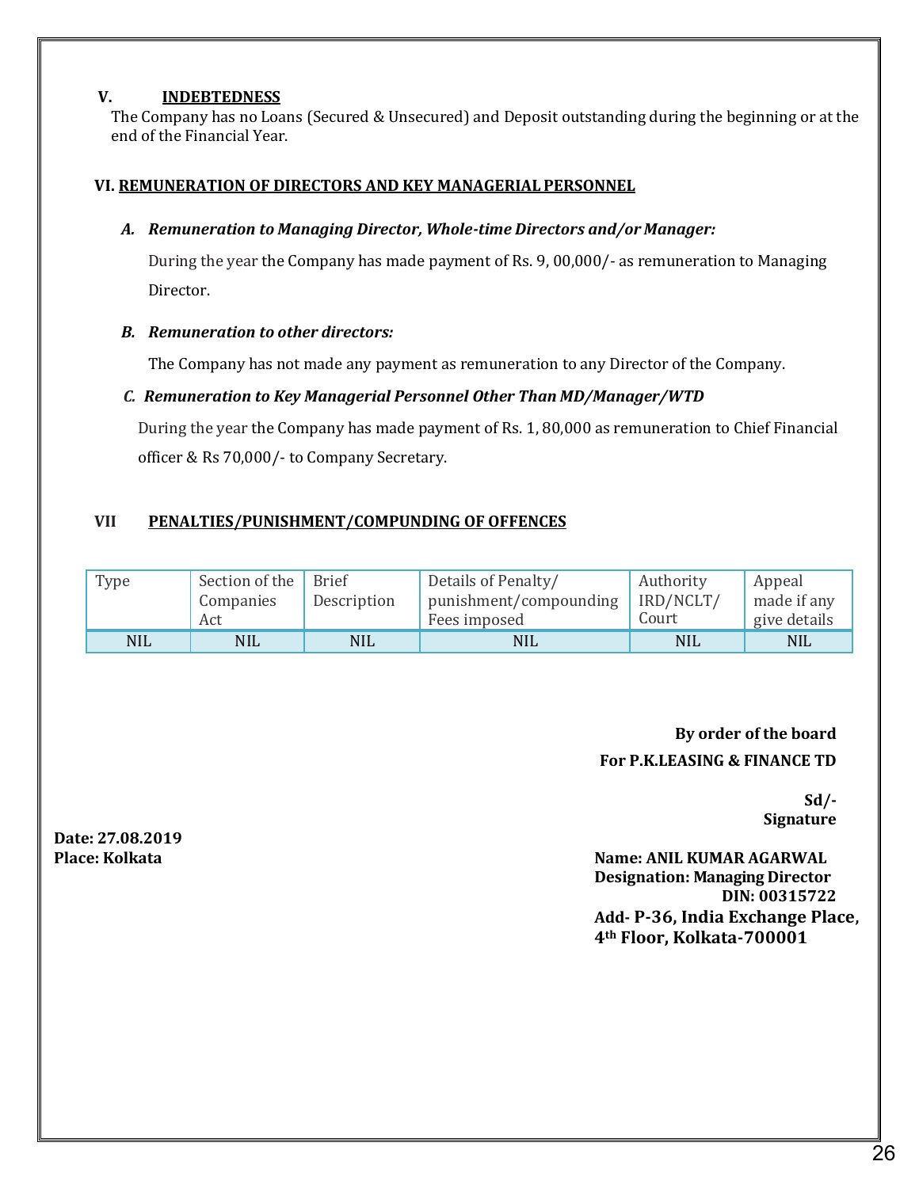## V. INDEBTEDNESS

The Company has no Loans (Secured & Unsecured) and Deposit outstanding during the beginning or at the end of the Financial Year.

## VI. REMUNERATION OF DIRECTORS AND KEY MANAGERIAL PERSONNEL

### A. *Remuneration to Managing Director, Whole-time Directors and/or Manager:*

During the year the Company has made payment of Rs. 9, 00,000/- as remuneration to Managing Director.

### B. *Remuneration to other directors:*

The Company has not made any payment as remuneration to any Director of the Company.

### C. *Remuneration to Key Managerial Personnel Other Than MD/Manager/WTD*

During the year the Company has made payment of Rs. 1, 80,000 as remuneration to Chief Financial officer & Rs 70,000/- to Company Secretary.

## VII PENALTIES/PUNISHMENT/COMPUNDING OF OFFENCES

| Type | Section of the Companies Act | Brief Description | Details of Penalty/ punishment/compounding Fees imposed | Authority IRD/NCLT/ Court | Appeal made if any give details |
|---|---|---|---|---|---|
| NIL | NIL | NIL | NIL | NIL | NIL |

**By order of the board**
**For P.K.LEASING & FINANCE TD**

**Sd/-**
**Signature**

**Date: 27.08.2019**
**Place: Kolkata**

**Name: ANIL KUMAR AGARWAL**
**Designation: Managing Director**
**DIN: 00315722**
**Add- P-36, India Exchange Place, 4th Floor, Kolkata-700001**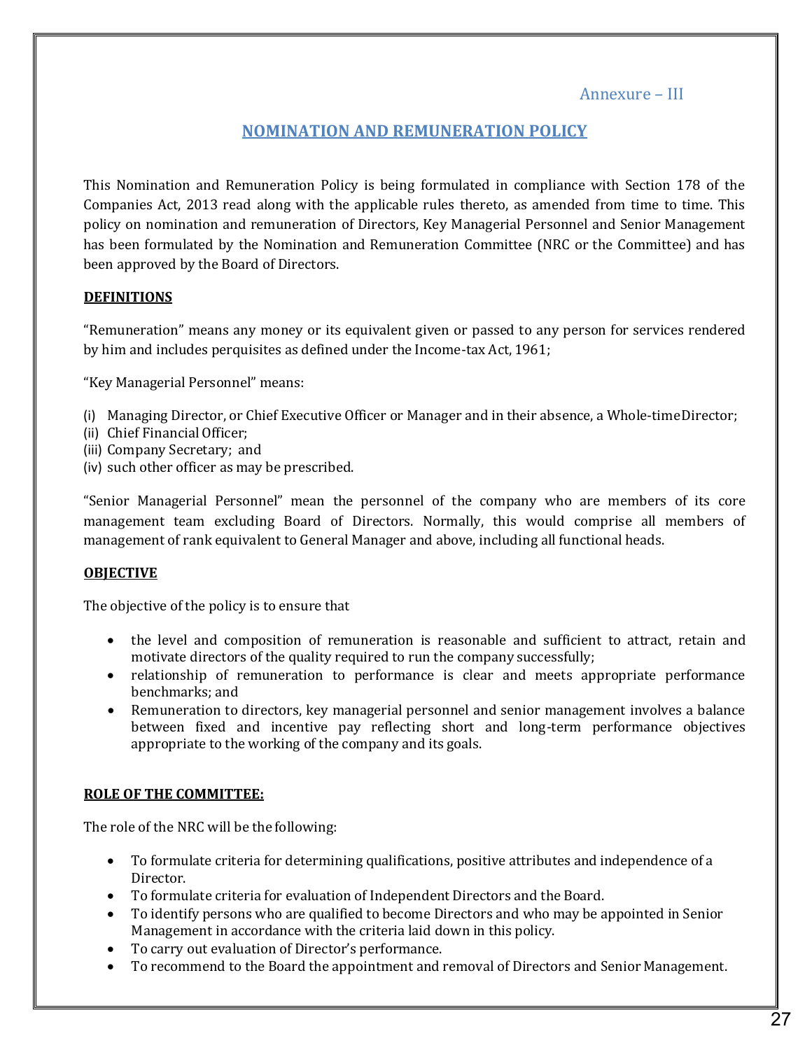Annexure – III

# NOMINATION AND REMUNERATION POLICY

This Nomination and Remuneration Policy is being formulated in compliance with Section 178 of the Companies Act, 2013 read along with the applicable rules thereto, as amended from time to time. This policy on nomination and remuneration of Directors, Key Managerial Personnel and Senior Management has been formulated by the Nomination and Remuneration Committee (NRC or the Committee) and has been approved by the Board of Directors.

## DEFINITIONS

"Remuneration" means any money or its equivalent given or passed to any person for services rendered by him and includes perquisites as defined under the Income-tax Act, 1961;

"Key Managerial Personnel" means:

(i) Managing Director, or Chief Executive Officer or Manager and in their absence, a Whole-time Director;
(ii) Chief Financial Officer;
(iii) Company Secretary; and
(iv) such other officer as may be prescribed.

"Senior Managerial Personnel" mean the personnel of the company who are members of its core management team excluding Board of Directors. Normally, this would comprise all members of management of rank equivalent to General Manager and above, including all functional heads.

## OBJECTIVE

The objective of the policy is to ensure that

- the level and composition of remuneration is reasonable and sufficient to attract, retain and motivate directors of the quality required to run the company successfully;
- relationship of remuneration to performance is clear and meets appropriate performance benchmarks; and
- Remuneration to directors, key managerial personnel and senior management involves a balance between fixed and incentive pay reflecting short and long-term performance objectives appropriate to the working of the company and its goals.

## ROLE OF THE COMMITTEE:

The role of the NRC will be the following:

- To formulate criteria for determining qualifications, positive attributes and independence of a Director.
- To formulate criteria for evaluation of Independent Directors and the Board.
- To identify persons who are qualified to become Directors and who may be appointed in Senior Management in accordance with the criteria laid down in this policy.
- To carry out evaluation of Director's performance.
- To recommend to the Board the appointment and removal of Directors and Senior Management.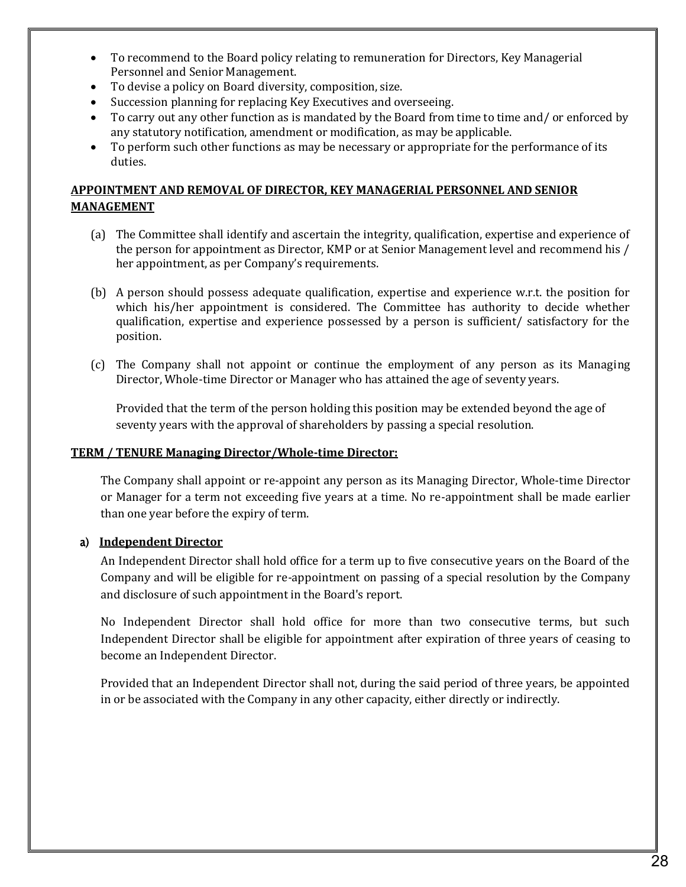- To recommend to the Board policy relating to remuneration for Directors, Key Managerial Personnel and Senior Management.
- To devise a policy on Board diversity, composition, size.
- Succession planning for replacing Key Executives and overseeing.
- To carry out any other function as is mandated by the Board from time to time and/ or enforced by any statutory notification, amendment or modification, as may be applicable.
- To perform such other functions as may be necessary or appropriate for the performance of its duties.

**APPOINTMENT AND REMOVAL OF DIRECTOR, KEY MANAGERIAL PERSONNEL AND SENIOR MANAGEMENT**

(a) The Committee shall identify and ascertain the integrity, qualification, expertise and experience of the person for appointment as Director, KMP or at Senior Management level and recommend his / her appointment, as per Company's requirements.

(b) A person should possess adequate qualification, expertise and experience w.r.t. the position for which his/her appointment is considered. The Committee has authority to decide whether qualification, expertise and experience possessed by a person is sufficient/ satisfactory for the position.

(c) The Company shall not appoint or continue the employment of any person as its Managing Director, Whole-time Director or Manager who has attained the age of seventy years.

Provided that the term of the person holding this position may be extended beyond the age of seventy years with the approval of shareholders by passing a special resolution.

**TERM / TENURE Managing Director/Whole-time Director:**

The Company shall appoint or re-appoint any person as its Managing Director, Whole-time Director or Manager for a term not exceeding five years at a time. No re-appointment shall be made earlier than one year before the expiry of term.

a) **Independent Director**

An Independent Director shall hold office for a term up to five consecutive years on the Board of the Company and will be eligible for re-appointment on passing of a special resolution by the Company and disclosure of such appointment in the Board's report.

No Independent Director shall hold office for more than two consecutive terms, but such Independent Director shall be eligible for appointment after expiration of three years of ceasing to become an Independent Director.

Provided that an Independent Director shall not, during the said period of three years, be appointed in or be associated with the Company in any other capacity, either directly or indirectly.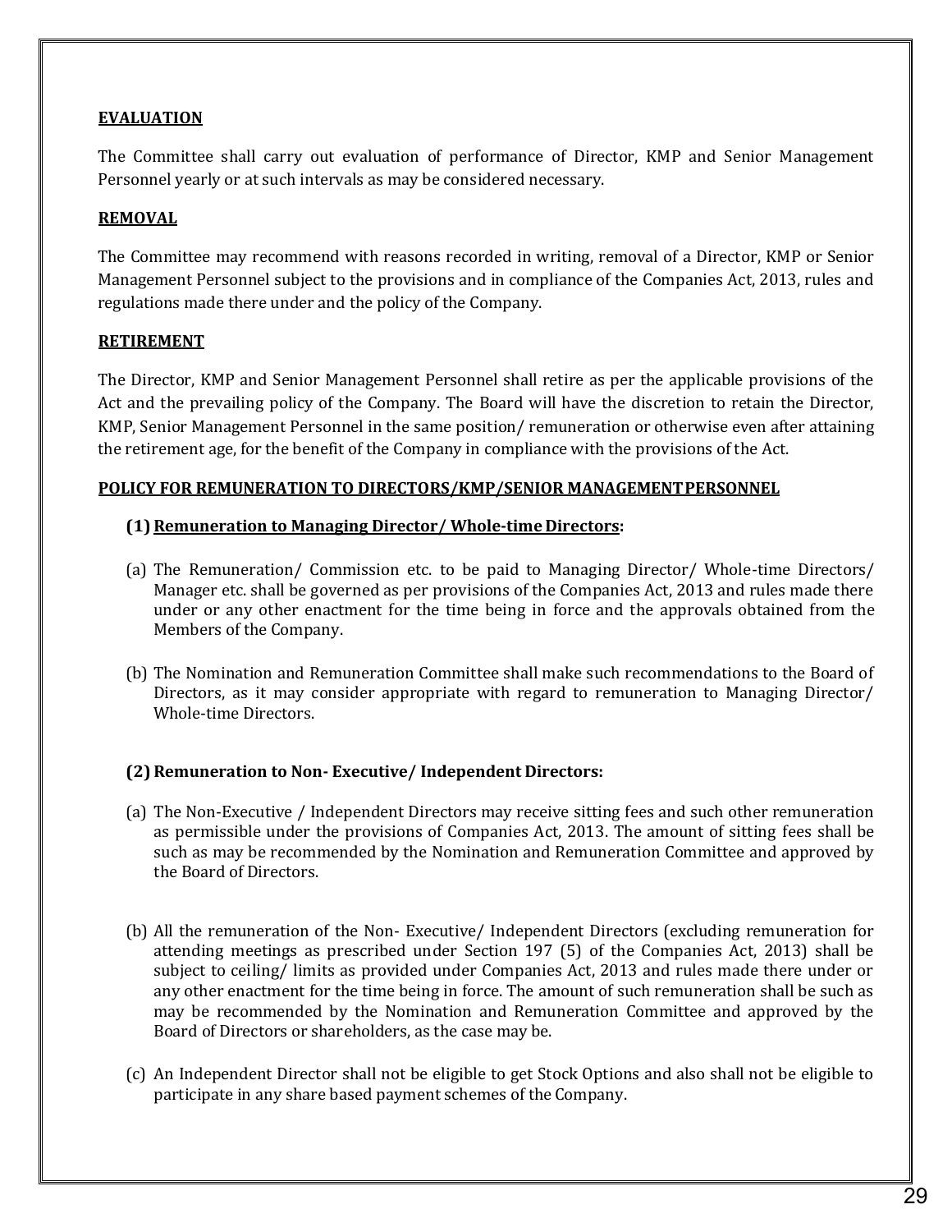**EVALUATION**

The Committee shall carry out evaluation of performance of Director, KMP and Senior Management Personnel yearly or at such intervals as may be considered necessary.

**REMOVAL**

The Committee may recommend with reasons recorded in writing, removal of a Director, KMP or Senior Management Personnel subject to the provisions and in compliance of the Companies Act, 2013, rules and regulations made there under and the policy of the Company.

**RETIREMENT**

The Director, KMP and Senior Management Personnel shall retire as per the applicable provisions of the Act and the prevailing policy of the Company. The Board will have the discretion to retain the Director, KMP, Senior Management Personnel in the same position/ remuneration or otherwise even after attaining the retirement age, for the benefit of the Company in compliance with the provisions of the Act.

**POLICY FOR REMUNERATION TO DIRECTORS/KMP/SENIOR MANAGEMENT PERSONNEL**

**(1) Remuneration to Managing Director/ Whole-time Directors:**

(a) The Remuneration/ Commission etc. to be paid to Managing Director/ Whole-time Directors/ Manager etc. shall be governed as per provisions of the Companies Act, 2013 and rules made there under or any other enactment for the time being in force and the approvals obtained from the Members of the Company.

(b) The Nomination and Remuneration Committee shall make such recommendations to the Board of Directors, as it may consider appropriate with regard to remuneration to Managing Director/ Whole-time Directors.

**(2) Remuneration to Non- Executive/ Independent Directors:**

(a) The Non-Executive / Independent Directors may receive sitting fees and such other remuneration as permissible under the provisions of Companies Act, 2013. The amount of sitting fees shall be such as may be recommended by the Nomination and Remuneration Committee and approved by the Board of Directors.

(b) All the remuneration of the Non- Executive/ Independent Directors (excluding remuneration for attending meetings as prescribed under Section 197 (5) of the Companies Act, 2013) shall be subject to ceiling/ limits as provided under Companies Act, 2013 and rules made there under or any other enactment for the time being in force. The amount of such remuneration shall be such as may be recommended by the Nomination and Remuneration Committee and approved by the Board of Directors or shareholders, as the case may be.

(c) An Independent Director shall not be eligible to get Stock Options and also shall not be eligible to participate in any share based payment schemes of the Company.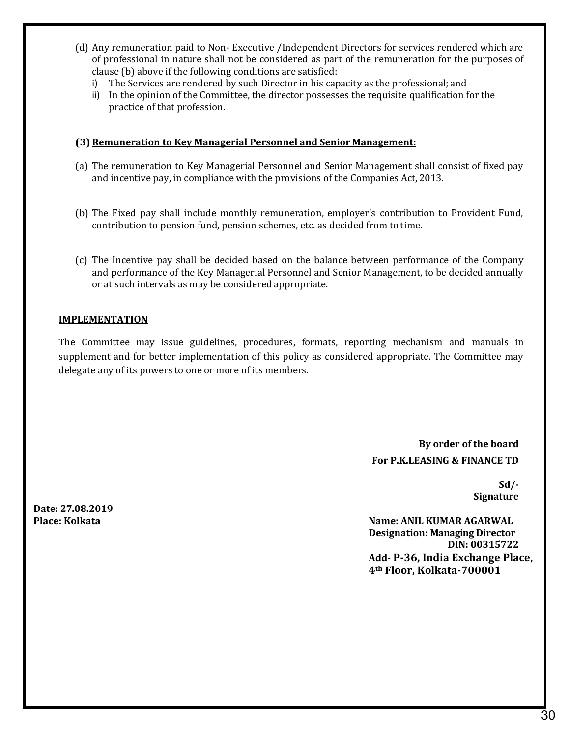(d) Any remuneration paid to Non- Executive /Independent Directors for services rendered which are of professional in nature shall not be considered as part of the remuneration for the purposes of clause (b) above if the following conditions are satisfied:

   i) The Services are rendered by such Director in his capacity as the professional; and
   ii) In the opinion of the Committee, the director possesses the requisite qualification for the practice of that profession.

**(3) Remuneration to Key Managerial Personnel and Senior Management:**

(a) The remuneration to Key Managerial Personnel and Senior Management shall consist of fixed pay and incentive pay, in compliance with the provisions of the Companies Act, 2013.

(b) The Fixed pay shall include monthly remuneration, employer's contribution to Provident Fund, contribution to pension fund, pension schemes, etc. as decided from to time.

(c) The Incentive pay shall be decided based on the balance between performance of the Company and performance of the Key Managerial Personnel and Senior Management, to be decided annually or at such intervals as may be considered appropriate.

**IMPLEMENTATION**

The Committee may issue guidelines, procedures, formats, reporting mechanism and manuals in supplement and for better implementation of this policy as considered appropriate. The Committee may delegate any of its powers to one or more of its members.

**By order of the board**
**For P.K.LEASING & FINANCE TD**

**Sd/-**
**Signature**

**Date: 27.08.2019**
**Place: Kolkata**

**Name: ANIL KUMAR AGARWAL**
**Designation: Managing Director**
**DIN: 00315722**
**Add- P-36, India Exchange Place, 4th Floor, Kolkata-700001**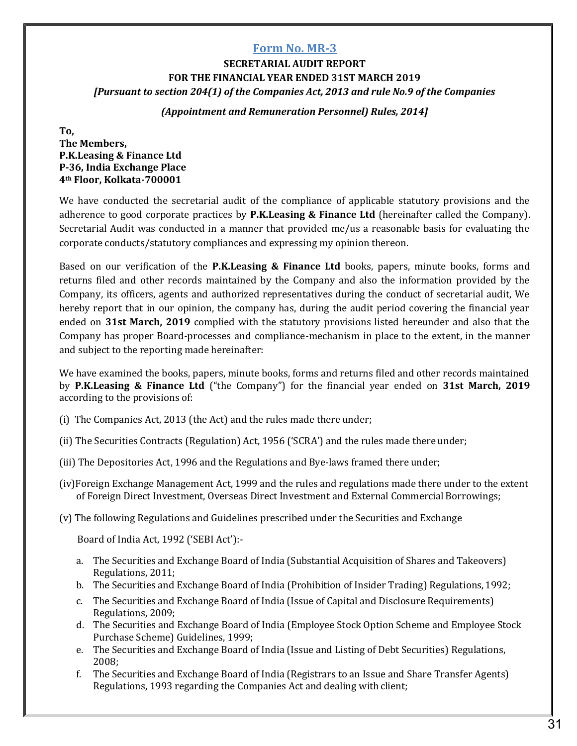## Form No. MR-3

**SECRETARIAL AUDIT REPORT**

**FOR THE FINANCIAL YEAR ENDED 31ST MARCH 2019**

***[Pursuant to section 204(1) of the Companies Act, 2013 and rule No.9 of the Companies***

***(Appointment and Remuneration Personnel) Rules, 2014]***

**To,**
**The Members,**
**P.K.Leasing & Finance Ltd**
**P-36, India Exchange Place**
**4th Floor, Kolkata-700001**

We have conducted the secretarial audit of the compliance of applicable statutory provisions and the adherence to good corporate practices by **P.K.Leasing & Finance Ltd** (hereinafter called the Company). Secretarial Audit was conducted in a manner that provided me/us a reasonable basis for evaluating the corporate conducts/statutory compliances and expressing my opinion thereon.

Based on our verification of the **P.K.Leasing & Finance Ltd** books, papers, minute books, forms and returns filed and other records maintained by the Company and also the information provided by the Company, its officers, agents and authorized representatives during the conduct of secretarial audit, We hereby report that in our opinion, the company has, during the audit period covering the financial year ended on **31st March, 2019** complied with the statutory provisions listed hereunder and also that the Company has proper Board-processes and compliance-mechanism in place to the extent, in the manner and subject to the reporting made hereinafter:

We have examined the books, papers, minute books, forms and returns filed and other records maintained by **P.K.Leasing & Finance Ltd** ("the Company") for the financial year ended on **31st March, 2019** according to the provisions of:

(i) The Companies Act, 2013 (the Act) and the rules made there under;

(ii) The Securities Contracts (Regulation) Act, 1956 ('SCRA') and the rules made there under;

(iii) The Depositories Act, 1996 and the Regulations and Bye-laws framed there under;

(iv) Foreign Exchange Management Act, 1999 and the rules and regulations made there under to the extent of Foreign Direct Investment, Overseas Direct Investment and External Commercial Borrowings;

(v) The following Regulations and Guidelines prescribed under the Securities and Exchange Board of India Act, 1992 ('SEBI Act'):-

a. The Securities and Exchange Board of India (Substantial Acquisition of Shares and Takeovers) Regulations, 2011;
b. The Securities and Exchange Board of India (Prohibition of Insider Trading) Regulations, 1992;
c. The Securities and Exchange Board of India (Issue of Capital and Disclosure Requirements) Regulations, 2009;
d. The Securities and Exchange Board of India (Employee Stock Option Scheme and Employee Stock Purchase Scheme) Guidelines, 1999;
e. The Securities and Exchange Board of India (Issue and Listing of Debt Securities) Regulations, 2008;
f. The Securities and Exchange Board of India (Registrars to an Issue and Share Transfer Agents) Regulations, 1993 regarding the Companies Act and dealing with client;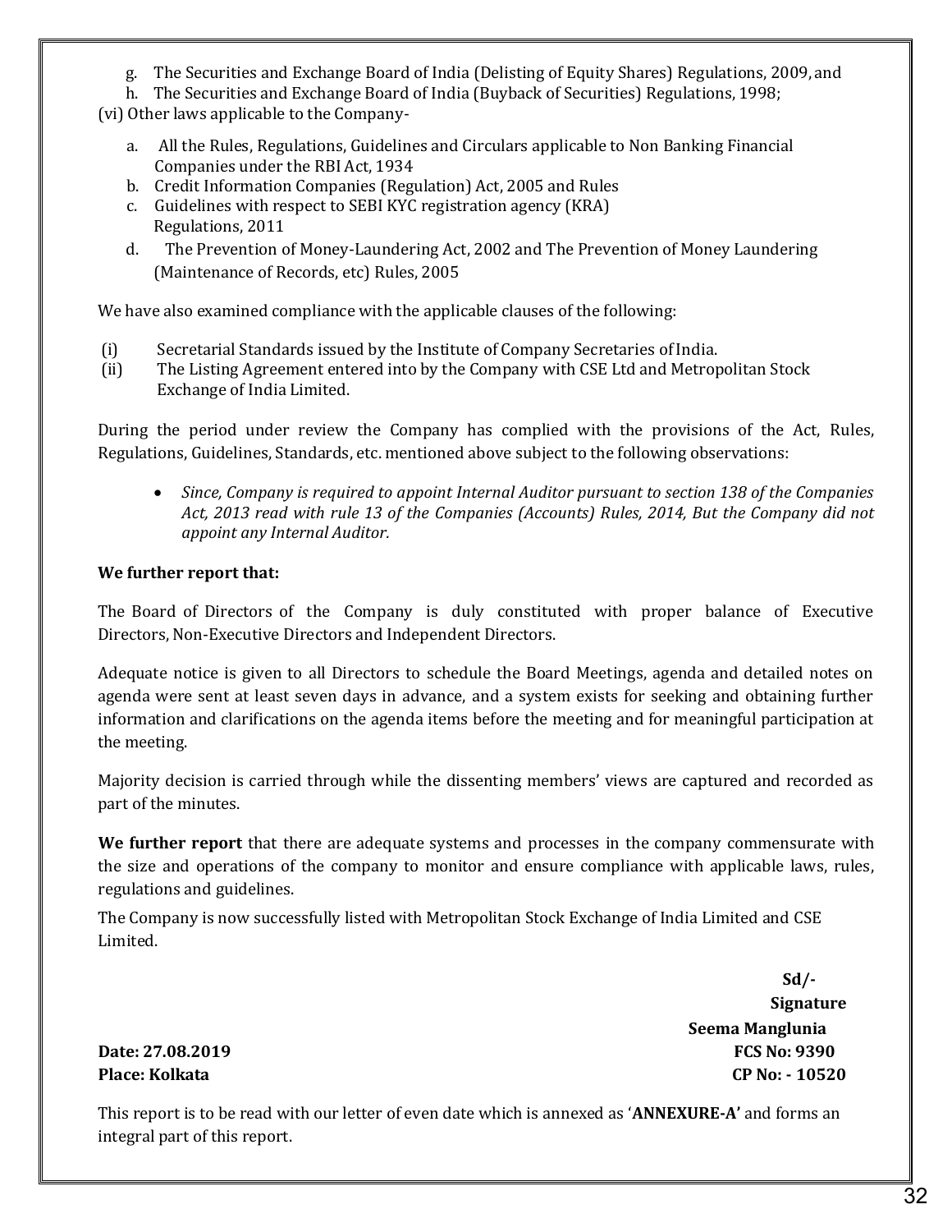g. The Securities and Exchange Board of India (Delisting of Equity Shares) Regulations, 2009, and
h. The Securities and Exchange Board of India (Buyback of Securities) Regulations, 1998;

(vi) Other laws applicable to the Company-

a. All the Rules, Regulations, Guidelines and Circulars applicable to Non Banking Financial Companies under the RBI Act, 1934
b. Credit Information Companies (Regulation) Act, 2005 and Rules
c. Guidelines with respect to SEBI KYC registration agency (KRA) Regulations, 2011
d. The Prevention of Money-Laundering Act, 2002 and The Prevention of Money Laundering (Maintenance of Records, etc) Rules, 2005

We have also examined compliance with the applicable clauses of the following:

(i) Secretarial Standards issued by the Institute of Company Secretaries of India.
(ii) The Listing Agreement entered into by the Company with CSE Ltd and Metropolitan Stock Exchange of India Limited.

During the period under review the Company has complied with the provisions of the Act, Rules, Regulations, Guidelines, Standards, etc. mentioned above subject to the following observations:

- *Since, Company is required to appoint Internal Auditor pursuant to section 138 of the Companies Act, 2013 read with rule 13 of the Companies (Accounts) Rules, 2014, But the Company did not appoint any Internal Auditor.*

**We further report that:**

The Board of Directors of the Company is duly constituted with proper balance of Executive Directors, Non-Executive Directors and Independent Directors.

Adequate notice is given to all Directors to schedule the Board Meetings, agenda and detailed notes on agenda were sent at least seven days in advance, and a system exists for seeking and obtaining further information and clarifications on the agenda items before the meeting and for meaningful participation at the meeting.

Majority decision is carried through while the dissenting members' views are captured and recorded as part of the minutes.

**We further report** that there are adequate systems and processes in the company commensurate with the size and operations of the company to monitor and ensure compliance with applicable laws, rules, regulations and guidelines.

The Company is now successfully listed with Metropolitan Stock Exchange of India Limited and CSE Limited.

**Sd/-**
**Signature**
**Seema Manglunia**
**FCS No: 9390**
**CP No: - 10520**

**Date: 27.08.2019**
**Place: Kolkata**

This report is to be read with our letter of even date which is annexed as '**ANNEXURE-A'** and forms an integral part of this report.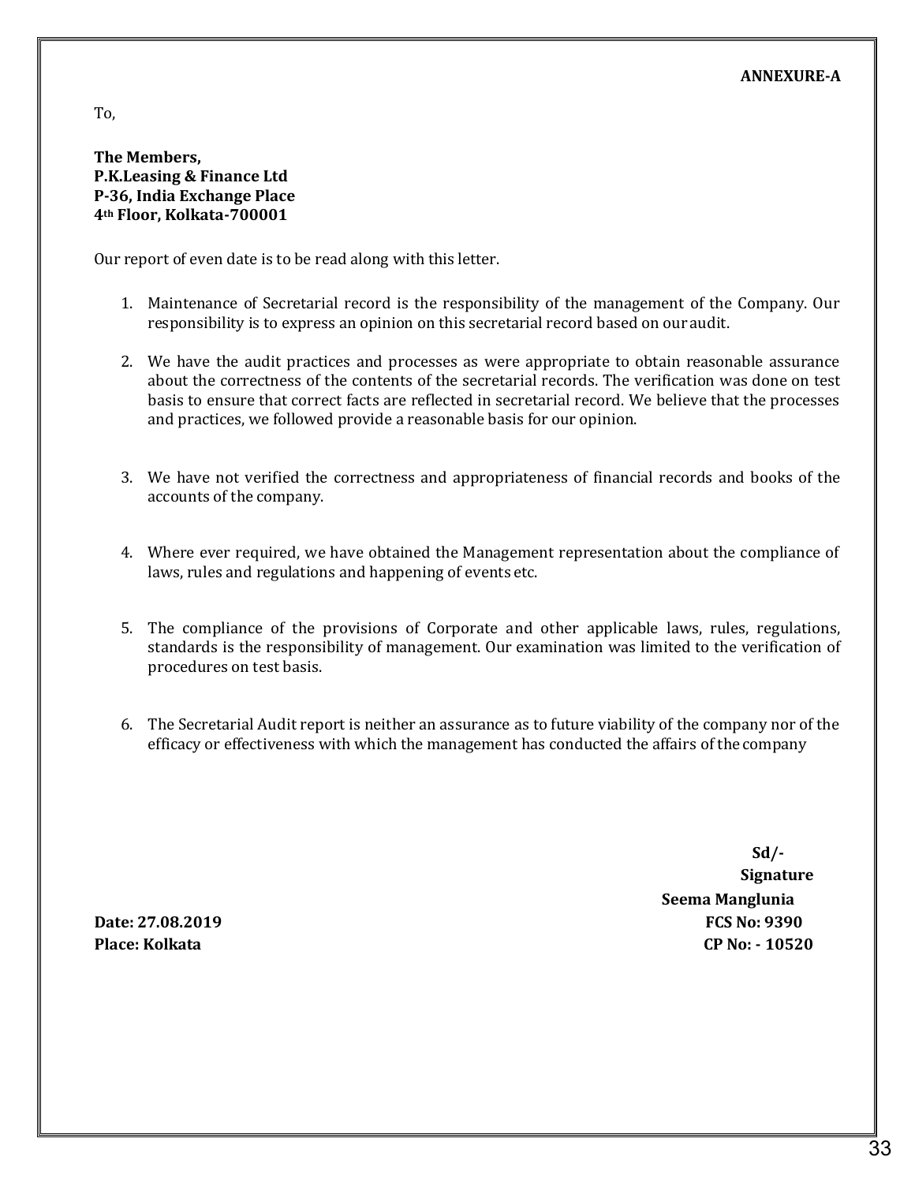**ANNEXURE-A**

To,

**The Members,**
**P.K.Leasing & Finance Ltd**
**P-36, India Exchange Place**
**4th Floor, Kolkata-700001**

Our report of even date is to be read along with this letter.

1. Maintenance of Secretarial record is the responsibility of the management of the Company. Our responsibility is to express an opinion on this secretarial record based on our audit.

2. We have the audit practices and processes as were appropriate to obtain reasonable assurance about the correctness of the contents of the secretarial records. The verification was done on test basis to ensure that correct facts are reflected in secretarial record. We believe that the processes and practices, we followed provide a reasonable basis for our opinion.

3. We have not verified the correctness and appropriateness of financial records and books of the accounts of the company.

4. Where ever required, we have obtained the Management representation about the compliance of laws, rules and regulations and happening of events etc.

5. The compliance of the provisions of Corporate and other applicable laws, rules, regulations, standards is the responsibility of management. Our examination was limited to the verification of procedures on test basis.

6. The Secretarial Audit report is neither an assurance as to future viability of the company nor of the efficacy or effectiveness with which the management has conducted the affairs of the company

**Sd/-**
**Signature**
**Seema Manglunia**
**FCS No: 9390**
**CP No: - 10520**

**Date: 27.08.2019**
**Place: Kolkata**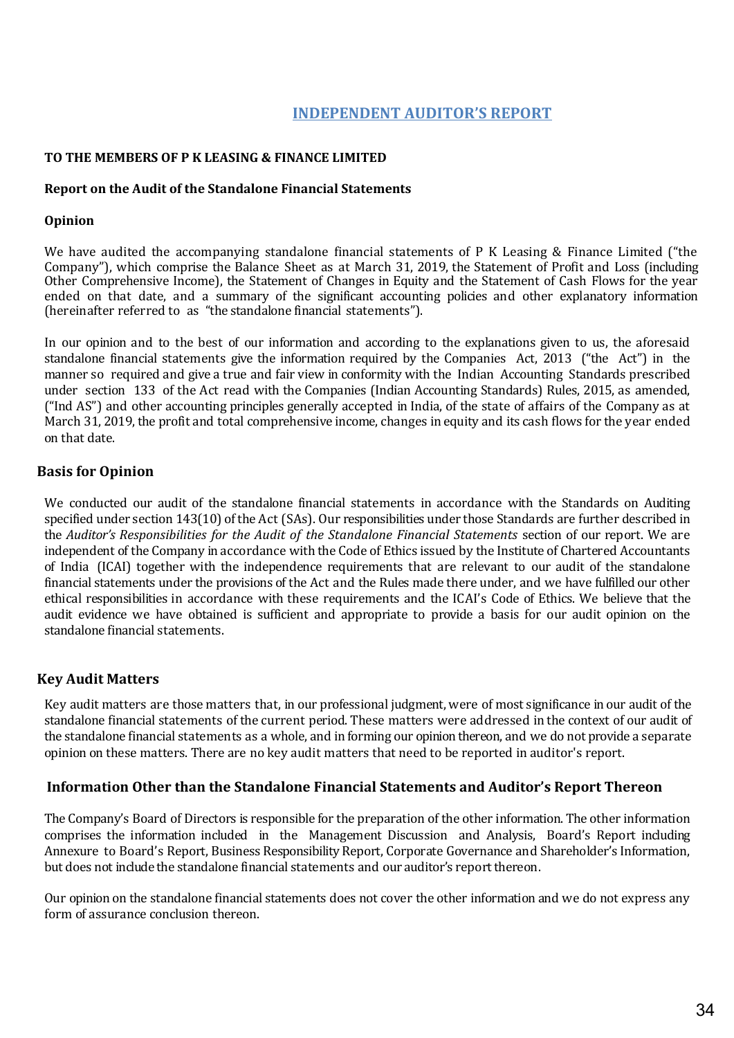# INDEPENDENT AUDITOR'S REPORT

**TO THE MEMBERS OF P K LEASING & FINANCE LIMITED**

**Report on the Audit of the Standalone Financial Statements**

**Opinion**

We have audited the accompanying standalone financial statements of P K Leasing & Finance Limited ("the Company"), which comprise the Balance Sheet as at March 31, 2019, the Statement of Profit and Loss (including Other Comprehensive Income), the Statement of Changes in Equity and the Statement of Cash Flows for the year ended on that date, and a summary of the significant accounting policies and other explanatory information (hereinafter referred to as "the standalone financial statements").

In our opinion and to the best of our information and according to the explanations given to us, the aforesaid standalone financial statements give the information required by the Companies Act, 2013 ("the Act") in the manner so required and give a true and fair view in conformity with the Indian Accounting Standards prescribed under section 133 of the Act read with the Companies (Indian Accounting Standards) Rules, 2015, as amended, ("Ind AS") and other accounting principles generally accepted in India, of the state of affairs of the Company as at March 31, 2019, the profit and total comprehensive income, changes in equity and its cash flows for the year ended on that date.

## Basis for Opinion

We conducted our audit of the standalone financial statements in accordance with the Standards on Auditing specified under section 143(10) of the Act (SAs). Our responsibilities under those Standards are further described in the *Auditor's Responsibilities for the Audit of the Standalone Financial Statements* section of our report. We are independent of the Company in accordance with the Code of Ethics issued by the Institute of Chartered Accountants of India (ICAI) together with the independence requirements that are relevant to our audit of the standalone financial statements under the provisions of the Act and the Rules made there under, and we have fulfilled our other ethical responsibilities in accordance with these requirements and the ICAI's Code of Ethics. We believe that the audit evidence we have obtained is sufficient and appropriate to provide a basis for our audit opinion on the standalone financial statements.

## Key Audit Matters

Key audit matters are those matters that, in our professional judgment, were of most significance in our audit of the standalone financial statements of the current period. These matters were addressed in the context of our audit of the standalone financial statements as a whole, and in forming our opinion thereon, and we do not provide a separate opinion on these matters. There are no key audit matters that need to be reported in auditor's report.

## Information Other than the Standalone Financial Statements and Auditor's Report Thereon

The Company's Board of Directors is responsible for the preparation of the other information. The other information comprises the information included in the Management Discussion and Analysis, Board's Report including Annexure to Board's Report, Business Responsibility Report, Corporate Governance and Shareholder's Information, but does not include the standalone financial statements and our auditor's report thereon.

Our opinion on the standalone financial statements does not cover the other information and we do not express any form of assurance conclusion thereon.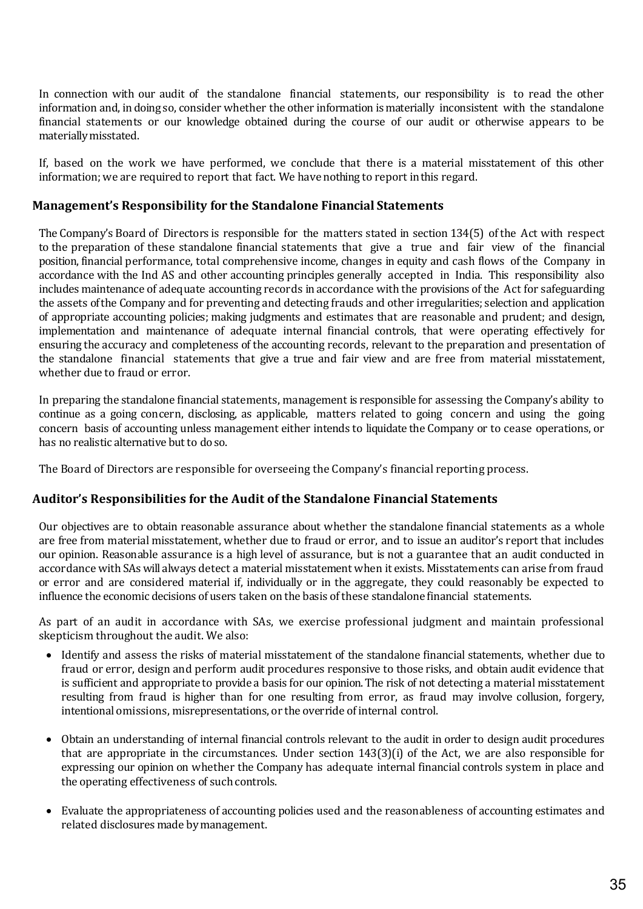In connection with our audit of the standalone financial statements, our responsibility is to read the other information and, in doing so, consider whether the other information is materially inconsistent with the standalone financial statements or our knowledge obtained during the course of our audit or otherwise appears to be materially misstated.

If, based on the work we have performed, we conclude that there is a material misstatement of this other information; we are required to report that fact. We have nothing to report in this regard.

## Management's Responsibility for the Standalone Financial Statements

The Company's Board of Directors is responsible for the matters stated in section 134(5) of the Act with respect to the preparation of these standalone financial statements that give a true and fair view of the financial position, financial performance, total comprehensive income, changes in equity and cash flows of the Company in accordance with the Ind AS and other accounting principles generally accepted in India. This responsibility also includes maintenance of adequate accounting records in accordance with the provisions of the Act for safeguarding the assets of the Company and for preventing and detecting frauds and other irregularities; selection and application of appropriate accounting policies; making judgments and estimates that are reasonable and prudent; and design, implementation and maintenance of adequate internal financial controls, that were operating effectively for ensuring the accuracy and completeness of the accounting records, relevant to the preparation and presentation of the standalone financial statements that give a true and fair view and are free from material misstatement, whether due to fraud or error.

In preparing the standalone financial statements, management is responsible for assessing the Company's ability to continue as a going concern, disclosing, as applicable, matters related to going concern and using the going concern basis of accounting unless management either intends to liquidate the Company or to cease operations, or has no realistic alternative but to do so.

The Board of Directors are responsible for overseeing the Company's financial reporting process.

## Auditor's Responsibilities for the Audit of the Standalone Financial Statements

Our objectives are to obtain reasonable assurance about whether the standalone financial statements as a whole are free from material misstatement, whether due to fraud or error, and to issue an auditor's report that includes our opinion. Reasonable assurance is a high level of assurance, but is not a guarantee that an audit conducted in accordance with SAs will always detect a material misstatement when it exists. Misstatements can arise from fraud or error and are considered material if, individually or in the aggregate, they could reasonably be expected to influence the economic decisions of users taken on the basis of these standalone financial statements.

As part of an audit in accordance with SAs, we exercise professional judgment and maintain professional skepticism throughout the audit. We also:

- Identify and assess the risks of material misstatement of the standalone financial statements, whether due to fraud or error, design and perform audit procedures responsive to those risks, and obtain audit evidence that is sufficient and appropriate to provide a basis for our opinion. The risk of not detecting a material misstatement resulting from fraud is higher than for one resulting from error, as fraud may involve collusion, forgery, intentional omissions, misrepresentations, or the override of internal control.

- Obtain an understanding of internal financial controls relevant to the audit in order to design audit procedures that are appropriate in the circumstances. Under section 143(3)(i) of the Act, we are also responsible for expressing our opinion on whether the Company has adequate internal financial controls system in place and the operating effectiveness of such controls.

- Evaluate the appropriateness of accounting policies used and the reasonableness of accounting estimates and related disclosures made by management.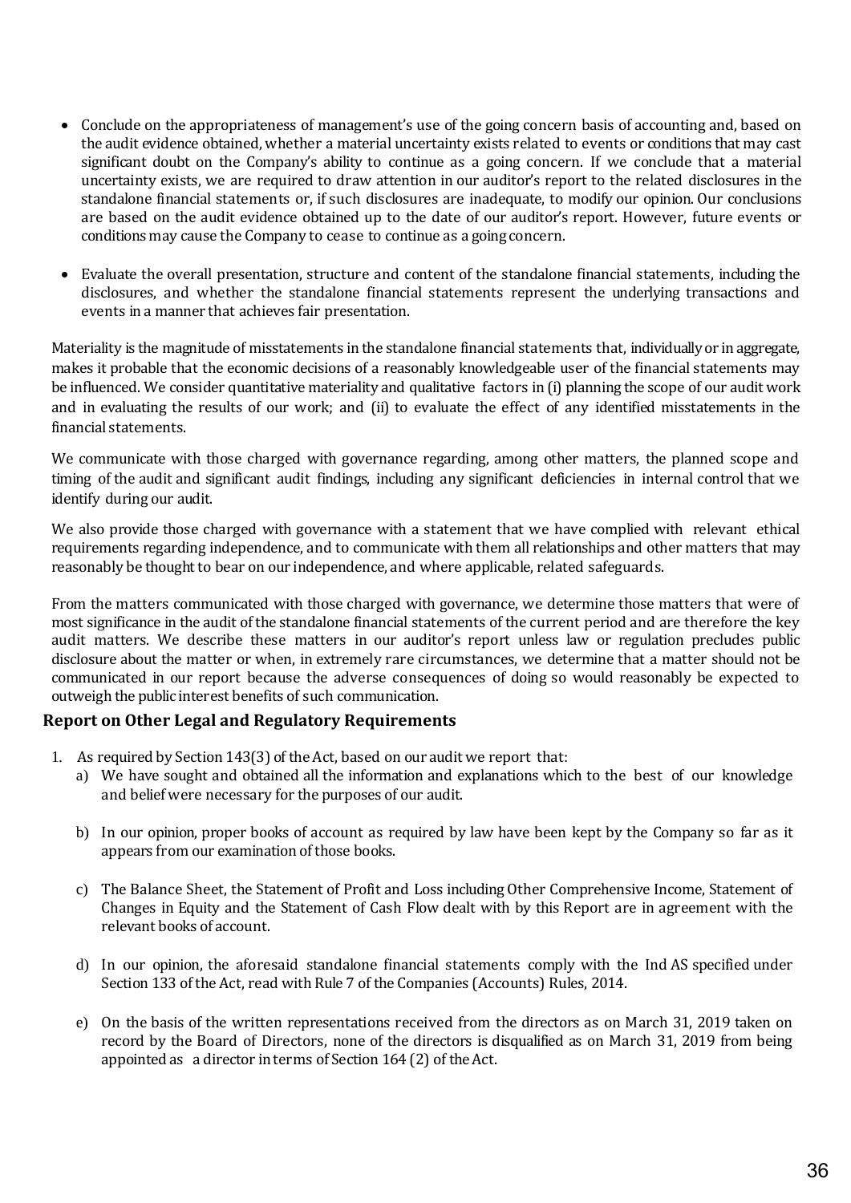- Conclude on the appropriateness of management's use of the going concern basis of accounting and, based on the audit evidence obtained, whether a material uncertainty exists related to events or conditions that may cast significant doubt on the Company's ability to continue as a going concern. If we conclude that a material uncertainty exists, we are required to draw attention in our auditor's report to the related disclosures in the standalone financial statements or, if such disclosures are inadequate, to modify our opinion. Our conclusions are based on the audit evidence obtained up to the date of our auditor's report. However, future events or conditions may cause the Company to cease to continue as a going concern.

- Evaluate the overall presentation, structure and content of the standalone financial statements, including the disclosures, and whether the standalone financial statements represent the underlying transactions and events in a manner that achieves fair presentation.

Materiality is the magnitude of misstatements in the standalone financial statements that, individually or in aggregate, makes it probable that the economic decisions of a reasonably knowledgeable user of the financial statements may be influenced. We consider quantitative materiality and qualitative factors in (i) planning the scope of our audit work and in evaluating the results of our work; and (ii) to evaluate the effect of any identified misstatements in the financial statements.

We communicate with those charged with governance regarding, among other matters, the planned scope and timing of the audit and significant audit findings, including any significant deficiencies in internal control that we identify during our audit.

We also provide those charged with governance with a statement that we have complied with relevant ethical requirements regarding independence, and to communicate with them all relationships and other matters that may reasonably be thought to bear on our independence, and where applicable, related safeguards.

From the matters communicated with those charged with governance, we determine those matters that were of most significance in the audit of the standalone financial statements of the current period and are therefore the key audit matters. We describe these matters in our auditor's report unless law or regulation precludes public disclosure about the matter or when, in extremely rare circumstances, we determine that a matter should not be communicated in our report because the adverse consequences of doing so would reasonably be expected to outweigh the public interest benefits of such communication.

## Report on Other Legal and Regulatory Requirements

1. As required by Section 143(3) of the Act, based on our audit we report that:
   a) We have sought and obtained all the information and explanations which to the best of our knowledge and belief were necessary for the purposes of our audit.

   b) In our opinion, proper books of account as required by law have been kept by the Company so far as it appears from our examination of those books.

   c) The Balance Sheet, the Statement of Profit and Loss including Other Comprehensive Income, Statement of Changes in Equity and the Statement of Cash Flow dealt with by this Report are in agreement with the relevant books of account.

   d) In our opinion, the aforesaid standalone financial statements comply with the Ind AS specified under Section 133 of the Act, read with Rule 7 of the Companies (Accounts) Rules, 2014.

   e) On the basis of the written representations received from the directors as on March 31, 2019 taken on record by the Board of Directors, none of the directors is disqualified as on March 31, 2019 from being appointed as a director in terms of Section 164 (2) of the Act.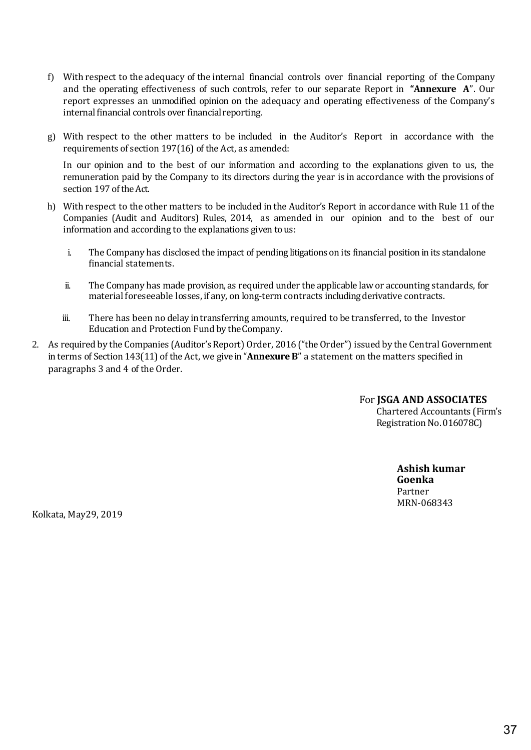f) With respect to the adequacy of the internal financial controls over financial reporting of the Company and the operating effectiveness of such controls, refer to our separate Report in **"Annexure A"**. Our report expresses an unmodified opinion on the adequacy and operating effectiveness of the Company's internal financial controls over financial reporting.

g) With respect to the other matters to be included in the Auditor's Report in accordance with the requirements of section 197(16) of the Act, as amended:

   In our opinion and to the best of our information and according to the explanations given to us, the remuneration paid by the Company to its directors during the year is in accordance with the provisions of section 197 of the Act.

h) With respect to the other matters to be included in the Auditor's Report in accordance with Rule 11 of the Companies (Audit and Auditors) Rules, 2014, as amended in our opinion and to the best of our information and according to the explanations given to us:

   i. The Company has disclosed the impact of pending litigations on its financial position in its standalone financial statements.

   ii. The Company has made provision, as required under the applicable law or accounting standards, for material foreseeable losses, if any, on long-term contracts including derivative contracts.

   iii. There has been no delay in transferring amounts, required to be transferred, to the Investor Education and Protection Fund by the Company.

2. As required by the Companies (Auditor's Report) Order, 2016 ("the Order") issued by the Central Government in terms of Section 143(11) of the Act, we give in "**Annexure B**" a statement on the matters specified in paragraphs 3 and 4 of the Order.

For **JSGA AND ASSOCIATES**
Chartered Accountants (Firm's Registration No. 016078C)

**Ashish kumar Goenka**
Partner
MRN-068343

Kolkata, May29, 2019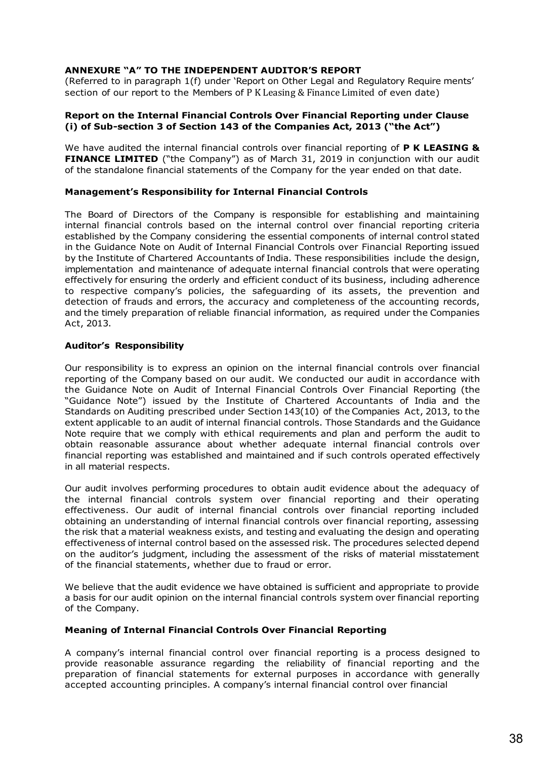**ANNEXURE "A" TO THE INDEPENDENT AUDITOR'S REPORT**

(Referred to in paragraph 1(f) under 'Report on Other Legal and Regulatory Require ments' section of our report to the Members of P K Leasing & Finance Limited of even date)

**Report on the Internal Financial Controls Over Financial Reporting under Clause (i) of Sub-section 3 of Section 143 of the Companies Act, 2013 ("the Act")**

We have audited the internal financial controls over financial reporting of **P K LEASING & FINANCE LIMITED** ("the Company") as of March 31, 2019 in conjunction with our audit of the standalone financial statements of the Company for the year ended on that date.

**Management's Responsibility for Internal Financial Controls**

The Board of Directors of the Company is responsible for establishing and maintaining internal financial controls based on the internal control over financial reporting criteria established by the Company considering the essential components of internal control stated in the Guidance Note on Audit of Internal Financial Controls over Financial Reporting issued by the Institute of Chartered Accountants of India. These responsibilities include the design, implementation and maintenance of adequate internal financial controls that were operating effectively for ensuring the orderly and efficient conduct of its business, including adherence to respective company's policies, the safeguarding of its assets, the prevention and detection of frauds and errors, the accuracy and completeness of the accounting records, and the timely preparation of reliable financial information, as required under the Companies Act, 2013.

**Auditor's Responsibility**

Our responsibility is to express an opinion on the internal financial controls over financial reporting of the Company based on our audit. We conducted our audit in accordance with the Guidance Note on Audit of Internal Financial Controls Over Financial Reporting (the "Guidance Note") issued by the Institute of Chartered Accountants of India and the Standards on Auditing prescribed under Section 143(10) of the Companies Act, 2013, to the extent applicable to an audit of internal financial controls. Those Standards and the Guidance Note require that we comply with ethical requirements and plan and perform the audit to obtain reasonable assurance about whether adequate internal financial controls over financial reporting was established and maintained and if such controls operated effectively in all material respects.

Our audit involves performing procedures to obtain audit evidence about the adequacy of the internal financial controls system over financial reporting and their operating effectiveness. Our audit of internal financial controls over financial reporting included obtaining an understanding of internal financial controls over financial reporting, assessing the risk that a material weakness exists, and testing and evaluating the design and operating effectiveness of internal control based on the assessed risk. The procedures selected depend on the auditor's judgment, including the assessment of the risks of material misstatement of the financial statements, whether due to fraud or error.

We believe that the audit evidence we have obtained is sufficient and appropriate to provide a basis for our audit opinion on the internal financial controls system over financial reporting of the Company.

**Meaning of Internal Financial Controls Over Financial Reporting**

A company's internal financial control over financial reporting is a process designed to provide reasonable assurance regarding the reliability of financial reporting and the preparation of financial statements for external purposes in accordance with generally accepted accounting principles. A company's internal financial control over financial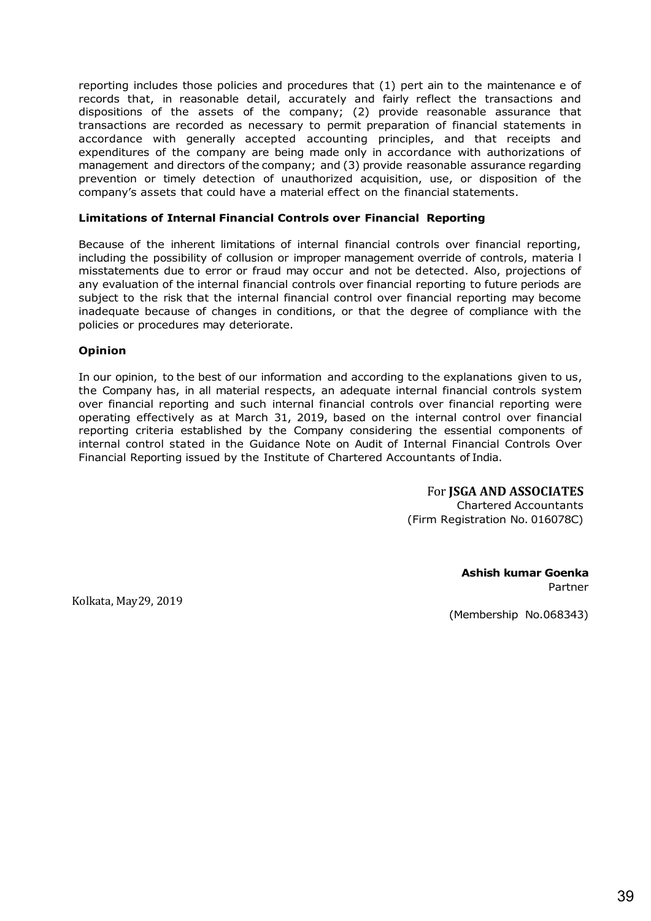reporting includes those policies and procedures that (1) pert ain to the maintenance e of records that, in reasonable detail, accurately and fairly reflect the transactions and dispositions of the assets of the company; (2) provide reasonable assurance that transactions are recorded as necessary to permit preparation of financial statements in accordance with generally accepted accounting principles, and that receipts and expenditures of the company are being made only in accordance with authorizations of management and directors of the company; and (3) provide reasonable assurance regarding prevention or timely detection of unauthorized acquisition, use, or disposition of the company's assets that could have a material effect on the financial statements.

**Limitations of Internal Financial Controls over Financial Reporting**

Because of the inherent limitations of internal financial controls over financial reporting, including the possibility of collusion or improper management override of controls, materia l misstatements due to error or fraud may occur and not be detected. Also, projections of any evaluation of the internal financial controls over financial reporting to future periods are subject to the risk that the internal financial control over financial reporting may become inadequate because of changes in conditions, or that the degree of compliance with the policies or procedures may deteriorate.

**Opinion**

In our opinion, to the best of our information and according to the explanations given to us, the Company has, in all material respects, an adequate internal financial controls system over financial reporting and such internal financial controls over financial reporting were operating effectively as at March 31, 2019, based on the internal control over financial reporting criteria established by the Company considering the essential components of internal control stated in the Guidance Note on Audit of Internal Financial Controls Over Financial Reporting issued by the Institute of Chartered Accountants of India.

For **JSGA AND ASSOCIATES**
Chartered Accountants
(Firm Registration No. 016078C)

**Ashish kumar Goenka**
Partner

Kolkata, May29, 2019

(Membership No.068343)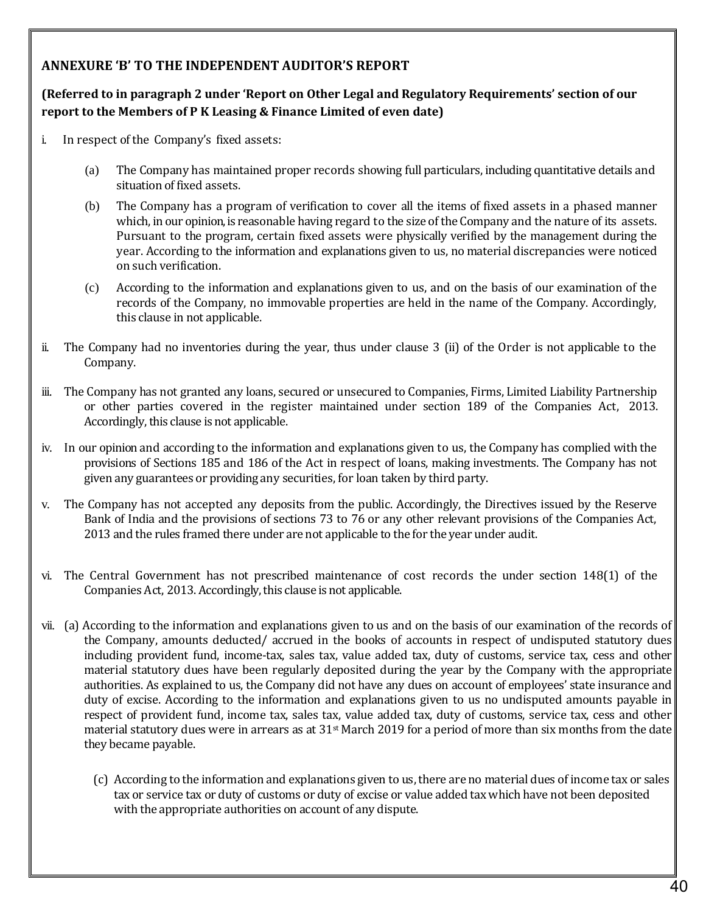## ANNEXURE 'B' TO THE INDEPENDENT AUDITOR'S REPORT

**(Referred to in paragraph 2 under 'Report on Other Legal and Regulatory Requirements' section of our report to the Members of P K Leasing & Finance Limited of even date)**

i. In respect of the Company's fixed assets:

   (a) The Company has maintained proper records showing full particulars, including quantitative details and situation of fixed assets.

   (b) The Company has a program of verification to cover all the items of fixed assets in a phased manner which, in our opinion, is reasonable having regard to the size of the Company and the nature of its assets. Pursuant to the program, certain fixed assets were physically verified by the management during the year. According to the information and explanations given to us, no material discrepancies were noticed on such verification.

   (c) According to the information and explanations given to us, and on the basis of our examination of the records of the Company, no immovable properties are held in the name of the Company. Accordingly, this clause in not applicable.

ii. The Company had no inventories during the year, thus under clause 3 (ii) of the Order is not applicable to the Company.

iii. The Company has not granted any loans, secured or unsecured to Companies, Firms, Limited Liability Partnership or other parties covered in the register maintained under section 189 of the Companies Act, 2013. Accordingly, this clause is not applicable.

iv. In our opinion and according to the information and explanations given to us, the Company has complied with the provisions of Sections 185 and 186 of the Act in respect of loans, making investments. The Company has not given any guarantees or providing any securities, for loan taken by third party.

v. The Company has not accepted any deposits from the public. Accordingly, the Directives issued by the Reserve Bank of India and the provisions of sections 73 to 76 or any other relevant provisions of the Companies Act, 2013 and the rules framed there under are not applicable to the for the year under audit.

vi. The Central Government has not prescribed maintenance of cost records the under section 148(1) of the Companies Act, 2013. Accordingly, this clause is not applicable.

vii. (a) According to the information and explanations given to us and on the basis of our examination of the records of the Company, amounts deducted/ accrued in the books of accounts in respect of undisputed statutory dues including provident fund, income-tax, sales tax, value added tax, duty of customs, service tax, cess and other material statutory dues have been regularly deposited during the year by the Company with the appropriate authorities. As explained to us, the Company did not have any dues on account of employees' state insurance and duty of excise. According to the information and explanations given to us no undisputed amounts payable in respect of provident fund, income tax, sales tax, value added tax, duty of customs, service tax, cess and other material statutory dues were in arrears as at 31st March 2019 for a period of more than six months from the date they became payable.

   (c) According to the information and explanations given to us, there are no material dues of income tax or sales tax or service tax or duty of customs or duty of excise or value added tax which have not been deposited with the appropriate authorities on account of any dispute.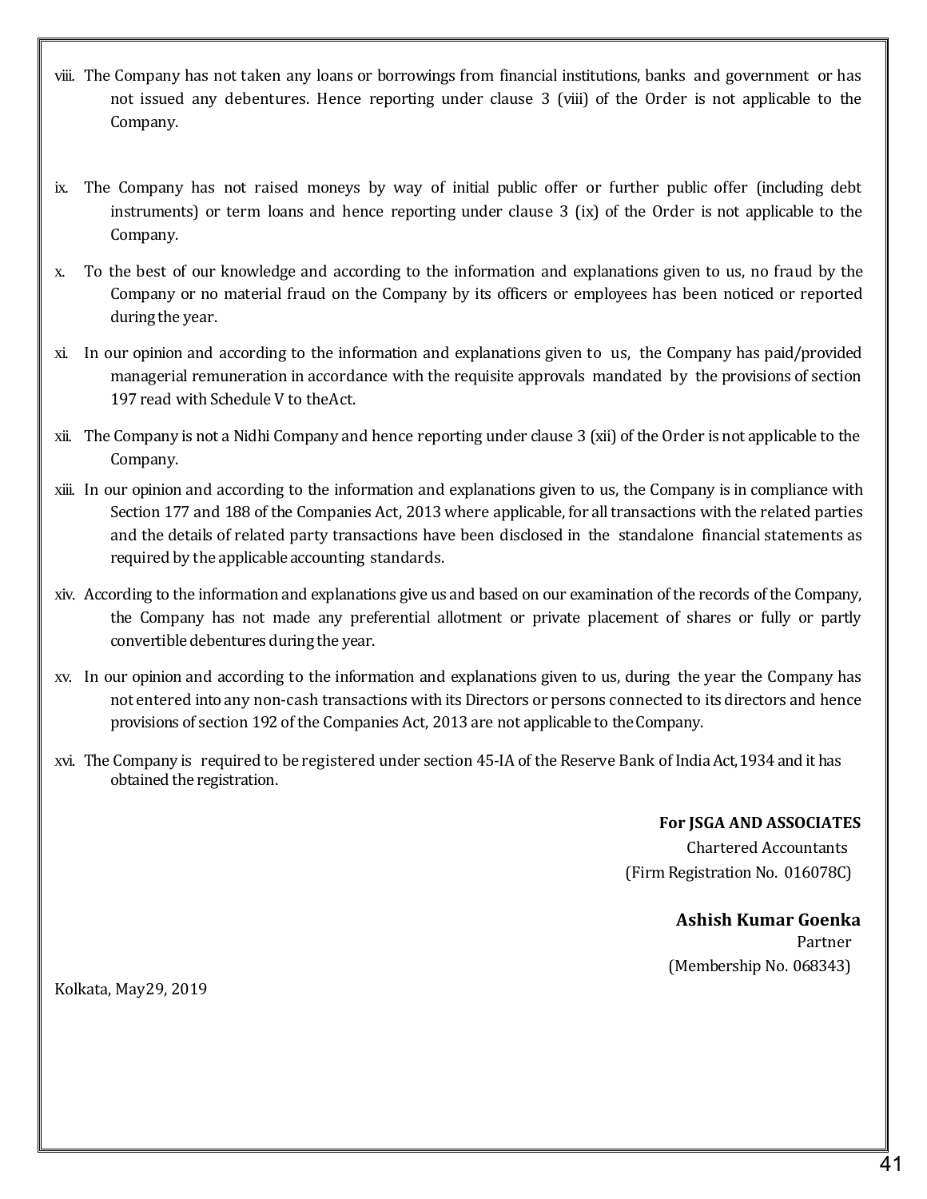viii. The Company has not taken any loans or borrowings from financial institutions, banks and government or has not issued any debentures. Hence reporting under clause 3 (viii) of the Order is not applicable to the Company.

ix. The Company has not raised moneys by way of initial public offer or further public offer (including debt instruments) or term loans and hence reporting under clause 3 (ix) of the Order is not applicable to the Company.

x. To the best of our knowledge and according to the information and explanations given to us, no fraud by the Company or no material fraud on the Company by its officers or employees has been noticed or reported during the year.

xi. In our opinion and according to the information and explanations given to us, the Company has paid/provided managerial remuneration in accordance with the requisite approvals mandated by the provisions of section 197 read with Schedule V to theAct.

xii. The Company is not a Nidhi Company and hence reporting under clause 3 (xii) of the Order is not applicable to the Company.

xiii. In our opinion and according to the information and explanations given to us, the Company is in compliance with Section 177 and 188 of the Companies Act, 2013 where applicable, for all transactions with the related parties and the details of related party transactions have been disclosed in the standalone financial statements as required by the applicable accounting standards.

xiv. According to the information and explanations give us and based on our examination of the records of the Company, the Company has not made any preferential allotment or private placement of shares or fully or partly convertible debentures during the year.

xv. In our opinion and according to the information and explanations given to us, during the year the Company has not entered into any non-cash transactions with its Directors or persons connected to its directors and hence provisions of section 192 of the Companies Act, 2013 are not applicable to the Company.

xvi. The Company is required to be registered under section 45-IA of the Reserve Bank of India Act,1934 and it has obtained the registration.

**For JSGA AND ASSOCIATES**
Chartered Accountants
(Firm Registration No. 016078C)

**Ashish Kumar Goenka**
Partner
(Membership No. 068343)

Kolkata, May29, 2019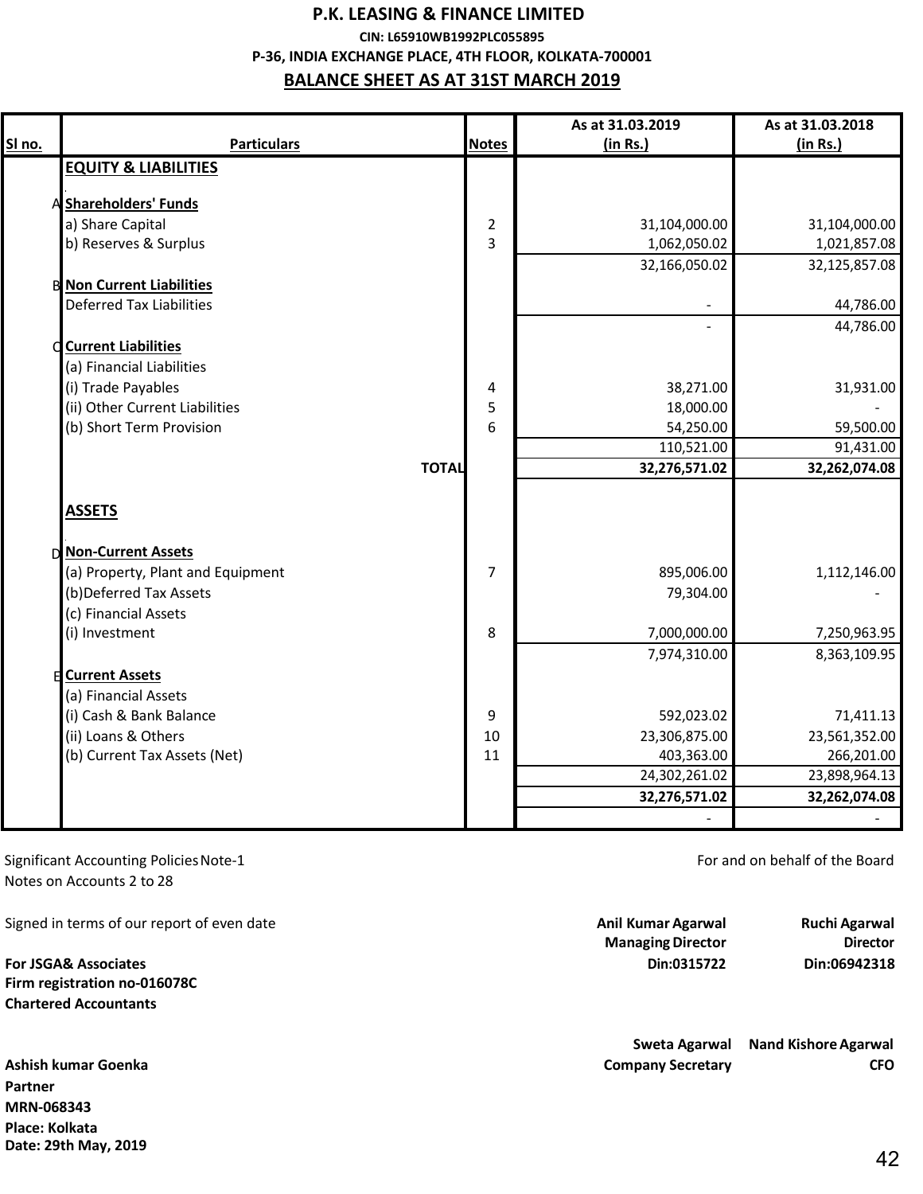# P.K. LEASING & FINANCE LIMITED

**CIN: L65910WB1992PLC055895**

**P-36, INDIA EXCHANGE PLACE, 4TH FLOOR, KOLKATA-700001**

## BALANCE SHEET AS AT 31ST MARCH 2019

| Sl no. | Particulars | Notes | As at 31.03.2019 (in Rs.) | As at 31.03.2018 (in Rs.) |
|---|---|---|---|---|
| | **EQUITY & LIABILITIES** | | | |
| A | **Shareholders' Funds** | | | |
| | a) Share Capital | 2 | 31,104,000.00 | 31,104,000.00 |
| | b) Reserves & Surplus | 3 | 1,062,050.02 | 1,021,857.08 |
| | | | 32,166,050.02 | 32,125,857.08 |
| B | **Non Current Liabilities** | | | |
| | Deferred Tax Liabilities | | - | 44,786.00 |
| | | | - | 44,786.00 |
| C | **Current Liabilities** | | | |
| | (a) Financial Liabilities | | | |
| | (i) Trade Payables | 4 | 38,271.00 | 31,931.00 |
| | (ii) Other Current Liabilities | 5 | 18,000.00 | - |
| | (b) Short Term Provision | 6 | 54,250.00 | 59,500.00 |
| | | | 110,521.00 | 91,431.00 |
| | **TOTAL** | | **32,276,571.02** | **32,262,074.08** |
| | **ASSETS** | | | |
| D | **Non-Current Assets** | | | |
| | (a) Property, Plant and Equipment | 7 | 895,006.00 | 1,112,146.00 |
| | (b)Deferred Tax Assets | | 79,304.00 | - |
| | (c) Financial Assets | | | |
| | (i) Investment | 8 | 7,000,000.00 | 7,250,963.95 |
| | | | 7,974,310.00 | 8,363,109.95 |
| E | **Current Assets** | | | |
| | (a) Financial Assets | | | |
| | (i) Cash & Bank Balance | 9 | 592,023.02 | 71,411.13 |
| | (ii) Loans & Others | 10 | 23,306,875.00 | 23,561,352.00 |
| | (b) Current Tax Assets (Net) | 11 | 403,363.00 | 266,201.00 |
| | | | 24,302,261.02 | 23,898,964.13 |
| | | | **32,276,571.02** | **32,262,074.08** |
| | | | - | - |

Significant Accounting Policies Note-1

Notes on Accounts 2 to 28

Signed in terms of our report of even date

**For JSGA& Associates**
**Firm registration no-016078C**
**Chartered Accountants**

**Ashish kumar Goenka**
**Partner**
**MRN-068343**
**Place: Kolkata**
**Date: 29th May, 2019**

For and on behalf of the Board

**Anil Kumar Agarwal**
**Managing Director**
**Din:0315722**

**Ruchi Agarwal**
**Director**
**Din:06942318**

**Sweta Agarwal**
**Company Secretary**

**Nand Kishore Agarwal**
**CFO**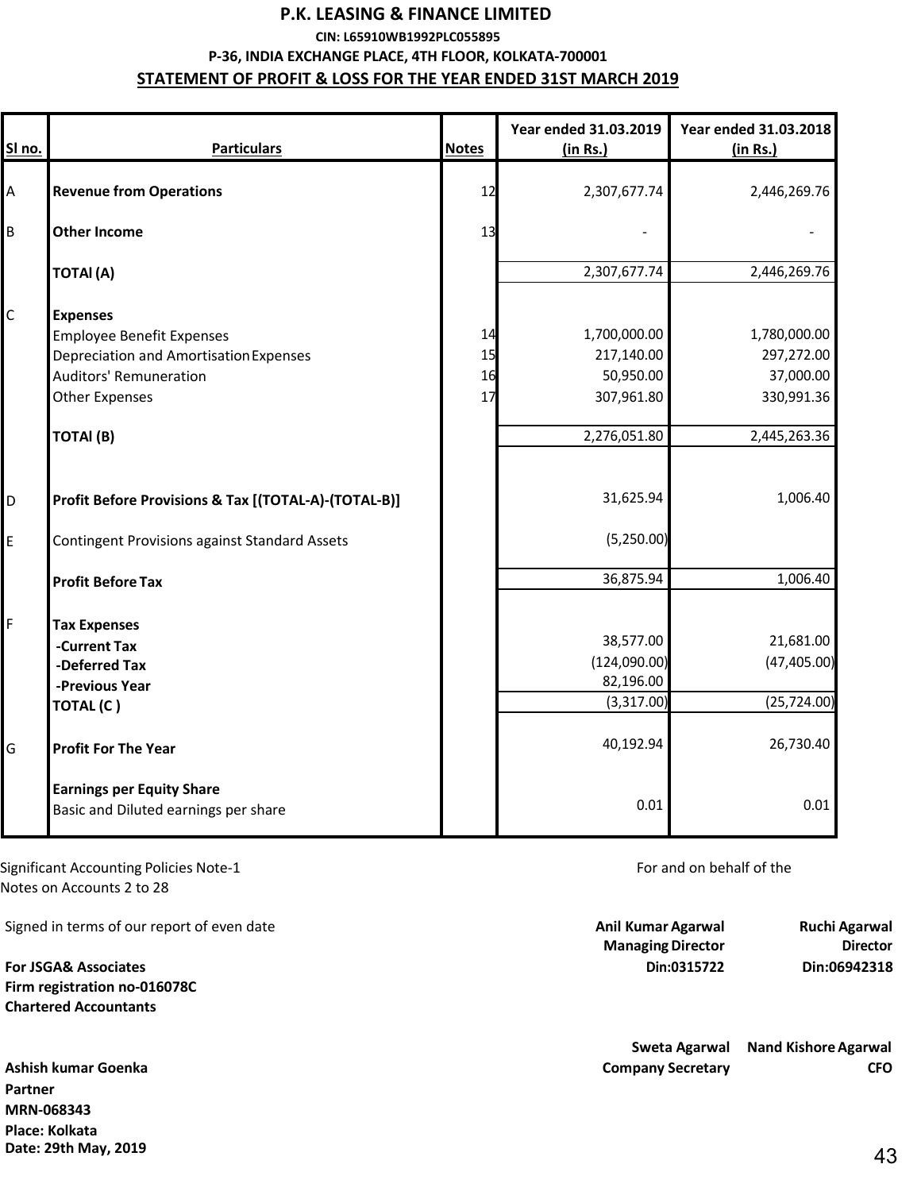# P.K. LEASING & FINANCE LIMITED

**CIN: L65910WB1992PLC055895**

**P-36, INDIA EXCHANGE PLACE, 4TH FLOOR, KOLKATA-700001**

**STATEMENT OF PROFIT & LOSS FOR THE YEAR ENDED 31ST MARCH 2019**

| Sl no. | Particulars | Notes | Year ended 31.03.2019 (in Rs.) | Year ended 31.03.2018 (in Rs.) |
|---|---|---|---|---|
| A | **Revenue from Operations** | 12 | 2,307,677.74 | 2,446,269.76 |
| B | **Other Income** | 13 | - | - |
| | **TOTAl (A)** | | 2,307,677.74 | 2,446,269.76 |
| C | **Expenses** | | | |
| | Employee Benefit Expenses | 14 | 1,700,000.00 | 1,780,000.00 |
| | Depreciation and Amortisation Expenses | 15 | 217,140.00 | 297,272.00 |
| | Auditors' Remuneration | 16 | 50,950.00 | 37,000.00 |
| | Other Expenses | 17 | 307,961.80 | 330,991.36 |
| | **TOTAl (B)** | | 2,276,051.80 | 2,445,263.36 |
| D | **Profit Before Provisions & Tax [(TOTAL-A)-(TOTAL-B)]** | | 31,625.94 | 1,006.40 |
| E | Contingent Provisions against Standard Assets | | (5,250.00) | |
| | **Profit Before Tax** | | 36,875.94 | 1,006.40 |
| F | **Tax Expenses** | | | |
| | **-Current Tax** | | 38,577.00 | 21,681.00 |
| | **-Deferred Tax** | | (124,090.00) | (47,405.00) |
| | **-Previous Year** | | 82,196.00 | |
| | **TOTAL (C )** | | (3,317.00) | (25,724.00) |
| G | **Profit For The Year** | | 40,192.94 | 26,730.40 |
| | **Earnings per Equity Share** | | | |
| | Basic and Diluted earnings per share | | 0.01 | 0.01 |

Significant Accounting Policies Note-1
Notes on Accounts 2 to 28

Signed in terms of our report of even date

**For JSGA& Associates**
**Firm registration no-016078C**
**Chartered Accountants**

**Ashish kumar Goenka**
**Partner**
**MRN-068343**
**Place: Kolkata**
**Date: 29th May, 2019**

For and on behalf of the

**Anil Kumar Agarwal**
**Managing Director**
**Din:0315722**

**Ruchi Agarwal**
**Director**
**Din:06942318**

**Sweta Agarwal**
**Company Secretary**

**Nand Kishore Agarwal**
**CFO**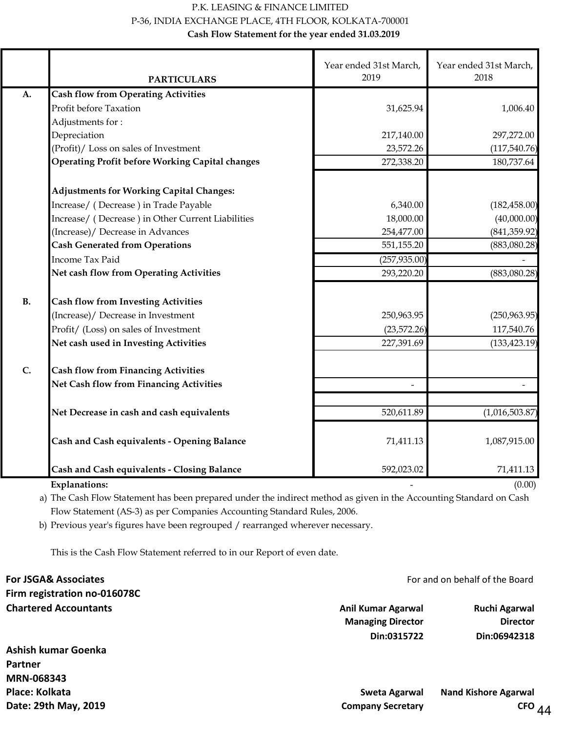P.K. LEASING & FINANCE LIMITED

P-36, INDIA EXCHANGE PLACE, 4TH FLOOR, KOLKATA-700001

**Cash Flow Statement for the year ended 31.03.2019**

| | PARTICULARS | Year ended 31st March, 2019 | Year ended 31st March, 2018 |
|---|---|---|---|
| **A.** | **Cash flow from Operating Activities** | | |
| | Profit before Taxation | 31,625.94 | 1,006.40 |
| | Adjustments for : | | |
| | Depreciation | 217,140.00 | 297,272.00 |
| | (Profit)/ Loss on sales of Investment | 23,572.26 | (117,540.76) |
| | **Operating Profit before Working Capital changes** | 272,338.20 | 180,737.64 |
| | **Adjustments for Working Capital Changes:** | | |
| | Increase/ ( Decrease ) in Trade Payable | 6,340.00 | (182,458.00) |
| | Increase/ ( Decrease ) in Other Current Liabilities | 18,000.00 | (40,000.00) |
| | (Increase)/ Decrease in Advances | 254,477.00 | (841,359.92) |
| | **Cash Generated from Operations** | 551,155.20 | (883,080.28) |
| | Income Tax Paid | (257,935.00) | - |
| | **Net cash flow from Operating Activities** | 293,220.20 | (883,080.28) |
| **B.** | **Cash flow from Investing Activities** | | |
| | (Increase)/ Decrease in Investment | 250,963.95 | (250,963.95) |
| | Profit/ (Loss) on sales of Investment | (23,572.26) | 117,540.76 |
| | **Net cash used in Investing Activities** | 227,391.69 | (133,423.19) |
| **C.** | **Cash flow from Financing Activities** | | |
| | **Net Cash flow from Financing Activities** | - | - |
| | **Net Decrease in cash and cash equivalents** | 520,611.89 | (1,016,503.87) |
| | **Cash and Cash equivalents - Opening Balance** | 71,411.13 | 1,087,915.00 |
| | **Cash and Cash equivalents - Closing Balance** | 592,023.02 | 71,411.13 |
| | **Explanations:** | - | (0.00) |

a) The Cash Flow Statement has been prepared under the indirect method as given in the Accounting Standard on Cash Flow Statement (AS-3) as per Companies Accounting Standard Rules, 2006.

b) Previous year's figures have been regrouped / rearranged wherever necessary.

This is the Cash Flow Statement referred to in our Report of even date.

**For JSGA& Associates**
**Firm registration no-016078C**
**Chartered Accountants**

**Ashish kumar Goenka**
**Partner**
**MRN-068343**
**Place: Kolkata**
**Date: 29th May, 2019**

For and on behalf of the Board

**Anil Kumar Agarwal**
**Managing Director**
**Din:0315722**

**Ruchi Agarwal**
**Director**
**Din:06942318**

**Sweta Agarwal**
**Company Secretary**

**Nand Kishore Agarwal**
**CFO**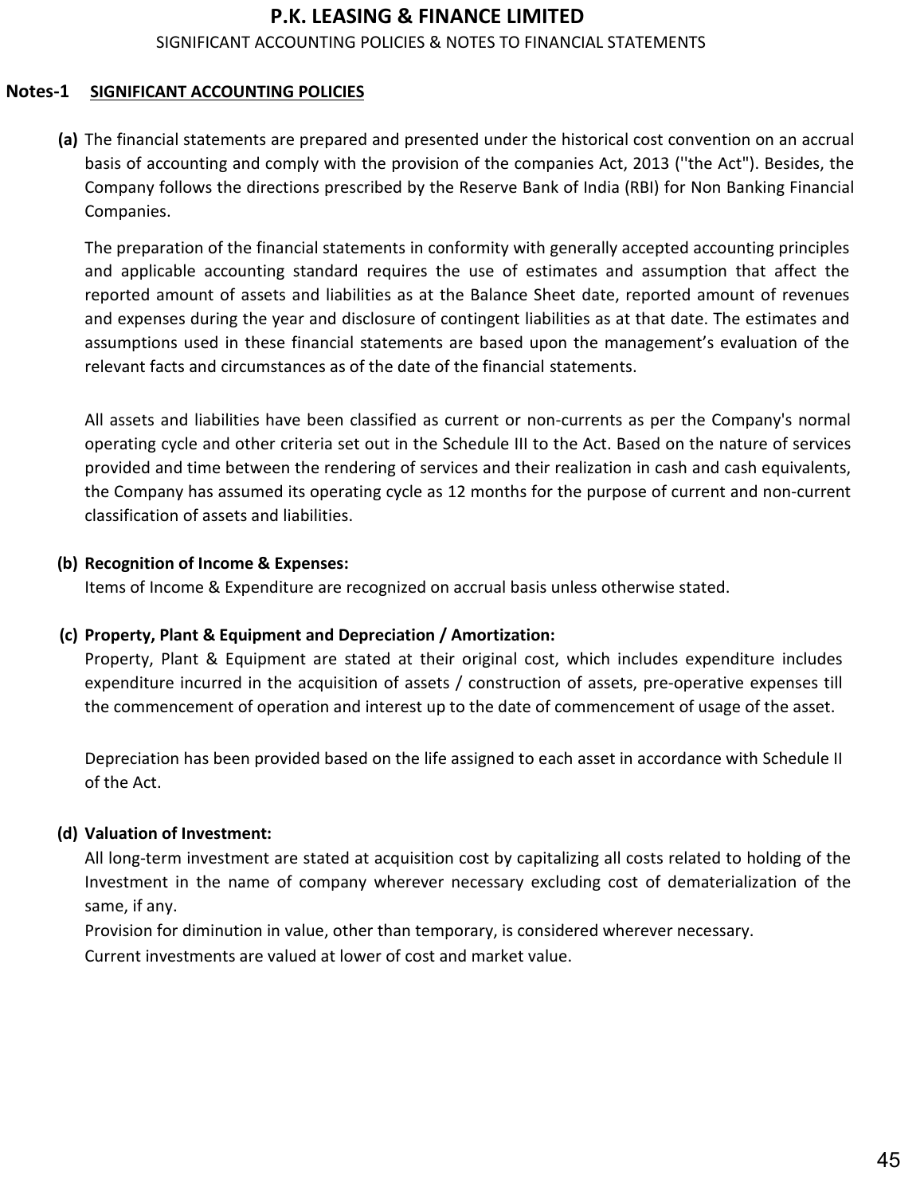# P.K. LEASING & FINANCE LIMITED

SIGNIFICANT ACCOUNTING POLICIES & NOTES TO FINANCIAL STATEMENTS

**Notes-1** **SIGNIFICANT ACCOUNTING POLICIES**

**(a)** The financial statements are prepared and presented under the historical cost convention on an accrual basis of accounting and comply with the provision of the companies Act, 2013 (''the Act"). Besides, the Company follows the directions prescribed by the Reserve Bank of India (RBI) for Non Banking Financial Companies.

The preparation of the financial statements in conformity with generally accepted accounting principles and applicable accounting standard requires the use of estimates and assumption that affect the reported amount of assets and liabilities as at the Balance Sheet date, reported amount of revenues and expenses during the year and disclosure of contingent liabilities as at that date. The estimates and assumptions used in these financial statements are based upon the management's evaluation of the relevant facts and circumstances as of the date of the financial statements.

All assets and liabilities have been classified as current or non-currents as per the Company's normal operating cycle and other criteria set out in the Schedule III to the Act. Based on the nature of services provided and time between the rendering of services and their realization in cash and cash equivalents, the Company has assumed its operating cycle as 12 months for the purpose of current and non-current classification of assets and liabilities.

**(b) Recognition of Income & Expenses:**

Items of Income & Expenditure are recognized on accrual basis unless otherwise stated.

**(c) Property, Plant & Equipment and Depreciation / Amortization:**

Property, Plant & Equipment are stated at their original cost, which includes expenditure includes expenditure incurred in the acquisition of assets / construction of assets, pre-operative expenses till the commencement of operation and interest up to the date of commencement of usage of the asset.

Depreciation has been provided based on the life assigned to each asset in accordance with Schedule II of the Act.

**(d) Valuation of Investment:**

All long-term investment are stated at acquisition cost by capitalizing all costs related to holding of the Investment in the name of company wherever necessary excluding cost of dematerialization of the same, if any.

Provision for diminution in value, other than temporary, is considered wherever necessary.

Current investments are valued at lower of cost and market value.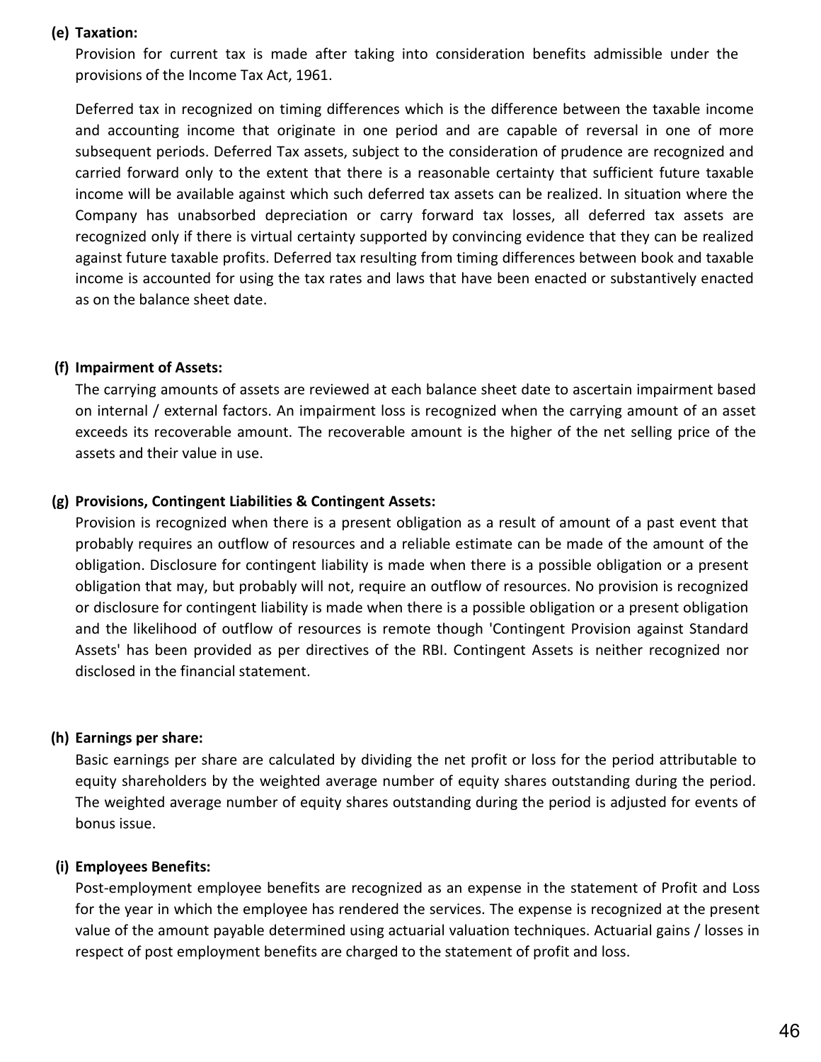**(e) Taxation:**

Provision for current tax is made after taking into consideration benefits admissible under the provisions of the Income Tax Act, 1961.

Deferred tax in recognized on timing differences which is the difference between the taxable income and accounting income that originate in one period and are capable of reversal in one of more subsequent periods. Deferred Tax assets, subject to the consideration of prudence are recognized and carried forward only to the extent that there is a reasonable certainty that sufficient future taxable income will be available against which such deferred tax assets can be realized. In situation where the Company has unabsorbed depreciation or carry forward tax losses, all deferred tax assets are recognized only if there is virtual certainty supported by convincing evidence that they can be realized against future taxable profits. Deferred tax resulting from timing differences between book and taxable income is accounted for using the tax rates and laws that have been enacted or substantively enacted as on the balance sheet date.

**(f) Impairment of Assets:**

The carrying amounts of assets are reviewed at each balance sheet date to ascertain impairment based on internal / external factors. An impairment loss is recognized when the carrying amount of an asset exceeds its recoverable amount. The recoverable amount is the higher of the net selling price of the assets and their value in use.

**(g) Provisions, Contingent Liabilities & Contingent Assets:**

Provision is recognized when there is a present obligation as a result of amount of a past event that probably requires an outflow of resources and a reliable estimate can be made of the amount of the obligation. Disclosure for contingent liability is made when there is a possible obligation or a present obligation that may, but probably will not, require an outflow of resources. No provision is recognized or disclosure for contingent liability is made when there is a possible obligation or a present obligation and the likelihood of outflow of resources is remote though 'Contingent Provision against Standard Assets' has been provided as per directives of the RBI. Contingent Assets is neither recognized nor disclosed in the financial statement.

**(h) Earnings per share:**

Basic earnings per share are calculated by dividing the net profit or loss for the period attributable to equity shareholders by the weighted average number of equity shares outstanding during the period. The weighted average number of equity shares outstanding during the period is adjusted for events of bonus issue.

**(i) Employees Benefits:**

Post-employment employee benefits are recognized as an expense in the statement of Profit and Loss for the year in which the employee has rendered the services. The expense is recognized at the present value of the amount payable determined using actuarial valuation techniques. Actuarial gains / losses in respect of post employment benefits are charged to the statement of profit and loss.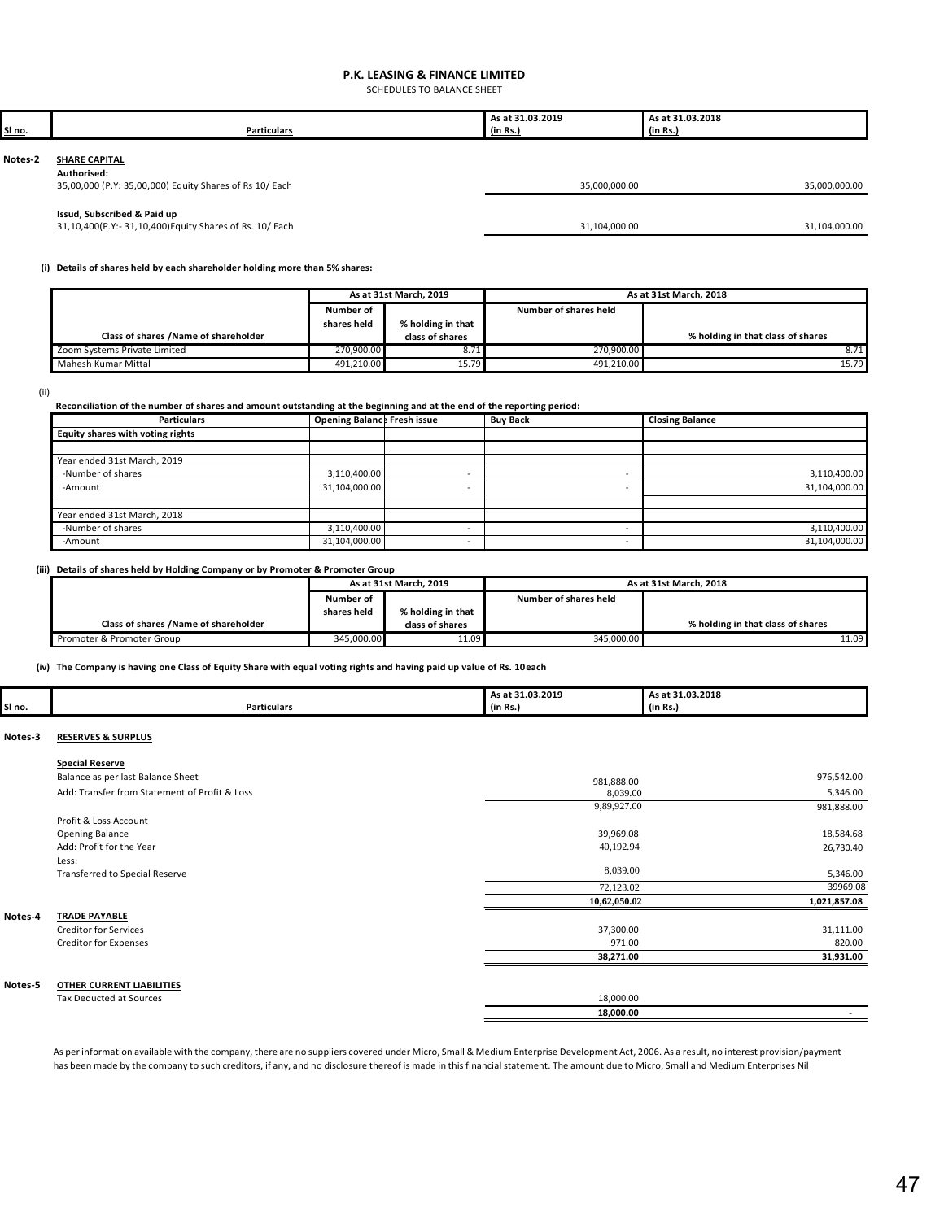# P.K. LEASING & FINANCE LIMITED

SCHEDULES TO BALANCE SHEET

| Sl no. | Particulars | As at 31.03.2019 (in Rs.) | As at 31.03.2018 (in Rs.) |
|---|---|---|---|
| Notes-2 | **SHARE CAPITAL** | | |
| | **Authorised:** | | |
| | 35,00,000 (P.Y: 35,00,000) Equity Shares of Rs 10/ Each | 35,000,000.00 | 35,000,000.00 |
| | **Issud, Subscribed & Paid up** | | |
| | 31,10,400(P.Y:- 31,10,400)Equity Shares of Rs. 10/ Each | 31,104,000.00 | 31,104,000.00 |

**(i) Details of shares held by each shareholder holding more than 5% shares:**

| Class of shares /Name of shareholder | As at 31st March, 2019 | | As at 31st March, 2018 | |
|---|---|---|---|---|
| | Number of shares held | % holding in that class of shares | Number of shares held | % holding in that class of shares |
| Zoom Systems Private Limited | 270,900.00 | 8.71 | 270,900.00 | 8.71 |
| Mahesh Kumar Mittal | 491,210.00 | 15.79 | 491,210.00 | 15.79 |

(ii)

**Reconciliation of the number of shares and amount outstanding at the beginning and at the end of the reporting period:**

| Particulars | Opening Balance | Fresh issue | Buy Back | Closing Balance |
|---|---|---|---|---|
| **Equity shares with voting rights** | | | | |
| | | | | |
| Year ended 31st March, 2019 | | | | |
| -Number of shares | 3,110,400.00 | - | - | 3,110,400.00 |
| -Amount | 31,104,000.00 | - | - | 31,104,000.00 |
| | | | | |
| Year ended 31st March, 2018 | | | | |
| -Number of shares | 3,110,400.00 | - | - | 3,110,400.00 |
| -Amount | 31,104,000.00 | - | - | 31,104,000.00 |

**(iii) Details of shares held by Holding Company or by Promoter & Promoter Group**

| Class of shares /Name of shareholder | As at 31st March, 2019 | | As at 31st March, 2018 | |
|---|---|---|---|---|
| | Number of shares held | % holding in that class of shares | Number of shares held | % holding in that class of shares |
| Promoter & Promoter Group | 345,000.00 | 11.09 | 345,000.00 | 11.09 |

**(iv) The Company is having one Class of Equity Share with equal voting rights and having paid up value of Rs. 10each**

| Sl no. | Particulars | As at 31.03.2019 (in Rs.) | As at 31.03.2018 (in Rs.) |
|---|---|---|---|
| Notes-3 | **RESERVES & SURPLUS** | | |
| | **Special Reserve** | | |
| | Balance as per last Balance Sheet | 981,888.00 | 976,542.00 |
| | Add: Transfer from Statement of Profit & Loss | 8,039.00 | 5,346.00 |
| | | 9,89,927.00 | 981,888.00 |
| | Profit & Loss Account | | |
| | Opening Balance | 39,969.08 | 18,584.68 |
| | Add: Profit for the Year | 40,192.94 | 26,730.40 |
| | Less: | | |
| | Transferred to Special Reserve | 8,039.00 | 5,346.00 |
| | | 72,123.02 | 39969.08 |
| | | **10,62,050.02** | **1,021,857.08** |
| Notes-4 | **TRADE PAYABLE** | | |
| | Creditor for Services | 37,300.00 | 31,111.00 |
| | Creditor for Expenses | 971.00 | 820.00 |
| | | **38,271.00** | **31,931.00** |
| Notes-5 | **OTHER CURRENT LIABILITIES** | | |
| | Tax Deducted at Sources | 18,000.00 | |
| | | **18,000.00** | - |

As per information available with the company, there are no suppliers covered under Micro, Small & Medium Enterprise Development Act, 2006. As a result, no interest provision/payment has been made by the company to such creditors, if any, and no disclosure thereof is made in this financial statement. The amount due to Micro, Small and Medium Enterprises Nil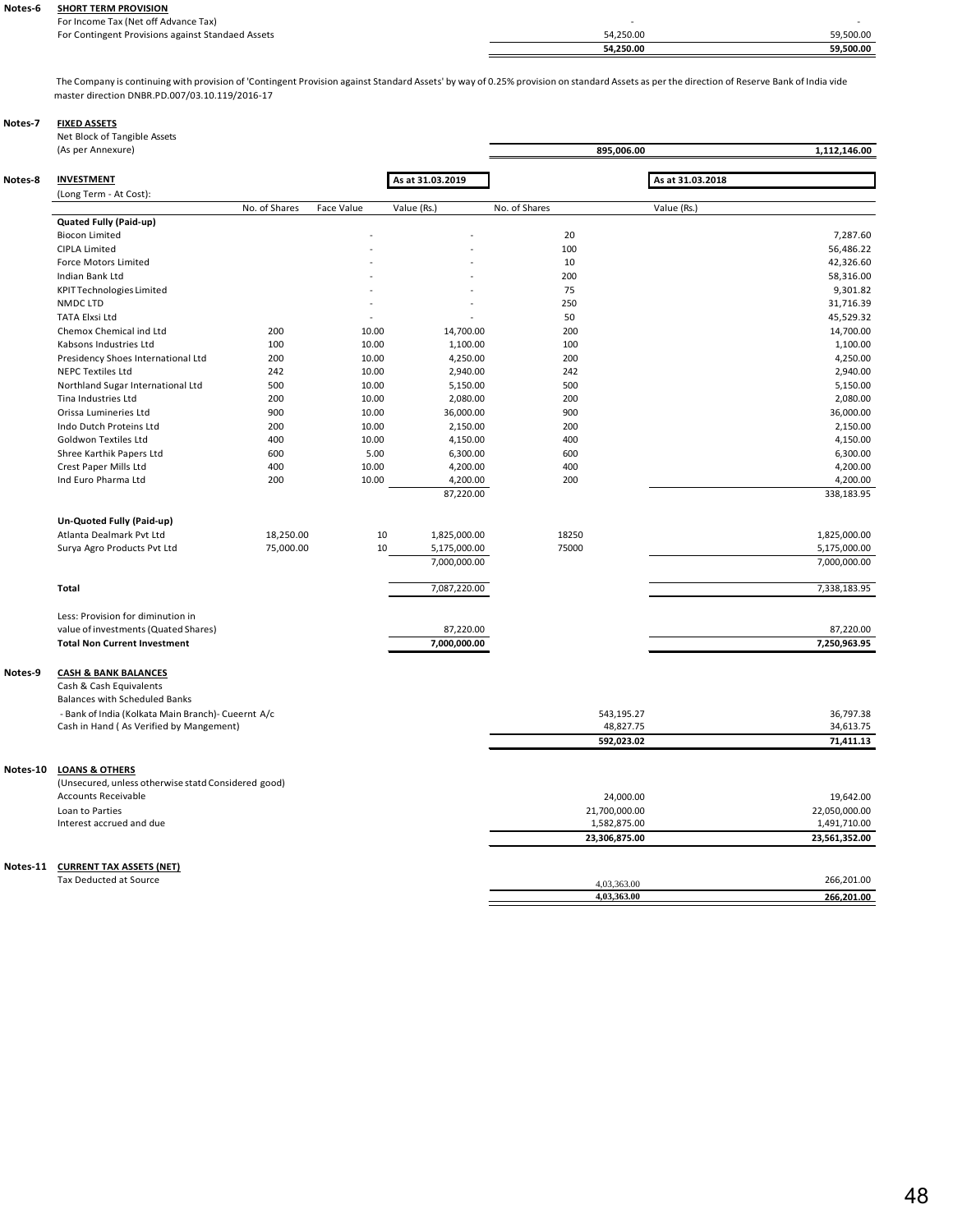**Notes-6 SHORT TERM PROVISION**

| | | |
|---|---|---|
| For Income Tax (Net off Advance Tax) | - | - |
| For Contingent Provisions against Standaed Assets | 54,250.00 | 59,500.00 |
| | **54,250.00** | **59,500.00** |

The Company is continuing with provision of 'Contingent Provision against Standard Assets' by way of 0.25% provision on standard Assets as per the direction of Reserve Bank of India vide master direction DNBR.PD.007/03.10.119/2016-17

**Notes-7 FIXED ASSETS**

| | | |
|---|---|---|
| Net Block of Tangible Assets (As per Annexure) | **895,006.00** | **1,112,146.00** |

**Notes-8 INVESTMENT**

(Long Term - At Cost):

| | As at 31.03.2019 | | | As at 31.03.2018 | |
|---|---|---|---|---|---|
| | No. of Shares | Face Value | Value (Rs.) | No. of Shares | Value (Rs.) |
| **Quated Fully (Paid-up)** | | | | | |
| Biocon Limited | | - | - | 20 | 7,287.60 |
| CIPLA Limited | | - | - | 100 | 56,486.22 |
| Force Motors Limited | | - | - | 10 | 42,326.60 |
| Indian Bank Ltd | | - | - | 200 | 58,316.00 |
| KPIT Technologies Limited | | - | - | 75 | 9,301.82 |
| NMDC LTD | | - | - | 250 | 31,716.39 |
| TATA Elxsi Ltd | | - | - | 50 | 45,529.32 |
| Chemox Chemical ind Ltd | 200 | 10.00 | 14,700.00 | 200 | 14,700.00 |
| Kabsons Industries Ltd | 100 | 10.00 | 1,100.00 | 100 | 1,100.00 |
| Presidency Shoes International Ltd | 200 | 10.00 | 4,250.00 | 200 | 4,250.00 |
| NEPC Textiles Ltd | 242 | 10.00 | 2,940.00 | 242 | 2,940.00 |
| Northland Sugar International Ltd | 500 | 10.00 | 5,150.00 | 500 | 5,150.00 |
| Tina Industries Ltd | 200 | 10.00 | 2,080.00 | 200 | 2,080.00 |
| Orissa Lumineries Ltd | 900 | 10.00 | 36,000.00 | 900 | 36,000.00 |
| Indo Dutch Proteins Ltd | 200 | 10.00 | 2,150.00 | 200 | 2,150.00 |
| Goldwon Textiles Ltd | 400 | 10.00 | 4,150.00 | 400 | 4,150.00 |
| Shree Karthik Papers Ltd | 600 | 5.00 | 6,300.00 | 600 | 6,300.00 |
| Crest Paper Mills Ltd | 400 | 10.00 | 4,200.00 | 400 | 4,200.00 |
| Ind Euro Pharma Ltd | 200 | 10.00 | 4,200.00 | 200 | 4,200.00 |
| | | | 87,220.00 | | 338,183.95 |
| **Un-Quoted Fully (Paid-up)** | | | | | |
| Atlanta Dealmark Pvt Ltd | 18,250.00 | 10 | 1,825,000.00 | 18250 | 1,825,000.00 |
| Surya Agro Products Pvt Ltd | 75,000.00 | 10 | 5,175,000.00 | 75000 | 5,175,000.00 |
| | | | 7,000,000.00 | | 7,000,000.00 |
| **Total** | | | 7,087,220.00 | | 7,338,183.95 |
| Less: Provision for diminution in value of investments (Quated Shares) | | | 87,220.00 | | 87,220.00 |
| **Total Non Current Investment** | | | **7,000,000.00** | | **7,250,963.95** |

**Notes-9 CASH & BANK BALANCES**

| | | |
|---|---|---|
| Cash & Cash Equivalents | | |
| Balances with Scheduled Banks | | |
| - Bank of India (Kolkata Main Branch)- Cueernt A/c | 543,195.27 | 36,797.38 |
| Cash in Hand ( As Verified by Mangement) | 48,827.75 | 34,613.75 |
| | **592,023.02** | **71,411.13** |

**Notes-10 LOANS & OTHERS**

| | | |
|---|---|---|
| (Unsecured, unless otherwise statd Considered good) | | |
| Accounts Receivable | 24,000.00 | 19,642.00 |
| Loan to Parties | 21,700,000.00 | 22,050,000.00 |
| Interest accrued and due | 1,582,875.00 | 1,491,710.00 |
| | **23,306,875.00** | **23,561,352.00** |

**Notes-11 CURRENT TAX ASSETS (NET)**

| | | |
|---|---|---|
| Tax Deducted at Source | 4,03,363.00 | 266,201.00 |
| | **4,03,363.00** | **266,201.00** |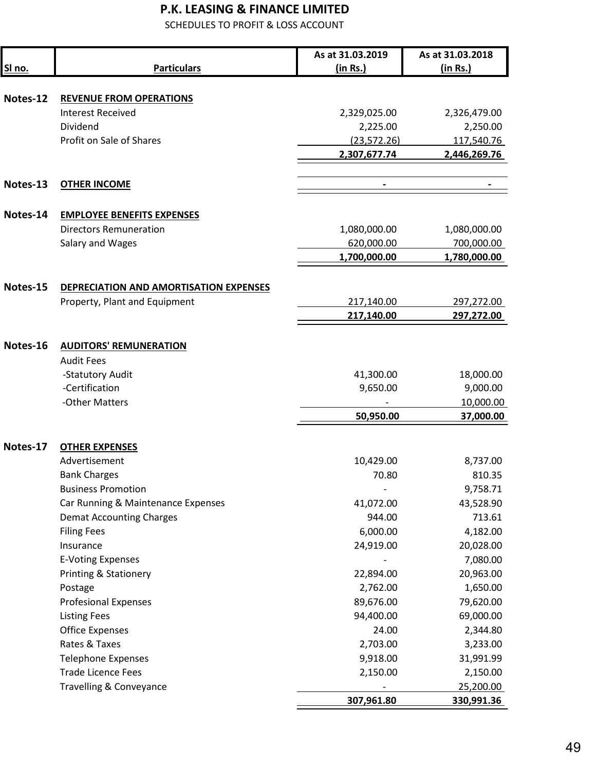# P.K. LEASING & FINANCE LIMITED

SCHEDULES TO PROFIT & LOSS ACCOUNT

| Sl no. | Particulars | As at 31.03.2019 (in Rs.) | As at 31.03.2018 (in Rs.) |
|---|---|---|---|
| Notes-12 | **REVENUE FROM OPERATIONS** | | |
| | Interest Received | 2,329,025.00 | 2,326,479.00 |
| | Dividend | 2,225.00 | 2,250.00 |
| | Profit on Sale of Shares | (23,572.26) | 117,540.76 |
| | | **2,307,677.74** | **2,446,269.76** |
| Notes-13 | **OTHER INCOME** | - | - |
| Notes-14 | **EMPLOYEE BENEFITS EXPENSES** | | |
| | Directors Remuneration | 1,080,000.00 | 1,080,000.00 |
| | Salary and Wages | 620,000.00 | 700,000.00 |
| | | **1,700,000.00** | **1,780,000.00** |
| Notes-15 | **DEPRECIATION AND AMORTISATION EXPENSES** | | |
| | Property, Plant and Equipment | 217,140.00 | 297,272.00 |
| | | **217,140.00** | **297,272.00** |
| Notes-16 | **AUDITORS' REMUNERATION** | | |
| | Audit Fees | | |
| | -Statutory Audit | 41,300.00 | 18,000.00 |
| | -Certification | 9,650.00 | 9,000.00 |
| | -Other Matters | - | 10,000.00 |
| | | **50,950.00** | **37,000.00** |
| Notes-17 | **OTHER EXPENSES** | | |
| | Advertisement | 10,429.00 | 8,737.00 |
| | Bank Charges | 70.80 | 810.35 |
| | Business Promotion | - | 9,758.71 |
| | Car Running & Maintenance Expenses | 41,072.00 | 43,528.90 |
| | Demat Accounting Charges | 944.00 | 713.61 |
| | Filing Fees | 6,000.00 | 4,182.00 |
| | Insurance | 24,919.00 | 20,028.00 |
| | E-Voting Expenses | - | 7,080.00 |
| | Printing & Stationery | 22,894.00 | 20,963.00 |
| | Postage | 2,762.00 | 1,650.00 |
| | Profesional Expenses | 89,676.00 | 79,620.00 |
| | Listing Fees | 94,400.00 | 69,000.00 |
| | Office Expenses | 24.00 | 2,344.80 |
| | Rates & Taxes | 2,703.00 | 3,233.00 |
| | Telephone Expenses | 9,918.00 | 31,991.99 |
| | Trade Licence Fees | 2,150.00 | 2,150.00 |
| | Travelling & Conveyance | - | 25,200.00 |
| | | **307,961.80** | **330,991.36** |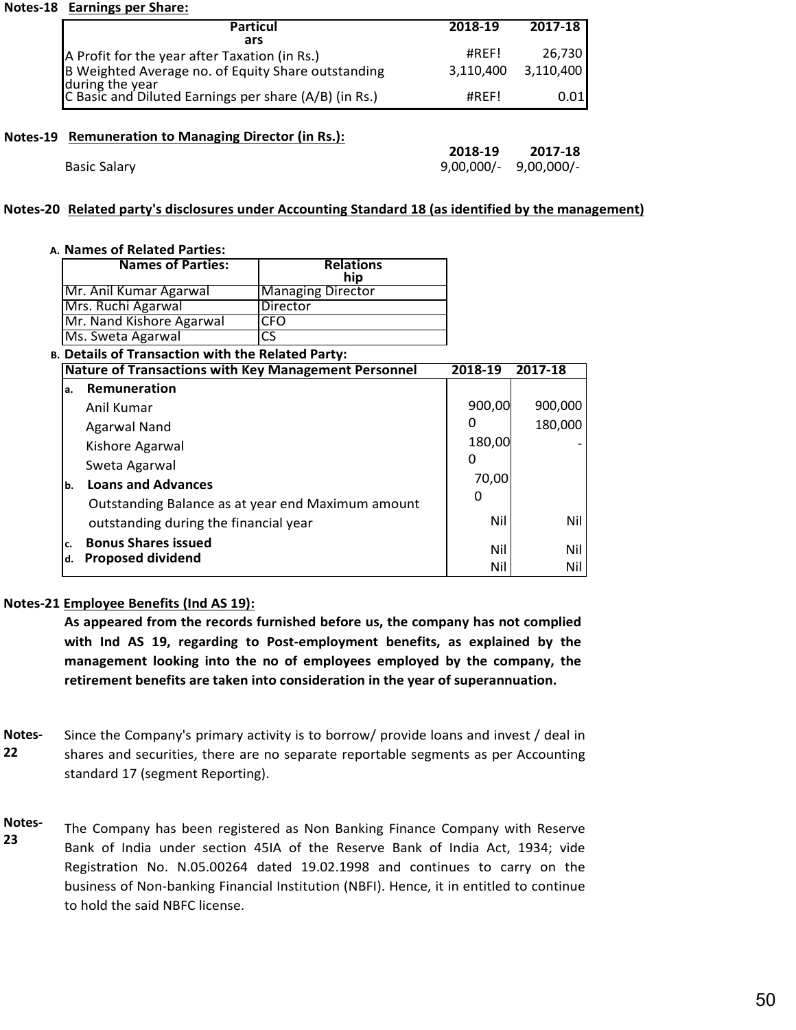**Notes-18 Earnings per Share:**

| Particulars | 2018-19 | 2017-18 |
|---|---|---|
| A Profit for the year after Taxation (in Rs.) | #REF! | 26,730 |
| B Weighted Average no. of Equity Share outstanding during the year | 3,110,400 | 3,110,400 |
| C Basic and Diluted Earnings per share (A/B) (in Rs.) | #REF! | 0.01 |

**Notes-19 Remuneration to Managing Director (in Rs.):**

| | 2018-19 | 2017-18 |
|---|---|---|
| Basic Salary | 9,00,000/- | 9,00,000/- |

**Notes-20 Related party's disclosures under Accounting Standard 18 (as identified by the management)**

**A. Names of Related Parties:**

| Names of Parties: | Relationship |
|---|---|
| Mr. Anil Kumar Agarwal | Managing Director |
| Mrs. Ruchi Agarwal | Director |
| Mr. Nand Kishore Agarwal | CFO |
| Ms. Sweta Agarwal | CS |

**B. Details of Transaction with the Related Party:**

| Nature of Transactions with Key Management Personnel | 2018-19 | 2017-18 |
|---|---|---|
| **a. Remuneration** | | |
| Anil Kumar | 900,000 | 900,000 |
| Agarwal Nand | 180,000 | 180,000 |
| Kishore Agarwal | 70,000 | - |
| Sweta Agarwal | | |
| **b. Loans and Advances** | | |
| Outstanding Balance as at year end Maximum amount outstanding during the financial year | Nil | Nil |
| **c. Bonus Shares issued** | Nil | Nil |
| **d. Proposed dividend** | Nil | Nil |

**Notes-21 Employee Benefits (Ind AS 19):**

**As appeared from the records furnished before us, the company has not complied with Ind AS 19, regarding to Post-employment benefits, as explained by the management looking into the no of employees employed by the company, the retirement benefits are taken into consideration in the year of superannuation.**

**Notes-22** Since the Company's primary activity is to borrow/ provide loans and invest / deal in shares and securities, there are no separate reportable segments as per Accounting standard 17 (segment Reporting).

**Notes-23** The Company has been registered as Non Banking Finance Company with Reserve Bank of India under section 45IA of the Reserve Bank of India Act, 1934; vide Registration No. N.05.00264 dated 19.02.1998 and continues to carry on the business of Non-banking Financial Institution (NBFI). Hence, it in entitled to continue to hold the said NBFC license.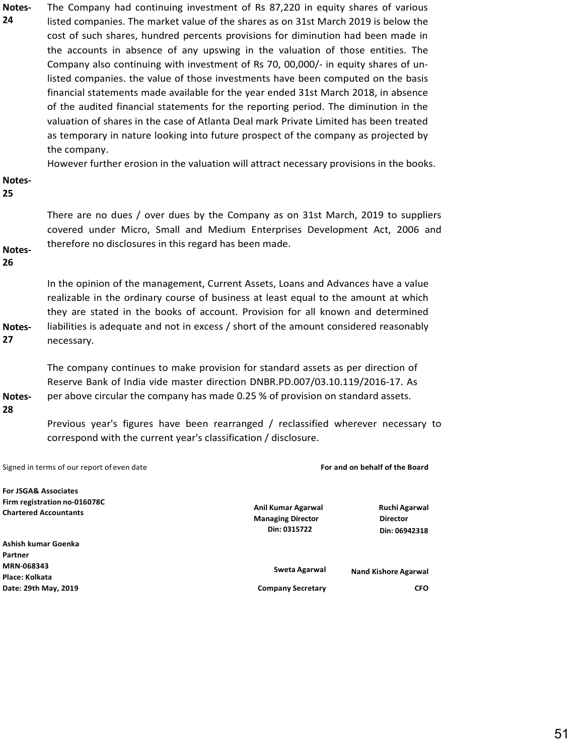**Notes-24** The Company had continuing investment of Rs 87,220 in equity shares of various listed companies. The market value of the shares as on 31st March 2019 is below the cost of such shares, hundred percents provisions for diminution had been made in the accounts in absence of any upswing in the valuation of those entities. The Company also continuing with investment of Rs 70, 00,000/- in equity shares of un-listed companies. the value of those investments have been computed on the basis financial statements made available for the year ended 31st March 2018, in absence of the audited financial statements for the reporting period. The diminution in the valuation of shares in the case of Atlanta Deal mark Private Limited has been treated as temporary in nature looking into future prospect of the company as projected by the company.

However further erosion in the valuation will attract necessary provisions in the books.

**Notes-25**

There are no dues / over dues by the Company as on 31st March, 2019 to suppliers covered under Micro, Small and Medium Enterprises Development Act, 2006 and therefore no disclosures in this regard has been made.

**Notes-26**

In the opinion of the management, Current Assets, Loans and Advances have a value realizable in the ordinary course of business at least equal to the amount at which they are stated in the books of account. Provision for all known and determined liabilities is adequate and not in excess / short of the amount considered reasonably necessary.

**Notes-27**

The company continues to make provision for standard assets as per direction of Reserve Bank of India vide master direction DNBR.PD.007/03.10.119/2016-17. As per above circular the company has made 0.25 % of provision on standard assets.

**Notes-28**

Previous year's figures have been rearranged / reclassified wherever necessary to correspond with the current year's classification / disclosure.

Signed in terms of our report of even date

**For and on behalf of the Board**

**For JSGA& Associates**
**Firm registration no-016078C**
**Chartered Accountants**

**Anil Kumar Agarwal**
**Managing Director**
**Din: 0315722**

**Ruchi Agarwal**
**Director**
**Din: 06942318**

**Ashish kumar Goenka**
**Partner**
**MRN-068343**
**Place: Kolkata**
**Date: 29th May, 2019**

**Sweta Agarwal**
**Company Secretary**

**Nand Kishore Agarwal**
**CFO**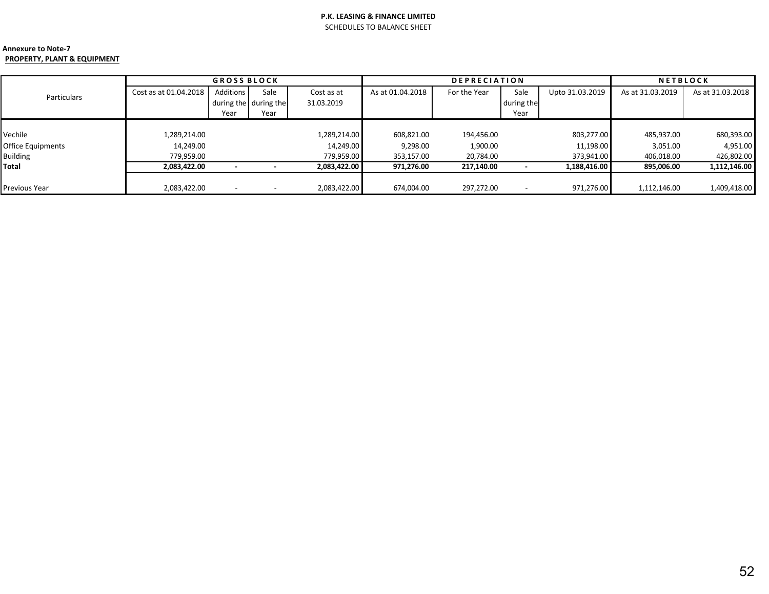**P.K. LEASING & FINANCE LIMITED**

SCHEDULES TO BALANCE SHEET

**Annexure to Note-7**

**PROPERTY, PLANT & EQUIPMENT**

| Particulars | GROSS BLOCK | | | | DEPRECIATION | | | | NETBLOCK | |
|---|---|---|---|---|---|---|---|---|---|---|
| | Cost as at 01.04.2018 | Additions during the Year | Sale during the Year | Cost as at 31.03.2019 | As at 01.04.2018 | For the Year | Sale during the Year | Upto 31.03.2019 | As at 31.03.2019 | As at 31.03.2018 |
| Vechile | 1,289,214.00 | | | 1,289,214.00 | 608,821.00 | 194,456.00 | | 803,277.00 | 485,937.00 | 680,393.00 |
| Office Equipments | 14,249.00 | | | 14,249.00 | 9,298.00 | 1,900.00 | | 11,198.00 | 3,051.00 | 4,951.00 |
| Building | 779,959.00 | | | 779,959.00 | 353,157.00 | 20,784.00 | | 373,941.00 | 406,018.00 | 426,802.00 |
| **Total** | **2,083,422.00** | **-** | **-** | **2,083,422.00** | **971,276.00** | **217,140.00** | **-** | **1,188,416.00** | **895,006.00** | **1,112,146.00** |
| Previous Year | 2,083,422.00 | - | - | 2,083,422.00 | 674,004.00 | 297,272.00 | - | 971,276.00 | 1,112,146.00 | 1,409,418.00 |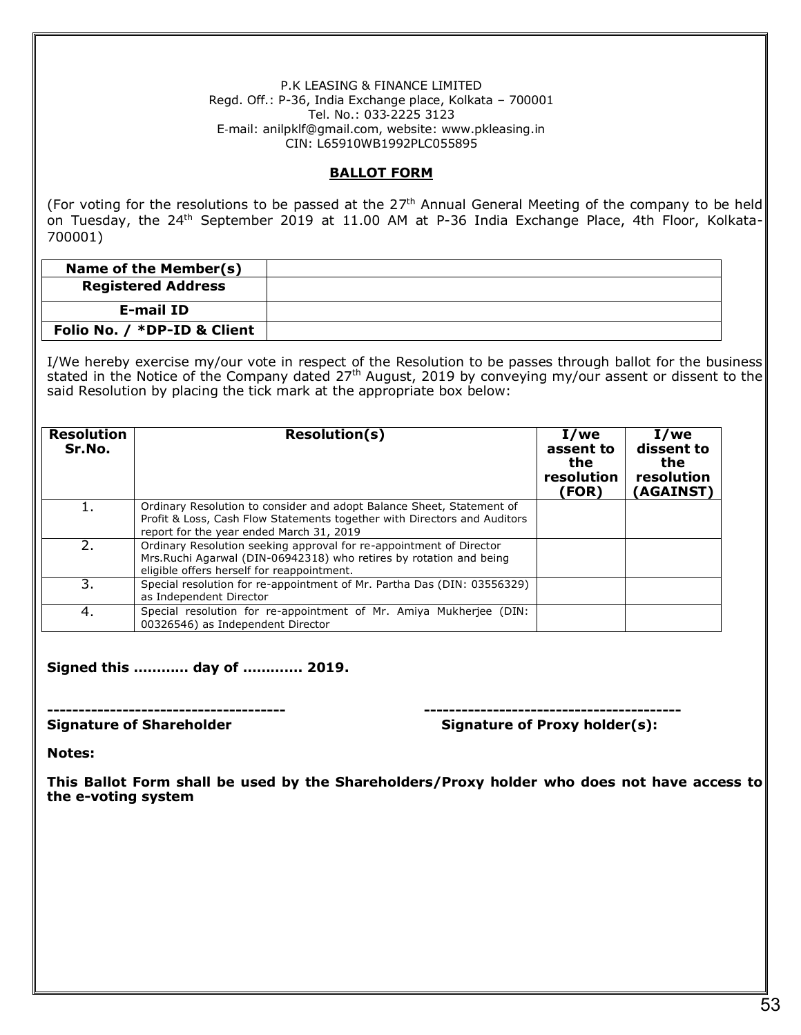P.K LEASING & FINANCE LIMITED
Regd. Off.: P-36, India Exchange place, Kolkata – 700001
Tel. No.: 033-2225 3123
E-mail: anilpklf@gmail.com, website: www.pkleasing.in
CIN: L65910WB1992PLC055895

## BALLOT FORM

(For voting for the resolutions to be passed at the 27th Annual General Meeting of the company to be held on Tuesday, the 24th September 2019 at 11.00 AM at P-36 India Exchange Place, 4th Floor, Kolkata-700001)

| **Name of the Member(s)** | |
|---|---|
| **Registered Address** | |
| **E-mail ID** | |
| **Folio No. / *DP-ID & Client** | |

I/We hereby exercise my/our vote in respect of the Resolution to be passes through ballot for the business stated in the Notice of the Company dated 27th August, 2019 by conveying my/our assent or dissent to the said Resolution by placing the tick mark at the appropriate box below:

| Resolution Sr.No. | Resolution(s) | I/we assent to the resolution (FOR) | I/we dissent to the resolution (AGAINST) |
|---|---|---|---|
| 1. | Ordinary Resolution to consider and adopt Balance Sheet, Statement of Profit & Loss, Cash Flow Statements together with Directors and Auditors report for the year ended March 31, 2019 | | |
| 2. | Ordinary Resolution seeking approval for re-appointment of Director Mrs.Ruchi Agarwal (DIN-06942318) who retires by rotation and being eligible offers herself for reappointment. | | |
| 3. | Special resolution for re-appointment of Mr. Partha Das (DIN: 03556329) as Independent Director | | |
| 4. | Special resolution for re-appointment of Mr. Amiya Mukherjee (DIN: 00326546) as Independent Director | | |

**Signed this ……….. day of ………… 2019.**

**-------------------------------------** **----------------------------------------**
**Signature of Shareholder** **Signature of Proxy holder(s):**

**Notes:**

**This Ballot Form shall be used by the Shareholders/Proxy holder who does not have access to the e-voting system**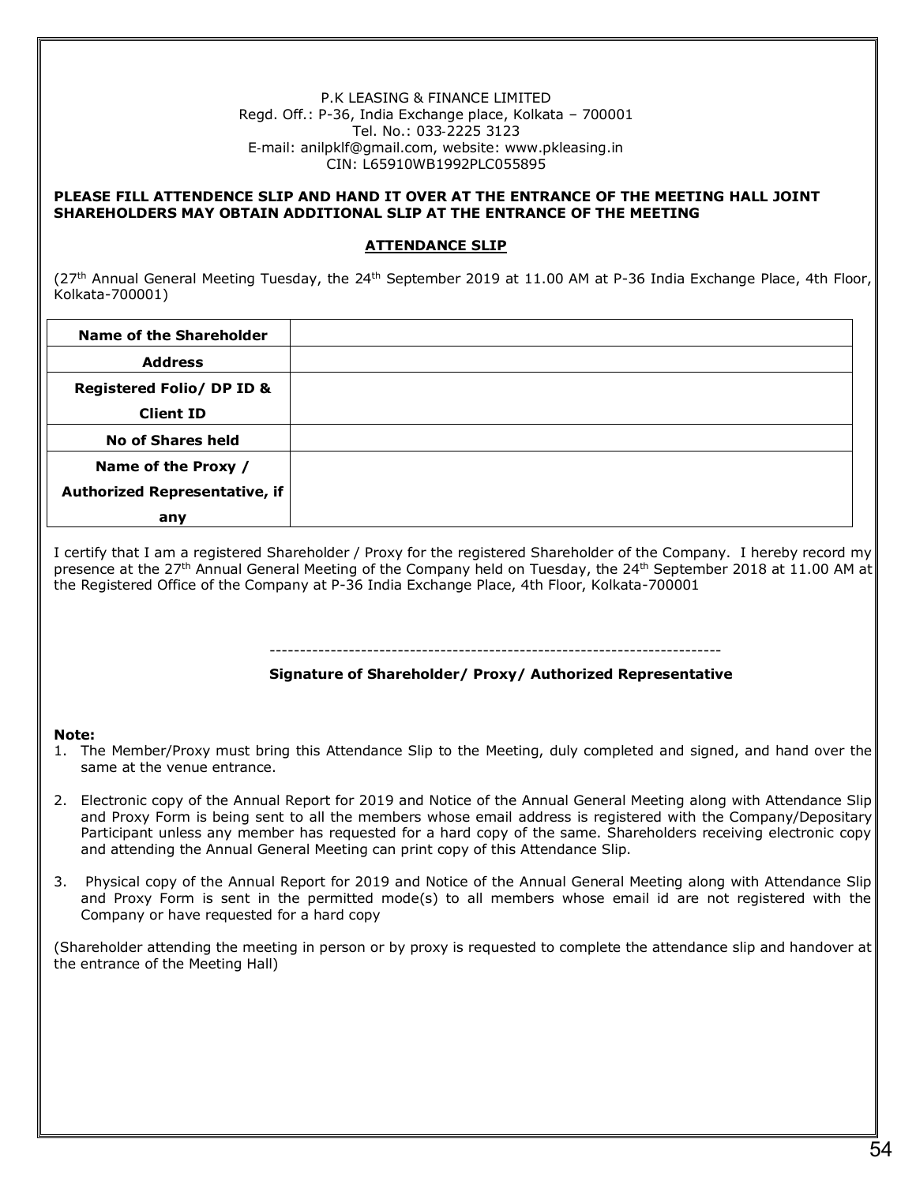P.K LEASING & FINANCE LIMITED
Regd. Off.: P-36, India Exchange place, Kolkata – 700001
Tel. No.: 033-2225 3123
E-mail: anilpklf@gmail.com, website: www.pkleasing.in
CIN: L65910WB1992PLC055895

**PLEASE FILL ATTENDENCE SLIP AND HAND IT OVER AT THE ENTRANCE OF THE MEETING HALL JOINT SHAREHOLDERS MAY OBTAIN ADDITIONAL SLIP AT THE ENTRANCE OF THE MEETING**

## ATTENDANCE SLIP

(27th Annual General Meeting Tuesday, the 24th September 2019 at 11.00 AM at P-36 India Exchange Place, 4th Floor, Kolkata-700001)

| | |
|---|---|
| **Name of the Shareholder** | |
| **Address** | |
| **Registered Folio/ DP ID & Client ID** | |
| **No of Shares held** | |
| **Name of the Proxy / Authorized Representative, if any** | |

I certify that I am a registered Shareholder / Proxy for the registered Shareholder of the Company. I hereby record my presence at the 27th Annual General Meeting of the Company held on Tuesday, the 24th September 2018 at 11.00 AM at the Registered Office of the Company at P-36 India Exchange Place, 4th Floor, Kolkata-700001

--------------------------------------------------------------------------

**Signature of Shareholder/ Proxy/ Authorized Representative**

**Note:**

1. The Member/Proxy must bring this Attendance Slip to the Meeting, duly completed and signed, and hand over the same at the venue entrance.
2. Electronic copy of the Annual Report for 2019 and Notice of the Annual General Meeting along with Attendance Slip and Proxy Form is being sent to all the members whose email address is registered with the Company/Depositary Participant unless any member has requested for a hard copy of the same. Shareholders receiving electronic copy and attending the Annual General Meeting can print copy of this Attendance Slip.
3. Physical copy of the Annual Report for 2019 and Notice of the Annual General Meeting along with Attendance Slip and Proxy Form is sent in the permitted mode(s) to all members whose email id are not registered with the Company or have requested for a hard copy

(Shareholder attending the meeting in person or by proxy is requested to complete the attendance slip and handover at the entrance of the Meeting Hall)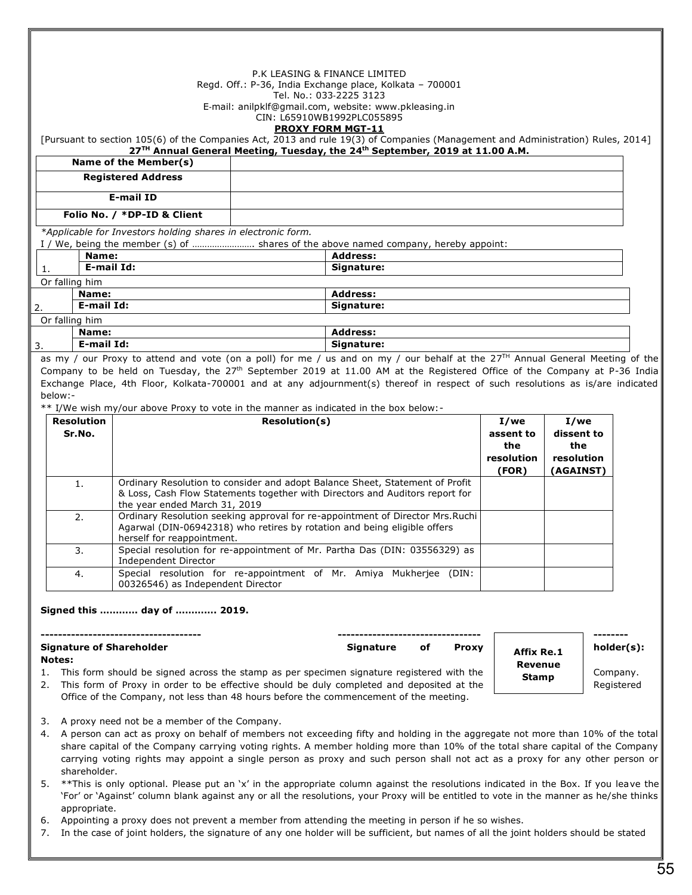P.K LEASING & FINANCE LIMITED
Regd. Off.: P-36, India Exchange place, Kolkata – 700001
Tel. No.: 033-2225 3123
E-mail: anilpklf@gmail.com, website: www.pkleasing.in
CIN: L65910WB1992PLC055895

## PROXY FORM MGT-11

[Pursuant to section 105(6) of the Companies Act, 2013 and rule 19(3) of Companies (Management and Administration) Rules, 2014]

**27TH Annual General Meeting, Tuesday, the 24th September, 2019 at 11.00 A.M.**

| | |
|---|---|
| **Name of the Member(s)** | |
| **Registered Address** | |
| **E-mail ID** | |
| **Folio No. / *DP-ID & Client** | |

*Applicable for Investors holding shares in electronic form.*

I / We, being the member (s) of ……………………. shares of the above named company, hereby appoint:

| | | |
|---|---|---|
| 1. | **Name:** | **Address:** |
| | **E-mail Id:** | **Signature:** |

Or falling him

| | | |
|---|---|---|
| 2. | **Name:** | **Address:** |
| | **E-mail Id:** | **Signature:** |

Or falling him

| | | |
|---|---|---|
| 3. | **Name:** | **Address:** |
| | **E-mail Id:** | **Signature:** |

as my / our Proxy to attend and vote (on a poll) for me / us and on my / our behalf at the 27TH Annual General Meeting of the Company to be held on Tuesday, the 27th September 2019 at 11.00 AM at the Registered Office of the Company at P-36 India Exchange Place, 4th Floor, Kolkata-700001 and at any adjournment(s) thereof in respect of such resolutions as is/are indicated below:-

** I/We wish my/our above Proxy to vote in the manner as indicated in the box below:-

| Resolution Sr.No. | Resolution(s) | I/we assent to the resolution (FOR) | I/we dissent to the resolution (AGAINST) |
|---|---|---|---|
| 1. | Ordinary Resolution to consider and adopt Balance Sheet, Statement of Profit & Loss, Cash Flow Statements together with Directors and Auditors report for the year ended March 31, 2019 | | |
| 2. | Ordinary Resolution seeking approval for re-appointment of Director Mrs.Ruchi Agarwal (DIN-06942318) who retires by rotation and being eligible offers herself for reappointment. | | |
| 3. | Special resolution for re-appointment of Mr. Partha Das (DIN: 03556329) as Independent Director | | |
| 4. | Special resolution for re-appointment of Mr. Amiya Mukherjee (DIN: 00326546) as Independent Director | | |

**Signed this ……….. day of ………… 2019.**

------------------------------------ ---------------------------------- --------

**Signature of Shareholder** **Signature of Proxy holder(s):**

**Affix Re.1 Revenue Stamp**

**Notes:**

1. This form should be signed across the stamp as per specimen signature registered with the Company.
2. This form of Proxy in order to be effective should be duly completed and deposited at the Registered Office of the Company, not less than 48 hours before the commencement of the meeting.
3. A proxy need not be a member of the Company.
4. A person can act as proxy on behalf of members not exceeding fifty and holding in the aggregate not more than 10% of the total share capital of the Company carrying voting rights. A member holding more than 10% of the total share capital of the Company carrying voting rights may appoint a single person as proxy and such person shall not act as a proxy for any other person or shareholder.
5. **This is only optional. Please put an 'x' in the appropriate column against the resolutions indicated in the Box. If you leave the 'For' or 'Against' column blank against any or all the resolutions, your Proxy will be entitled to vote in the manner as he/she thinks appropriate.
6. Appointing a proxy does not prevent a member from attending the meeting in person if he so wishes.
7. In the case of joint holders, the signature of any one holder will be sufficient, but names of all the joint holders should be stated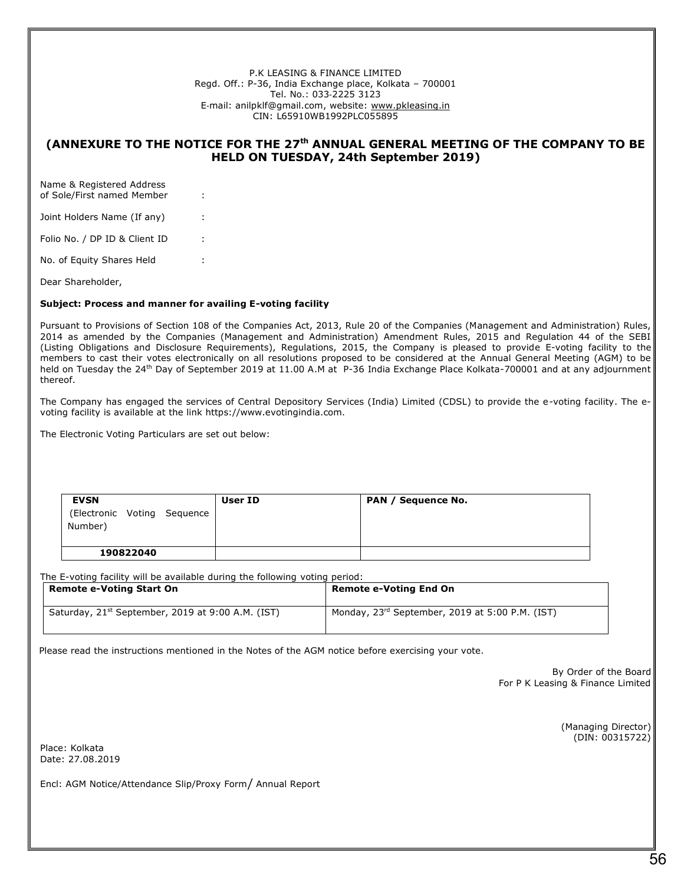P.K LEASING & FINANCE LIMITED
Regd. Off.: P-36, India Exchange place, Kolkata – 700001
Tel. No.: 033-2225 3123
E-mail: anilpklf@gmail.com, website: www.pkleasing.in
CIN: L65910WB1992PLC055895

## (ANNEXURE TO THE NOTICE FOR THE 27th ANNUAL GENERAL MEETING OF THE COMPANY TO BE HELD ON TUESDAY, 24th September 2019)

Name & Registered Address of Sole/First named Member :

Joint Holders Name (If any) :

Folio No. / DP ID & Client ID :

No. of Equity Shares Held :

Dear Shareholder,

**Subject: Process and manner for availing E-voting facility**

Pursuant to Provisions of Section 108 of the Companies Act, 2013, Rule 20 of the Companies (Management and Administration) Rules, 2014 as amended by the Companies (Management and Administration) Amendment Rules, 2015 and Regulation 44 of the SEBI (Listing Obligations and Disclosure Requirements), Regulations, 2015, the Company is pleased to provide E-voting facility to the members to cast their votes electronically on all resolutions proposed to be considered at the Annual General Meeting (AGM) to be held on Tuesday the 24th Day of September 2019 at 11.00 A.M at P-36 India Exchange Place Kolkata-700001 and at any adjournment thereof.

The Company has engaged the services of Central Depository Services (India) Limited (CDSL) to provide the e-voting facility. The e-voting facility is available at the link https://www.evotingindia.com.

The Electronic Voting Particulars are set out below:

| **EVSN** (Electronic Voting Sequence Number) | **User ID** | **PAN / Sequence No.** |
|---|---|---|
| **190822040** | | |

The E-voting facility will be available during the following voting period:

| **Remote e-Voting Start On** | **Remote e-Voting End On** |
|---|---|
| Saturday, 21st September, 2019 at 9:00 A.M. (IST) | Monday, 23rd September, 2019 at 5:00 P.M. (IST) |

Please read the instructions mentioned in the Notes of the AGM notice before exercising your vote.

By Order of the Board
For P K Leasing & Finance Limited

(Managing Director)
(DIN: 00315722)

Place: Kolkata
Date: 27.08.2019

Encl: AGM Notice/Attendance Slip/Proxy Form/ Annual Report